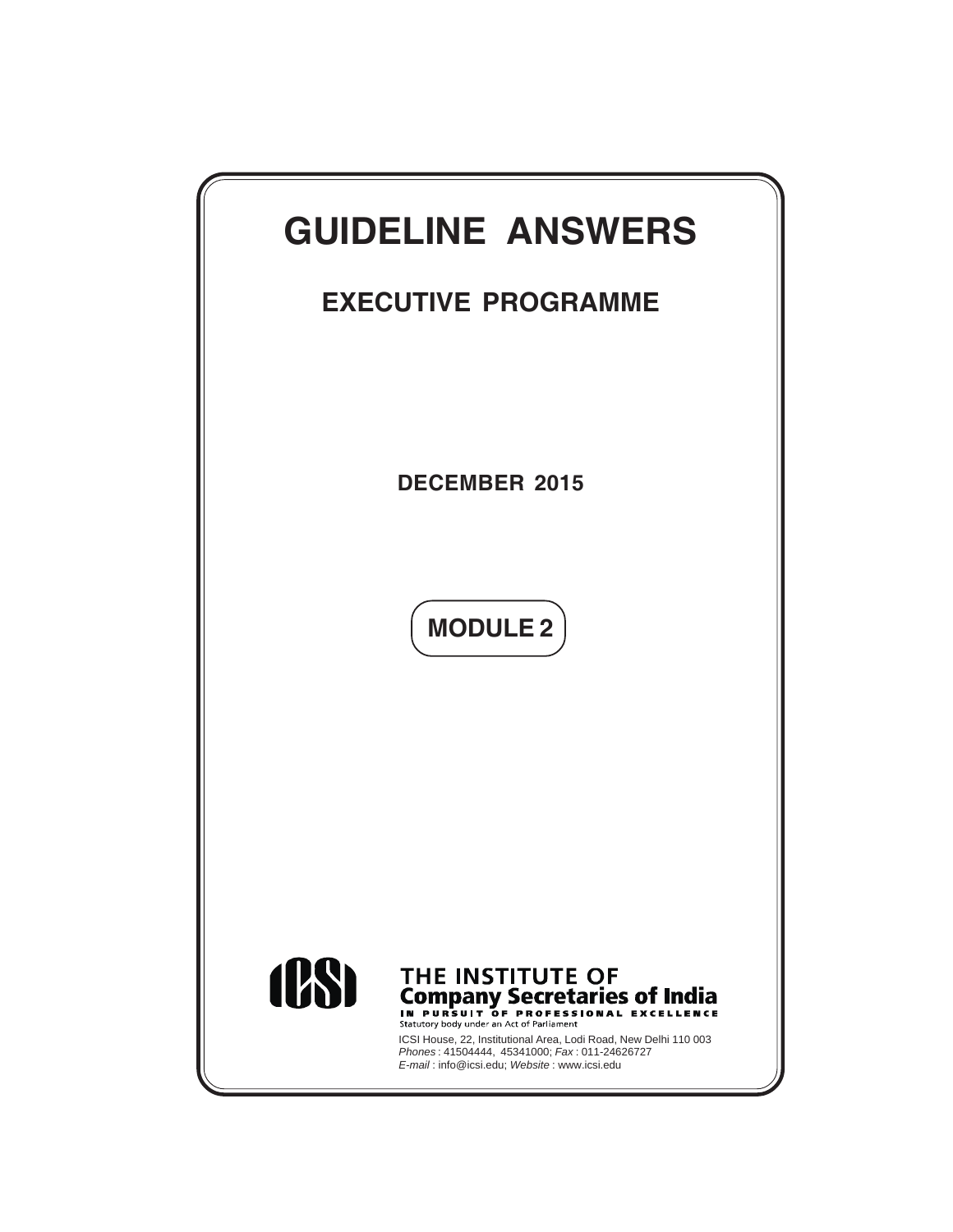# GUIDELINE ANSWERS

## EXECUTIVE PROGRAMME

**DECEMBER 2015**

**MODULE 2**

THE INSTITUTE OF
**Company Secretaries of India**
IN PURSUIT OF PROFESSIONAL EXCELLENCE
Statutory body under an Act of Parliament

ICSI House, 22, Institutional Area, Lodi Road, New Delhi 110 003
*Phones* : 41504444, 45341000; *Fax* : 011-24626727
*E-mail* : info@icsi.edu; *Website* : www.icsi.edu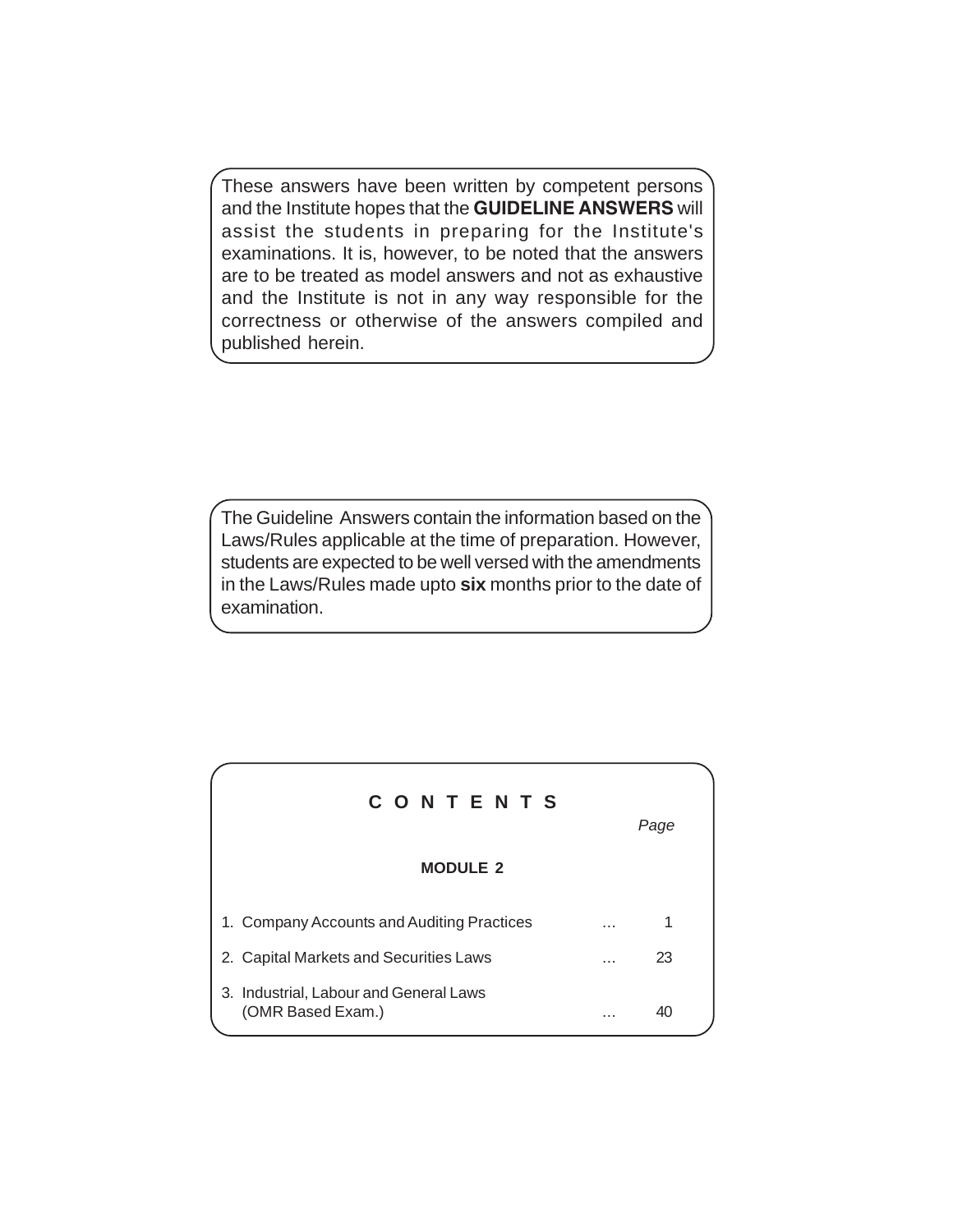These answers have been written by competent persons and the Institute hopes that the **GUIDELINE ANSWERS** will assist the students in preparing for the Institute's examinations. It is, however, to be noted that the answers are to be treated as model answers and not as exhaustive and the Institute is not in any way responsible for the correctness or otherwise of the answers compiled and published herein.

The Guideline Answers contain the information based on the Laws/Rules applicable at the time of preparation. However, students are expected to be well versed with the amendments in the Laws/Rules made upto **six** months prior to the date of examination.

## C O N T E N T S

| | | *Page* |
|---|---|---|
| **MODULE 2** | | |
| 1. Company Accounts and Auditing Practices | … | 1 |
| 2. Capital Markets and Securities Laws | … | 23 |
| 3. Industrial, Labour and General Laws (OMR Based Exam.) | … | 40 |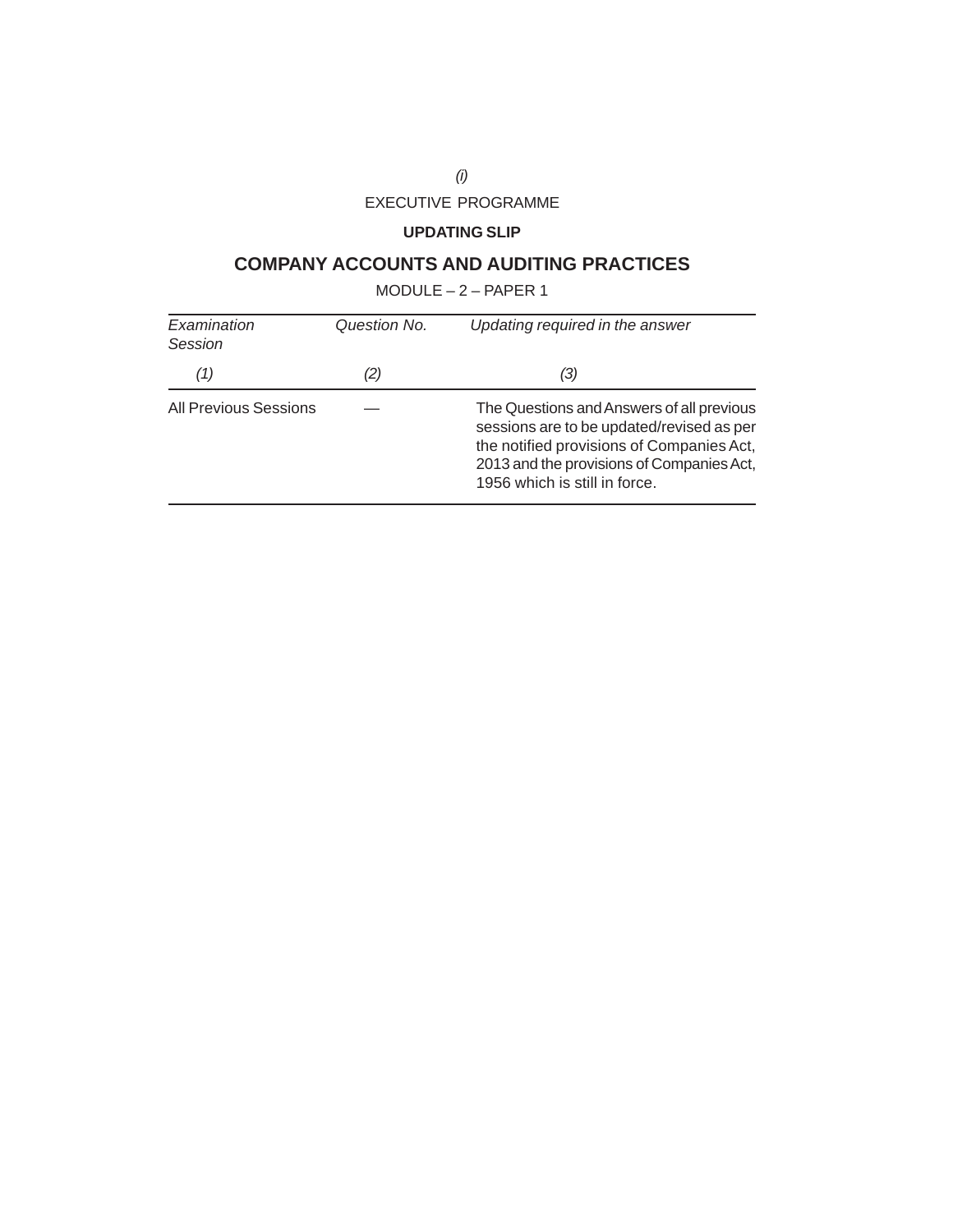EXECUTIVE PROGRAMME

**UPDATING SLIP**

# COMPANY ACCOUNTS AND AUDITING PRACTICES

MODULE – 2 – PAPER 1

| *Examination Session* | *Question No.* | *Updating required in the answer* |
|---|---|---|
| *(1)* | *(2)* | *(3)* |
| All Previous Sessions | — | The Questions and Answers of all previous sessions are to be updated/revised as per the notified provisions of Companies Act, 2013 and the provisions of Companies Act, 1956 which is still in force. |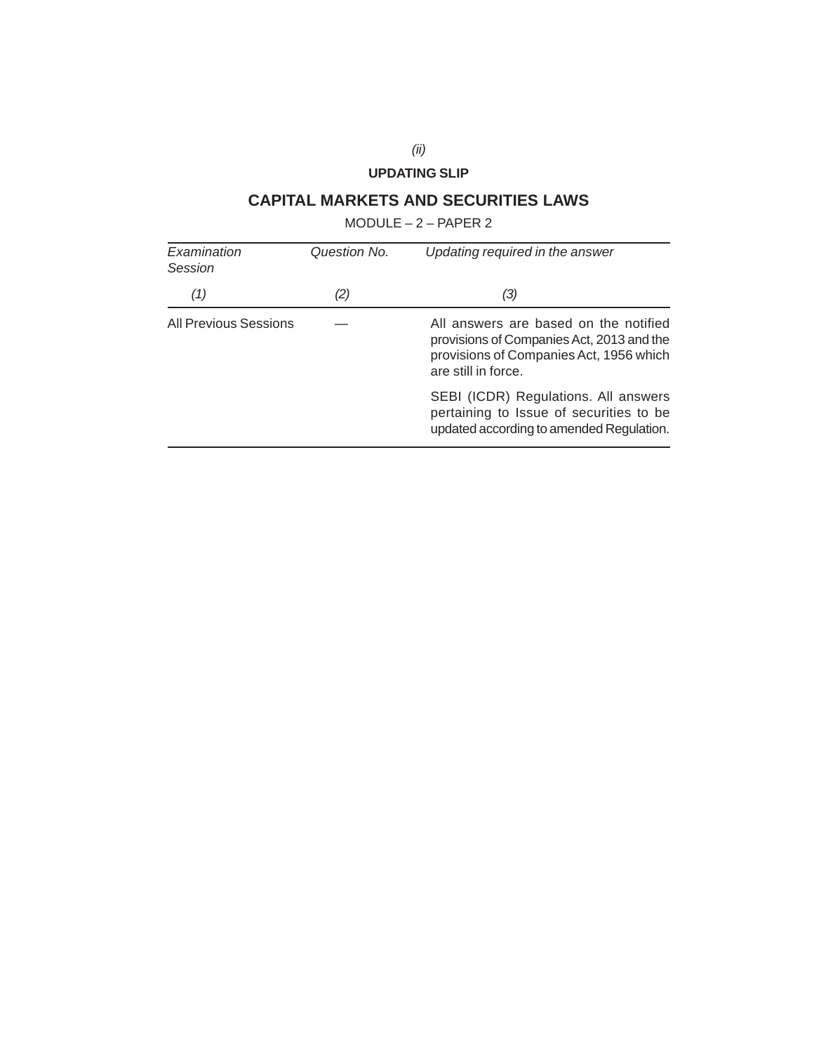## UPDATING SLIP

# CAPITAL MARKETS AND SECURITIES LAWS

MODULE – 2 – PAPER 2

| *Examination Session* | *Question No.* | *Updating required in the answer* |
|---|---|---|
| *(1)* | *(2)* | *(3)* |
| All Previous Sessions | — | All answers are based on the notified provisions of Companies Act, 2013 and the provisions of Companies Act, 1956 which are still in force.<br><br>SEBI (ICDR) Regulations. All answers pertaining to Issue of securities to be updated according to amended Regulation. |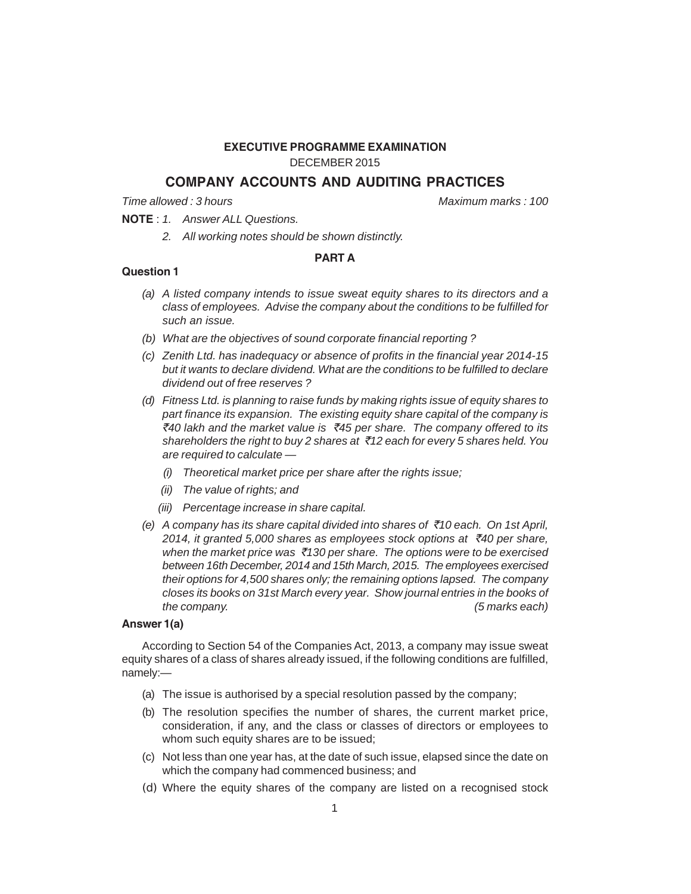**EXECUTIVE PROGRAMME EXAMINATION**

DECEMBER 2015

## COMPANY ACCOUNTS AND AUDITING PRACTICES

*Time allowed : 3 hours* *Maximum marks : 100*

**NOTE** : *1. Answer ALL Questions.*

*2. All working notes should be shown distinctly.*

### PART A

**Question 1**

*(a) A listed company intends to issue sweat equity shares to its directors and a class of employees. Advise the company about the conditions to be fulfilled for such an issue.*

*(b) What are the objectives of sound corporate financial reporting ?*

*(c) Zenith Ltd. has inadequacy or absence of profits in the financial year 2014-15 but it wants to declare dividend. What are the conditions to be fulfilled to declare dividend out of free reserves ?*

*(d) Fitness Ltd. is planning to raise funds by making rights issue of equity shares to part finance its expansion. The existing equity share capital of the company is ₹40 lakh and the market value is ₹45 per share. The company offered to its shareholders the right to buy 2 shares at ₹12 each for every 5 shares held. You are required to calculate —*

*(i) Theoretical market price per share after the rights issue;*

*(ii) The value of rights; and*

*(iii) Percentage increase in share capital.*

*(e) A company has its share capital divided into shares of ₹10 each. On 1st April, 2014, it granted 5,000 shares as employees stock options at ₹40 per share, when the market price was ₹130 per share. The options were to be exercised between 16th December, 2014 and 15th March, 2015. The employees exercised their options for 4,500 shares only; the remaining options lapsed. The company closes its books on 31st March every year. Show journal entries in the books of the company.* *(5 marks each)*

**Answer 1(a)**

According to Section 54 of the Companies Act, 2013, a company may issue sweat equity shares of a class of shares already issued, if the following conditions are fulfilled, namely:—

(a) The issue is authorised by a special resolution passed by the company;

(b) The resolution specifies the number of shares, the current market price, consideration, if any, and the class or classes of directors or employees to whom such equity shares are to be issued;

(c) Not less than one year has, at the date of such issue, elapsed since the date on which the company had commenced business; and

(d) Where the equity shares of the company are listed on a recognised stock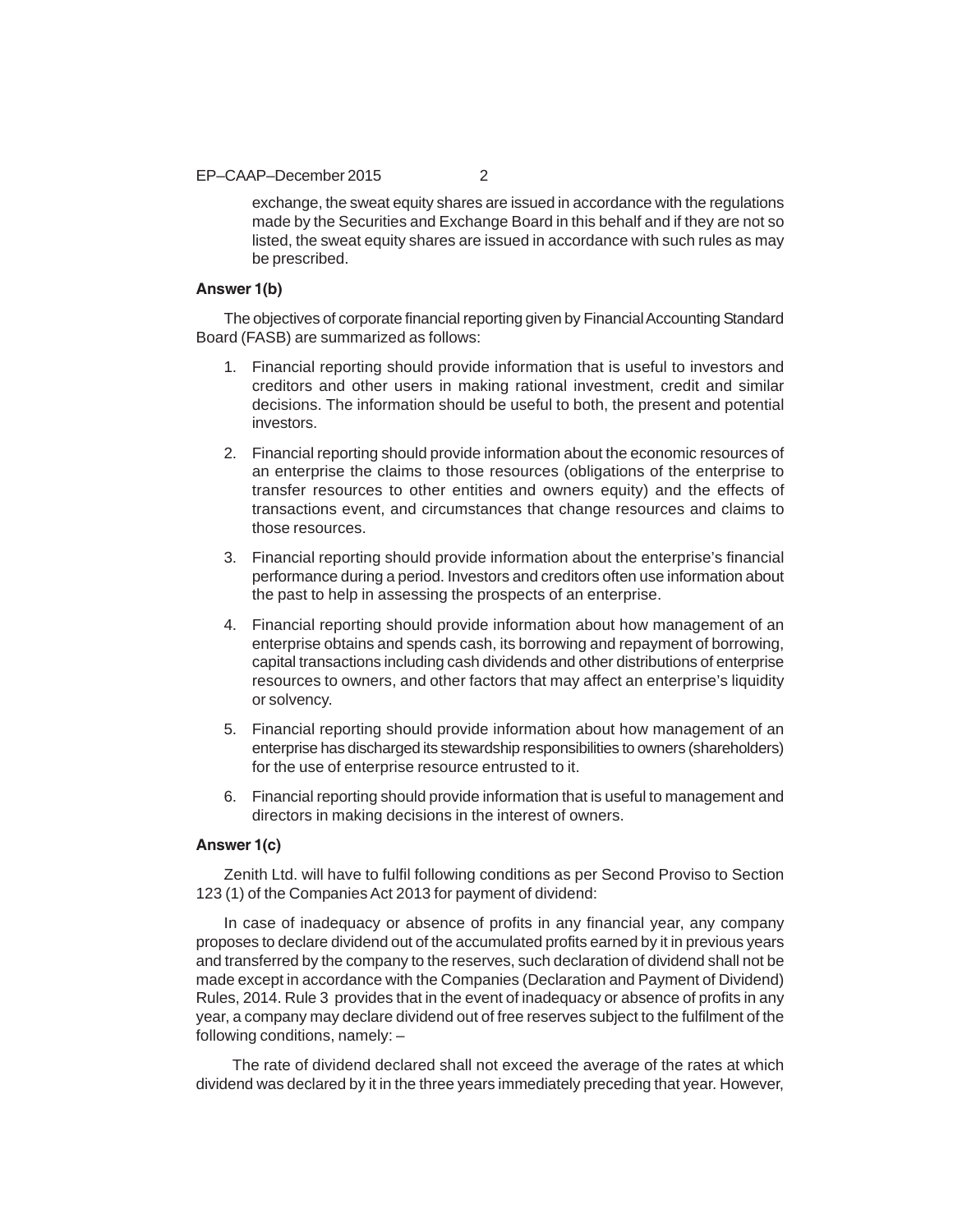exchange, the sweat equity shares are issued in accordance with the regulations made by the Securities and Exchange Board in this behalf and if they are not so listed, the sweat equity shares are issued in accordance with such rules as may be prescribed.

**Answer 1(b)**

The objectives of corporate financial reporting given by Financial Accounting Standard Board (FASB) are summarized as follows:

1. Financial reporting should provide information that is useful to investors and creditors and other users in making rational investment, credit and similar decisions. The information should be useful to both, the present and potential investors.

2. Financial reporting should provide information about the economic resources of an enterprise the claims to those resources (obligations of the enterprise to transfer resources to other entities and owners equity) and the effects of transactions event, and circumstances that change resources and claims to those resources.

3. Financial reporting should provide information about the enterprise's financial performance during a period. Investors and creditors often use information about the past to help in assessing the prospects of an enterprise.

4. Financial reporting should provide information about how management of an enterprise obtains and spends cash, its borrowing and repayment of borrowing, capital transactions including cash dividends and other distributions of enterprise resources to owners, and other factors that may affect an enterprise's liquidity or solvency.

5. Financial reporting should provide information about how management of an enterprise has discharged its stewardship responsibilities to owners (shareholders) for the use of enterprise resource entrusted to it.

6. Financial reporting should provide information that is useful to management and directors in making decisions in the interest of owners.

**Answer 1(c)**

Zenith Ltd. will have to fulfil following conditions as per Second Proviso to Section 123 (1) of the Companies Act 2013 for payment of dividend:

In case of inadequacy or absence of profits in any financial year, any company proposes to declare dividend out of the accumulated profits earned by it in previous years and transferred by the company to the reserves, such declaration of dividend shall not be made except in accordance with the Companies (Declaration and Payment of Dividend) Rules, 2014. Rule 3 provides that in the event of inadequacy or absence of profits in any year, a company may declare dividend out of free reserves subject to the fulfilment of the following conditions, namely: –

The rate of dividend declared shall not exceed the average of the rates at which dividend was declared by it in the three years immediately preceding that year. However,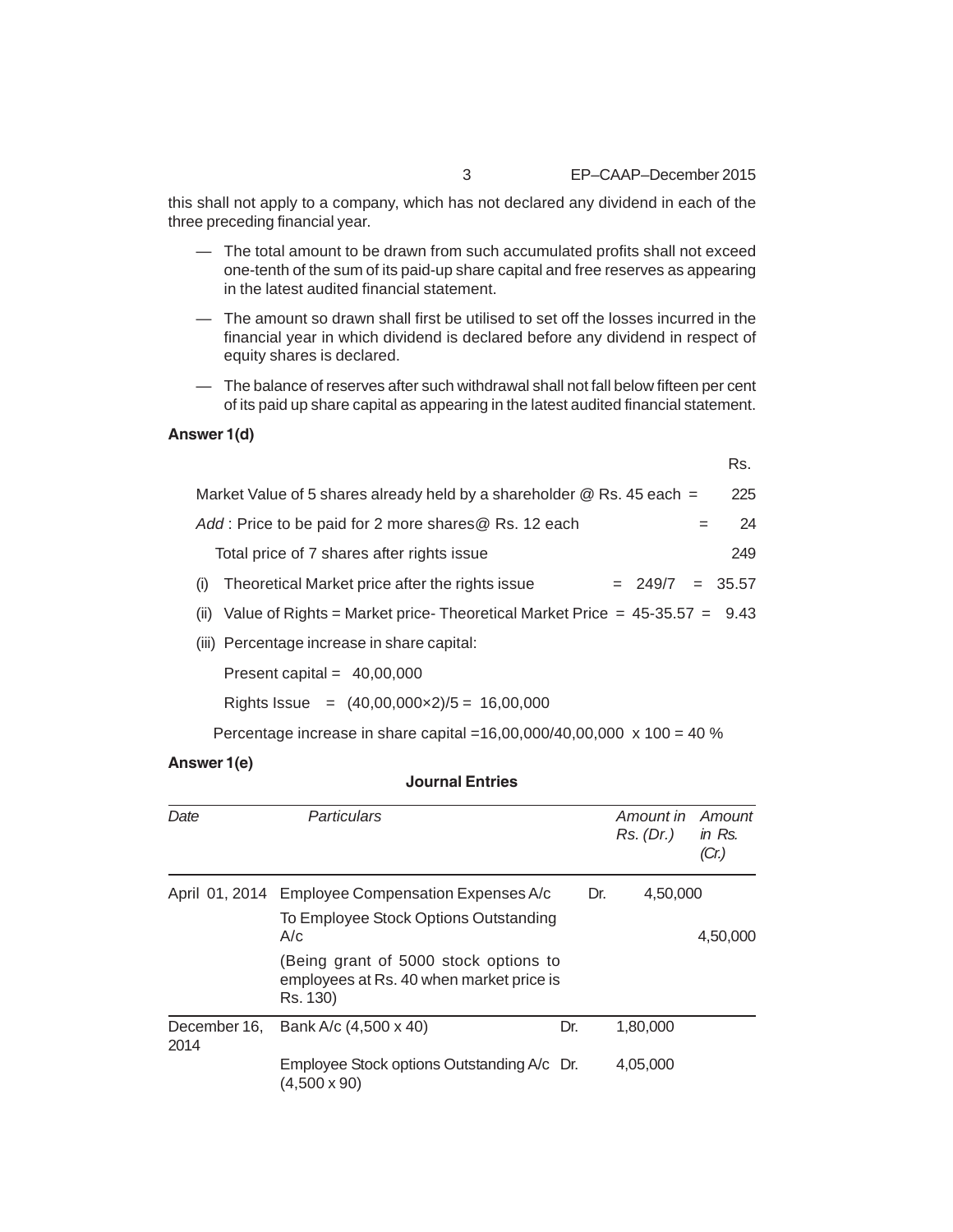this shall not apply to a company, which has not declared any dividend in each of the three preceding financial year.

- The total amount to be drawn from such accumulated profits shall not exceed one-tenth of the sum of its paid-up share capital and free reserves as appearing in the latest audited financial statement.
- The amount so drawn shall first be utilised to set off the losses incurred in the financial year in which dividend is declared before any dividend in respect of equity shares is declared.
- The balance of reserves after such withdrawal shall not fall below fifteen per cent of its paid up share capital as appearing in the latest audited financial statement.

**Answer 1(d)**

| | | Rs. |
|---|---|---|
| Market Value of 5 shares already held by a shareholder @ Rs. 45 each | = | 225 |
| *Add* : Price to be paid for 2 more shares@ Rs. 12 each | = | 24 |
| Total price of 7 shares after rights issue | | 249 |

(i) Theoretical Market price after the rights issue = 249/7 = 35.57

(ii) Value of Rights = Market price- Theoretical Market Price = 45-35.57 = 9.43

(iii) Percentage increase in share capital:

Present capital = 40,00,000

Rights Issue = (40,00,000×2)/5 = 16,00,000

Percentage increase in share capital =16,00,000/40,00,000 x 100 = 40 %

**Answer 1(e)**

**Journal Entries**

| *Date* | *Particulars* | | *Amount in Rs. (Dr.)* | *Amount in Rs. (Cr.)* |
|---|---|---|---|---|
| April 01, 2014 | Employee Compensation Expenses A/c | Dr. | 4,50,000 | |
| | To Employee Stock Options Outstanding A/c | | | 4,50,000 |
| | (Being grant of 5000 stock options to employees at Rs. 40 when market price is Rs. 130) | | | |
| December 16, 2014 | Bank A/c (4,500 x 40) | Dr. | 1,80,000 | |
| | Employee Stock options Outstanding A/c (4,500 x 90) | Dr. | 4,05,000 | |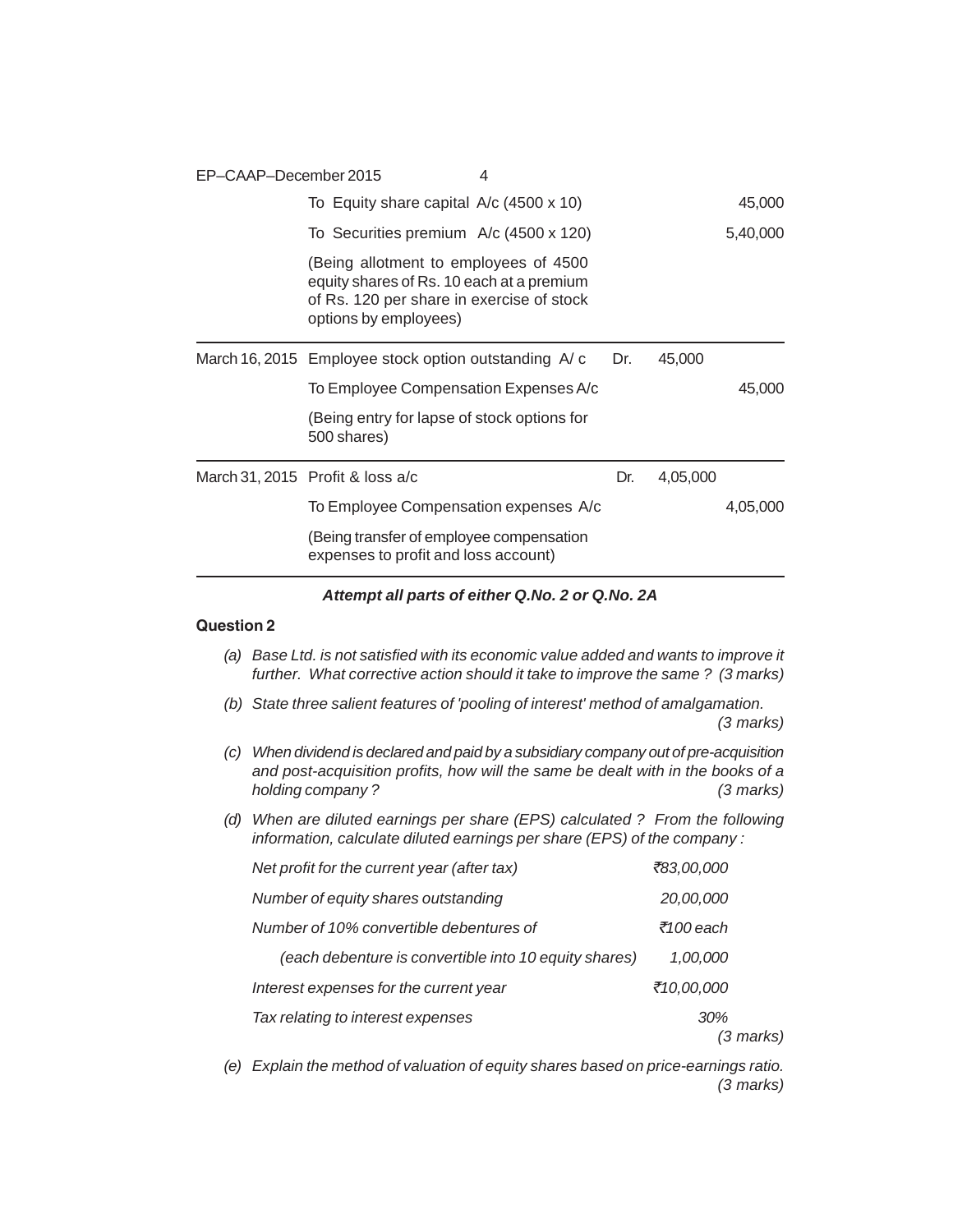| Date | Particulars | | Dr. (₹) | Cr. (₹) |
|---|---|---|---|---|
| | To Equity share capital A/c (4500 x 10) | | | 45,000 |
| | To Securities premium A/c (4500 x 120) | | | 5,40,000 |
| | (Being allotment to employees of 4500 equity shares of Rs. 10 each at a premium of Rs. 120 per share in exercise of stock options by employees) | | | |
| March 16, 2015 | Employee stock option outstanding A/ c | Dr. | 45,000 | |
| | To Employee Compensation Expenses A/c | | | 45,000 |
| | (Being entry for lapse of stock options for 500 shares) | | | |
| March 31, 2015 | Profit & loss a/c | Dr. | 4,05,000 | |
| | To Employee Compensation expenses A/c | | | 4,05,000 |
| | (Being transfer of employee compensation expenses to profit and loss account) | | | |

***Attempt all parts of either Q.No. 2 or Q.No. 2A***

**Question 2**

(a) *Base Ltd. is not satisfied with its economic value added and wants to improve it further. What corrective action should it take to improve the same ? (3 marks)*

(b) *State three salient features of 'pooling of interest' method of amalgamation. (3 marks)*

(c) *When dividend is declared and paid by a subsidiary company out of pre-acquisition and post-acquisition profits, how will the same be dealt with in the books of a holding company ? (3 marks)*

(d) *When are diluted earnings per share (EPS) calculated ? From the following information, calculate diluted earnings per share (EPS) of the company :*

| | |
|---|---|
| *Net profit for the current year (after tax)* | *₹83,00,000* |
| *Number of equity shares outstanding* | *20,00,000* |
| *Number of 10% convertible debentures of* | *₹100 each* |
| *(each debenture is convertible into 10 equity shares)* | *1,00,000* |
| *Interest expenses for the current year* | *₹10,00,000* |
| *Tax relating to interest expenses* | *30%* |

*(3 marks)*

(e) *Explain the method of valuation of equity shares based on price-earnings ratio. (3 marks)*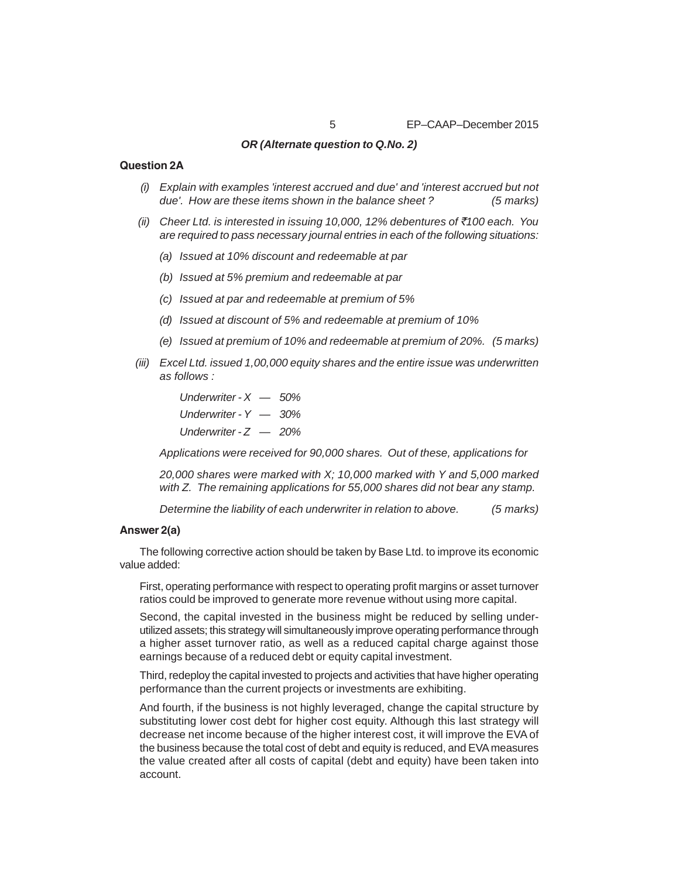*OR (Alternate question to Q.No. 2)*

**Question 2A**

(i) *Explain with examples 'interest accrued and due' and 'interest accrued but not due'. How are these items shown in the balance sheet ? (5 marks)*

(ii) *Cheer Ltd. is interested in issuing 10,000, 12% debentures of ₹100 each. You are required to pass necessary journal entries in each of the following situations:*

*(a) Issued at 10% discount and redeemable at par*

*(b) Issued at 5% premium and redeemable at par*

*(c) Issued at par and redeemable at premium of 5%*

*(d) Issued at discount of 5% and redeemable at premium of 10%*

*(e) Issued at premium of 10% and redeemable at premium of 20%. (5 marks)*

(iii) *Excel Ltd. issued 1,00,000 equity shares and the entire issue was underwritten as follows :*

*Underwriter - X — 50%*

*Underwriter - Y — 30%*

*Underwriter - Z — 20%*

*Applications were received for 90,000 shares. Out of these, applications for 20,000 shares were marked with X; 10,000 marked with Y and 5,000 marked with Z. The remaining applications for 55,000 shares did not bear any stamp.*

*Determine the liability of each underwriter in relation to above. (5 marks)*

**Answer 2(a)**

The following corrective action should be taken by Base Ltd. to improve its economic value added:

First, operating performance with respect to operating profit margins or asset turnover ratios could be improved to generate more revenue without using more capital.

Second, the capital invested in the business might be reduced by selling under-utilized assets; this strategy will simultaneously improve operating performance through a higher asset turnover ratio, as well as a reduced capital charge against those earnings because of a reduced debt or equity capital investment.

Third, redeploy the capital invested to projects and activities that have higher operating performance than the current projects or investments are exhibiting.

And fourth, if the business is not highly leveraged, change the capital structure by substituting lower cost debt for higher cost equity. Although this last strategy will decrease net income because of the higher interest cost, it will improve the EVA of the business because the total cost of debt and equity is reduced, and EVA measures the value created after all costs of capital (debt and equity) have been taken into account.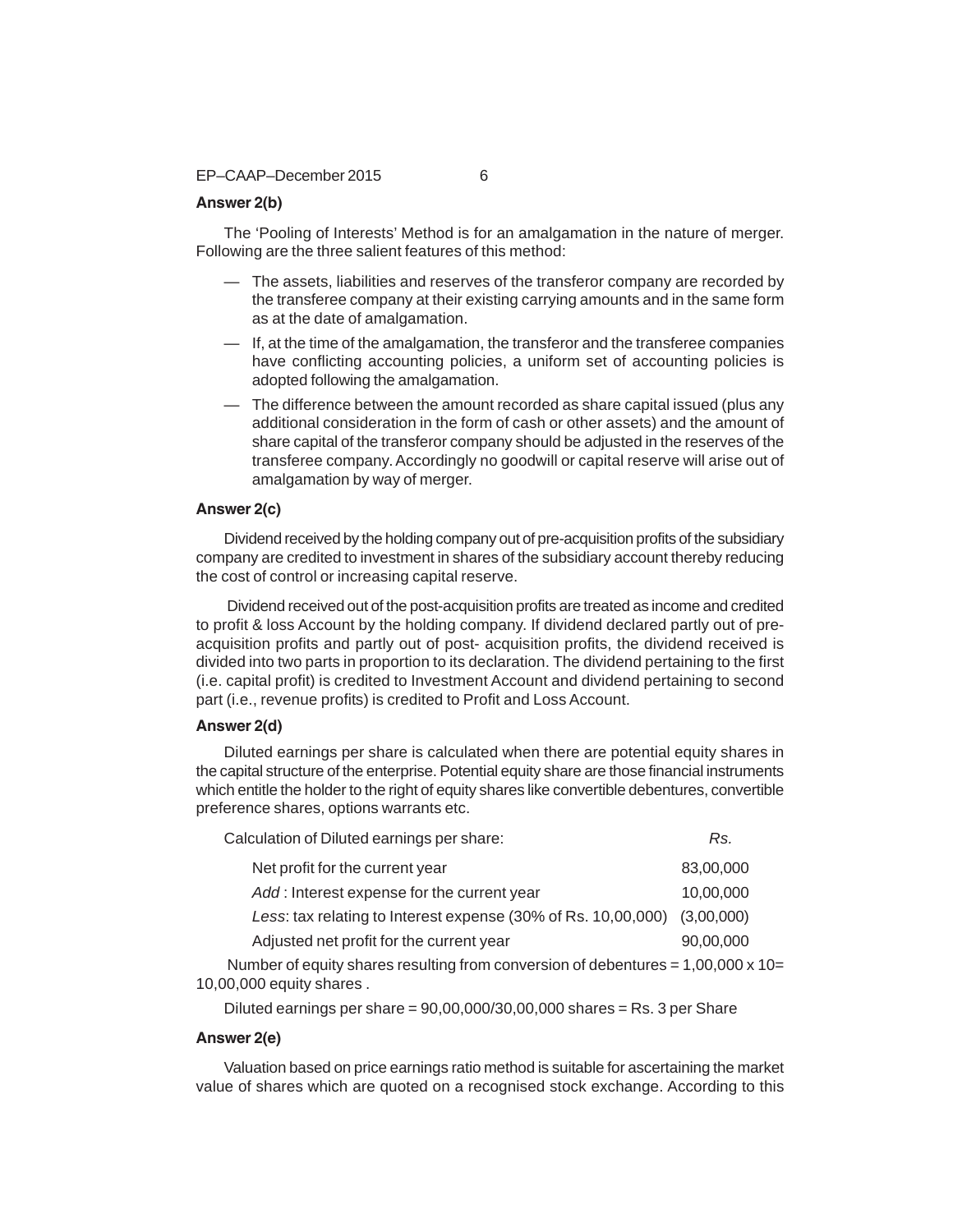**Answer 2(b)**

The 'Pooling of Interests' Method is for an amalgamation in the nature of merger. Following are the three salient features of this method:

— The assets, liabilities and reserves of the transferor company are recorded by the transferee company at their existing carrying amounts and in the same form as at the date of amalgamation.

— If, at the time of the amalgamation, the transferor and the transferee companies have conflicting accounting policies, a uniform set of accounting policies is adopted following the amalgamation.

— The difference between the amount recorded as share capital issued (plus any additional consideration in the form of cash or other assets) and the amount of share capital of the transferor company should be adjusted in the reserves of the transferee company. Accordingly no goodwill or capital reserve will arise out of amalgamation by way of merger.

**Answer 2(c)**

Dividend received by the holding company out of pre-acquisition profits of the subsidiary company are credited to investment in shares of the subsidiary account thereby reducing the cost of control or increasing capital reserve.

Dividend received out of the post-acquisition profits are treated as income and credited to profit & loss Account by the holding company. If dividend declared partly out of pre-acquisition profits and partly out of post- acquisition profits, the dividend received is divided into two parts in proportion to its declaration. The dividend pertaining to the first (i.e. capital profit) is credited to Investment Account and dividend pertaining to second part (i.e., revenue profits) is credited to Profit and Loss Account.

**Answer 2(d)**

Diluted earnings per share is calculated when there are potential equity shares in the capital structure of the enterprise. Potential equity share are those financial instruments which entitle the holder to the right of equity shares like convertible debentures, convertible preference shares, options warrants etc.

| Calculation of Diluted earnings per share: | *Rs.* |
|---|---|
| Net profit for the current year | 83,00,000 |
| *Add* : Interest expense for the current year | 10,00,000 |
| *Less*: tax relating to Interest expense (30% of Rs. 10,00,000) | (3,00,000) |
| Adjusted net profit for the current year | 90,00,000 |

Number of equity shares resulting from conversion of debentures = 1,00,000 x 10= 10,00,000 equity shares .

Diluted earnings per share = 90,00,000/30,00,000 shares = Rs. 3 per Share

**Answer 2(e)**

Valuation based on price earnings ratio method is suitable for ascertaining the market value of shares which are quoted on a recognised stock exchange. According to this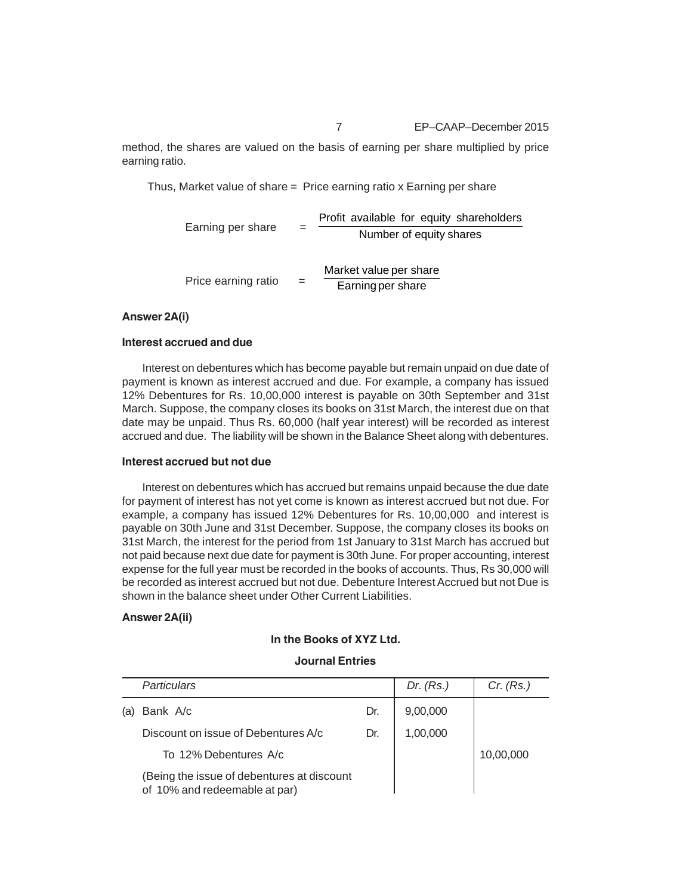method, the shares are valued on the basis of earning per share multiplied by price earning ratio.

Thus, Market value of share = Price earning ratio x Earning per share

$$\text{Earning per share} = \frac{\text{Profit available for equity shareholders}}{\text{Number of equity shares}}$$

$$\text{Price earning ratio} = \frac{\text{Market value per share}}{\text{Earning per share}}$$

**Answer 2A(i)**

**Interest accrued and due**

Interest on debentures which has become payable but remain unpaid on due date of payment is known as interest accrued and due. For example, a company has issued 12% Debentures for Rs. 10,00,000 interest is payable on 30th September and 31st March. Suppose, the company closes its books on 31st March, the interest due on that date may be unpaid. Thus Rs. 60,000 (half year interest) will be recorded as interest accrued and due. The liability will be shown in the Balance Sheet along with debentures.

**Interest accrued but not due**

Interest on debentures which has accrued but remains unpaid because the due date for payment of interest has not yet come is known as interest accrued but not due. For example, a company has issued 12% Debentures for Rs. 10,00,000 and interest is payable on 30th June and 31st December. Suppose, the company closes its books on 31st March, the interest for the period from 1st January to 31st March has accrued but not paid because next due date for payment is 30th June. For proper accounting, interest expense for the full year must be recorded in the books of accounts. Thus, Rs 30,000 will be recorded as interest accrued but not due. Debenture Interest Accrued but not Due is shown in the balance sheet under Other Current Liabilities.

**Answer 2A(ii)**

**In the Books of XYZ Ltd.**

**Journal Entries**

| | *Particulars* | | *Dr. (Rs.)* | *Cr. (Rs.)* |
|---|---|---|---|---|
| (a) | Bank A/c | Dr. | 9,00,000 | |
| | Discount on issue of Debentures A/c | Dr. | 1,00,000 | |
| | To 12% Debentures A/c | | | 10,00,000 |
| | (Being the issue of debentures at discount of 10% and redeemable at par) | | | |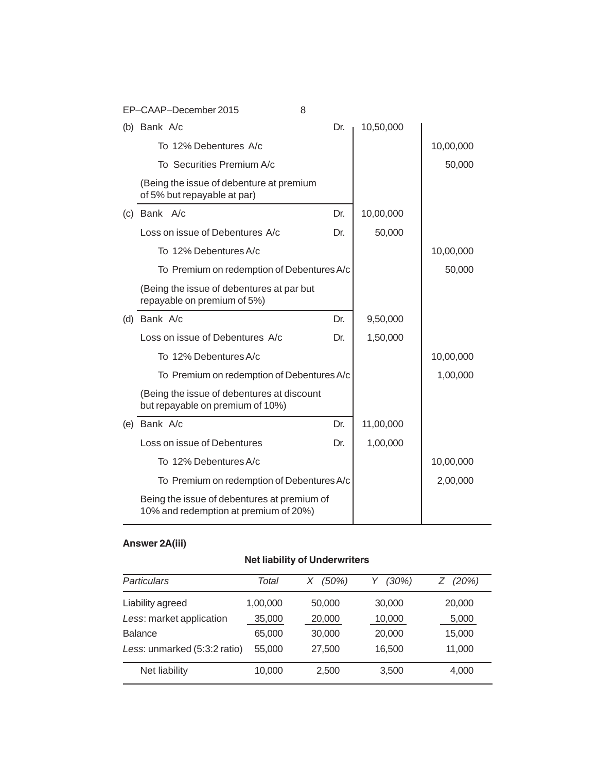| | Particulars | | Dr. (₹) | Cr. (₹) |
|---|---|---|---|---|
| (b) | Bank A/c | Dr. | 10,50,000 | |
| | To 12% Debentures A/c | | | 10,00,000 |
| | To Securities Premium A/c | | | 50,000 |
| | (Being the issue of debenture at premium of 5% but repayable at par) | | | |
| (c) | Bank A/c | Dr. | 10,00,000 | |
| | Loss on issue of Debentures A/c | Dr. | 50,000 | |
| | To 12% Debentures A/c | | | 10,00,000 |
| | To Premium on redemption of Debentures A/c | | | 50,000 |
| | (Being the issue of debentures at par but repayable on premium of 5%) | | | |
| (d) | Bank A/c | Dr. | 9,50,000 | |
| | Loss on issue of Debentures A/c | Dr. | 1,50,000 | |
| | To 12% Debentures A/c | | | 10,00,000 |
| | To Premium on redemption of Debentures A/c | | | 1,00,000 |
| | (Being the issue of debentures at discount but repayable on premium of 10%) | | | |
| (e) | Bank A/c | Dr. | 11,00,000 | |
| | Loss on issue of Debentures | Dr. | 1,00,000 | |
| | To 12% Debentures A/c | | | 10,00,000 |
| | To Premium on redemption of Debentures A/c | | | 2,00,000 |
| | Being the issue of debentures at premium of 10% and redemption at premium of 20%) | | | |

**Answer 2A(iii)**

**Net liability of Underwriters**

| *Particulars* | *Total* | *X (50%)* | *Y (30%)* | *Z (20%)* |
|---|---|---|---|---|
| Liability agreed | 1,00,000 | 50,000 | 30,000 | 20,000 |
| *Less*: market application | 35,000 | 20,000 | 10,000 | 5,000 |
| Balance | 65,000 | 30,000 | 20,000 | 15,000 |
| *Less*: unmarked (5:3:2 ratio) | 55,000 | 27,500 | 16,500 | 11,000 |
| Net liability | 10,000 | 2,500 | 3,500 | 4,000 |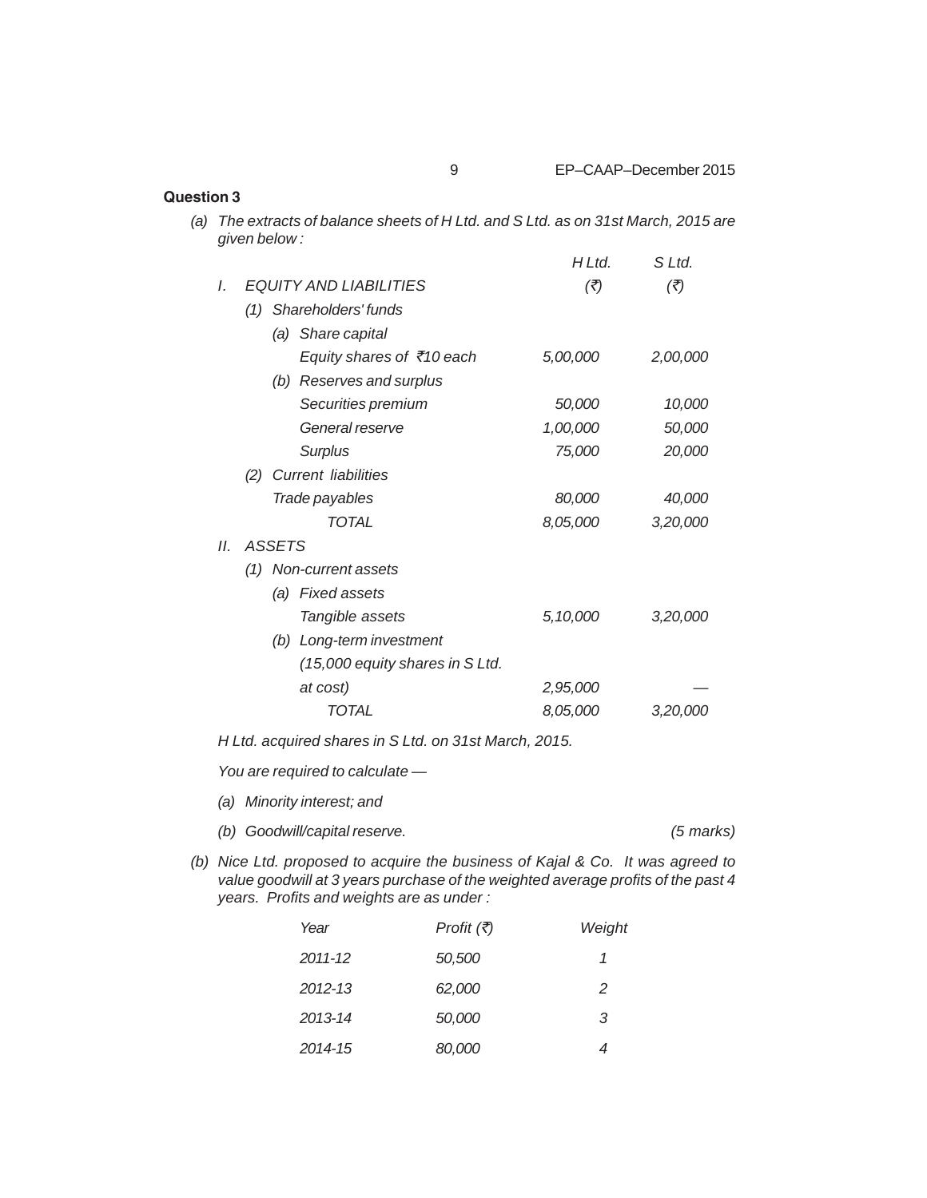**Question 3**

(a) *The extracts of balance sheets of H Ltd. and S Ltd. as on 31st March, 2015 are given below :*

| | H Ltd. | S Ltd. |
|---|---|---|
| *I. EQUITY AND LIABILITIES* | *(₹)* | *(₹)* |
| *(1) Shareholders' funds* | | |
| *(a) Share capital* | | |
| *Equity shares of ₹10 each* | *5,00,000* | *2,00,000* |
| *(b) Reserves and surplus* | | |
| *Securities premium* | *50,000* | *10,000* |
| *General reserve* | *1,00,000* | *50,000* |
| *Surplus* | *75,000* | *20,000* |
| *(2) Current liabilities* | | |
| *Trade payables* | *80,000* | *40,000* |
| *TOTAL* | *8,05,000* | *3,20,000* |
| *II. ASSETS* | | |
| *(1) Non-current assets* | | |
| *(a) Fixed assets* | | |
| *Tangible assets* | *5,10,000* | *3,20,000* |
| *(b) Long-term investment (15,000 equity shares in S Ltd. at cost)* | *2,95,000* | *—* |
| *TOTAL* | *8,05,000* | *3,20,000* |

*H Ltd. acquired shares in S Ltd. on 31st March, 2015.*

*You are required to calculate —*

*(a) Minority interest; and*

*(b) Goodwill/capital reserve.* *(5 marks)*

(b) *Nice Ltd. proposed to acquire the business of Kajal & Co. It was agreed to value goodwill at 3 years purchase of the weighted average profits of the past 4 years. Profits and weights are as under :*

| *Year* | *Profit (₹)* | *Weight* |
|---|---|---|
| *2011-12* | *50,500* | *1* |
| *2012-13* | *62,000* | *2* |
| *2013-14* | *50,000* | *3* |
| *2014-15* | *80,000* | *4* |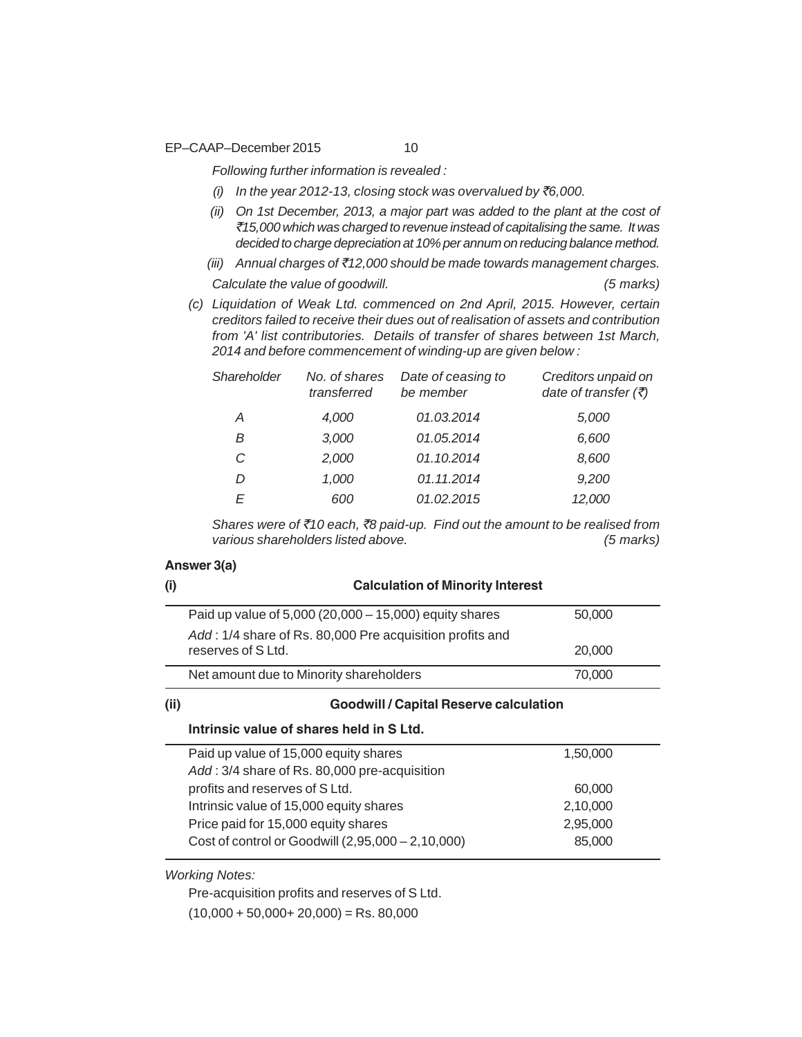*Following further information is revealed :*

*(i) In the year 2012-13, closing stock was overvalued by ₹6,000.*

*(ii) On 1st December, 2013, a major part was added to the plant at the cost of ₹15,000 which was charged to revenue instead of capitalising the same. It was decided to charge depreciation at 10% per annum on reducing balance method.*

*(iii) Annual charges of ₹12,000 should be made towards management charges.*

*Calculate the value of goodwill.* *(5 marks)*

*(c) Liquidation of Weak Ltd. commenced on 2nd April, 2015. However, certain creditors failed to receive their dues out of realisation of assets and contribution from 'A' list contributories. Details of transfer of shares between 1st March, 2014 and before commencement of winding-up are given below :*

| *Shareholder* | *No. of shares transferred* | *Date of ceasing to be member* | *Creditors unpaid on date of transfer (₹)* |
|---|---|---|---|
| *A* | *4,000* | *01.03.2014* | *5,000* |
| *B* | *3,000* | *01.05.2014* | *6,600* |
| *C* | *2,000* | *01.10.2014* | *8,600* |
| *D* | *1,000* | *01.11.2014* | *9,200* |
| *E* | *600* | *01.02.2015* | *12,000* |

*Shares were of ₹10 each, ₹8 paid-up. Find out the amount to be realised from various shareholders listed above.* *(5 marks)*

**Answer 3(a)**

**(i) Calculation of Minority Interest**

| | |
|---|---|
| Paid up value of 5,000 (20,000 – 15,000) equity shares | 50,000 |
| *Add* : 1/4 share of Rs. 80,000 Pre acquisition profits and reserves of S Ltd. | 20,000 |
| Net amount due to Minority shareholders | 70,000 |

**(ii) Goodwill / Capital Reserve calculation**

**Intrinsic value of shares held in S Ltd.**

| | |
|---|---|
| Paid up value of 15,000 equity shares | 1,50,000 |
| *Add* : 3/4 share of Rs. 80,000 pre-acquisition profits and reserves of S Ltd. | 60,000 |
| Intrinsic value of 15,000 equity shares | 2,10,000 |
| Price paid for 15,000 equity shares | 2,95,000 |
| Cost of control or Goodwill (2,95,000 – 2,10,000) | 85,000 |

*Working Notes:*

Pre-acquisition profits and reserves of S Ltd.

(10,000 + 50,000+ 20,000) = Rs. 80,000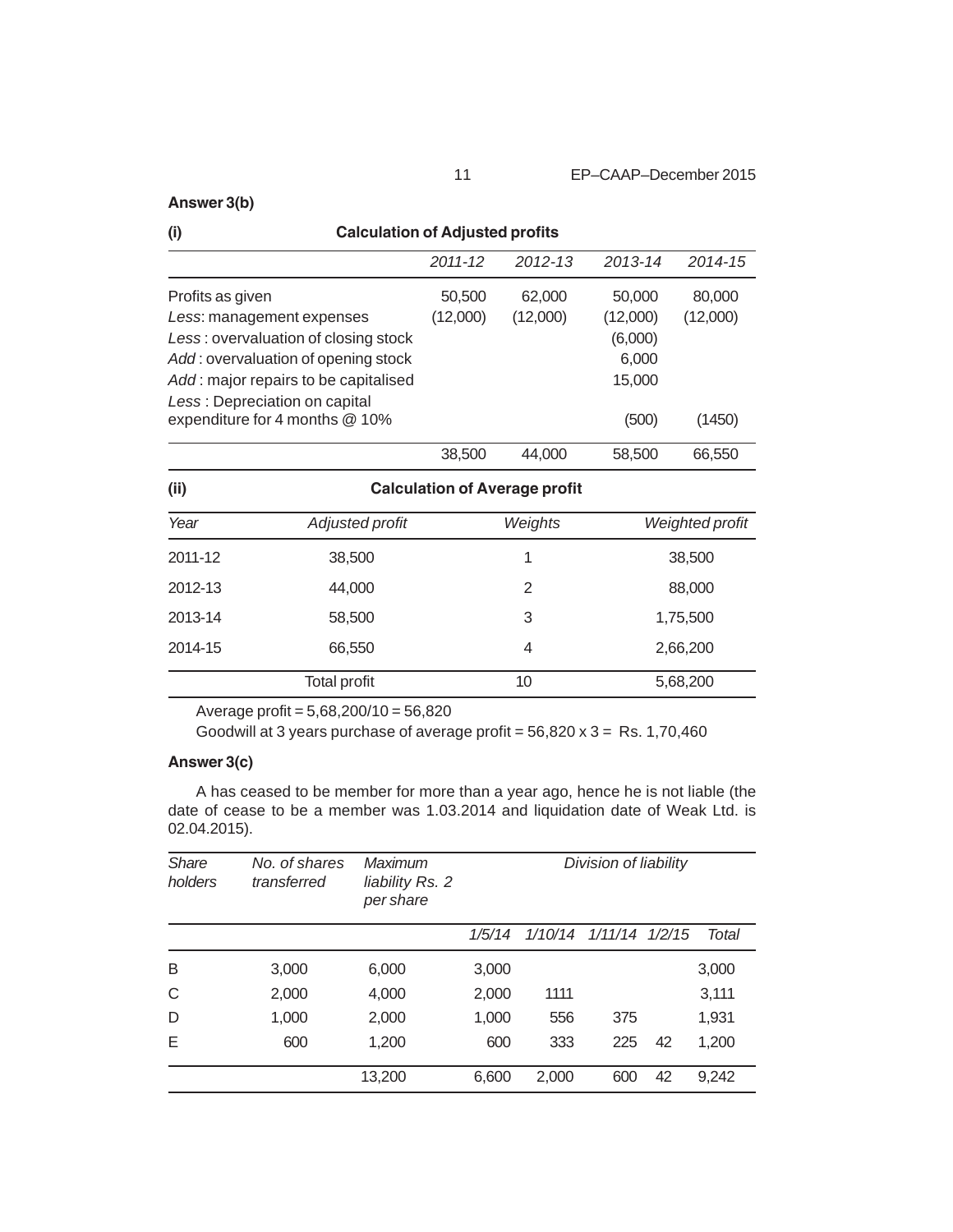**Answer 3(b)**

**(i) Calculation of Adjusted profits**

| | *2011-12* | *2012-13* | *2013-14* | *2014-15* |
|---|---|---|---|---|
| Profits as given | 50,500 | 62,000 | 50,000 | 80,000 |
| *Less*: management expenses | (12,000) | (12,000) | (12,000) | (12,000) |
| *Less* : overvaluation of closing stock | | | (6,000) | |
| *Add* : overvaluation of opening stock | | | 6,000 | |
| *Add* : major repairs to be capitalised | | | 15,000 | |
| *Less* : Depreciation on capital expenditure for 4 months @ 10% | | | (500) | (1450) |
| | 38,500 | 44,000 | 58,500 | 66,550 |

**(ii) Calculation of Average profit**

| *Year* | *Adjusted profit* | *Weights* | *Weighted profit* |
|---|---|---|---|
| 2011-12 | 38,500 | 1 | 38,500 |
| 2012-13 | 44,000 | 2 | 88,000 |
| 2013-14 | 58,500 | 3 | 1,75,500 |
| 2014-15 | 66,550 | 4 | 2,66,200 |
| | Total profit | 10 | 5,68,200 |

Average profit = 5,68,200/10 = 56,820

Goodwill at 3 years purchase of average profit = 56,820 x 3 = Rs. 1,70,460

**Answer 3(c)**

A has ceased to be member for more than a year ago, hence he is not liable (the date of cease to be a member was 1.03.2014 and liquidation date of Weak Ltd. is 02.04.2015).

| *Share holders* | *No. of shares transferred* | *Maximum liability Rs. 2 per share* | *Division of liability* | | | | |
|---|---|---|---|---|---|---|---|
| | | | *1/5/14* | *1/10/14* | *1/11/14* | *1/2/15* | *Total* |
| B | 3,000 | 6,000 | 3,000 | | | | 3,000 |
| C | 2,000 | 4,000 | 2,000 | 1111 | | | 3,111 |
| D | 1,000 | 2,000 | 1,000 | 556 | 375 | | 1,931 |
| E | 600 | 1,200 | 600 | 333 | 225 | 42 | 1,200 |
| | | 13,200 | 6,600 | 2,000 | 600 | 42 | 9,242 |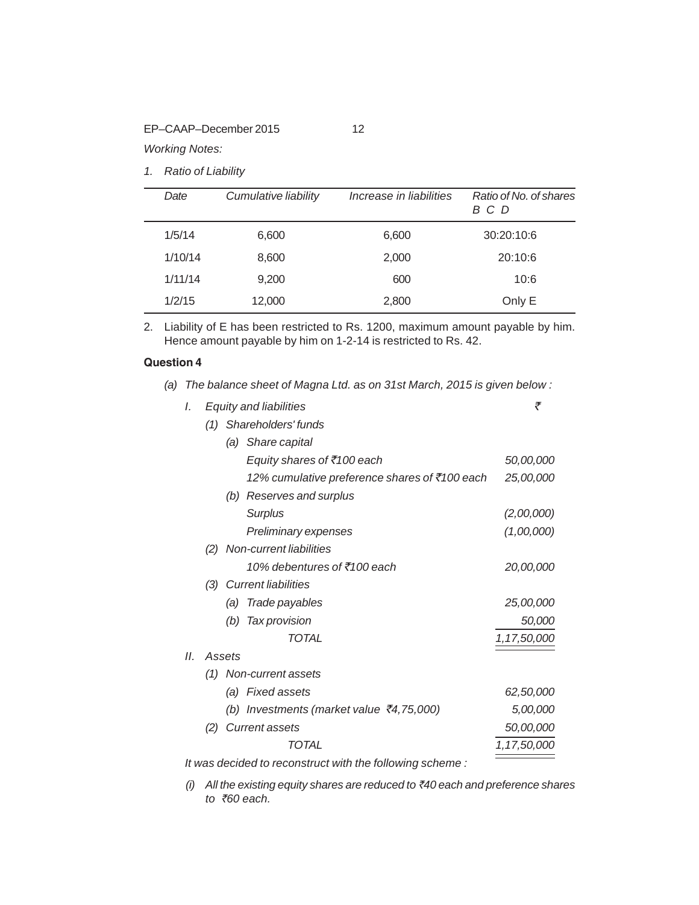*Working Notes:*

1. *Ratio of Liability*

| *Date* | *Cumulative liability* | *Increase in liabilities* | *Ratio of No. of shares B C D* |
|---|---|---|---|
| 1/5/14 | 6,600 | 6,600 | 30:20:10:6 |
| 1/10/14 | 8,600 | 2,000 | 20:10:6 |
| 1/11/14 | 9,200 | 600 | 10:6 |
| 1/2/15 | 12,000 | 2,800 | Only E |

2. Liability of E has been restricted to Rs. 1200, maximum amount payable by him. Hence amount payable by him on 1-2-14 is restricted to Rs. 42.

**Question 4**

(a) *The balance sheet of Magna Ltd. as on 31st March, 2015 is given below :*

| | ₹ |
|---|---|
| *I. Equity and liabilities* | |
| *(1) Shareholders' funds* | |
| *(a) Share capital* | |
| *Equity shares of ₹100 each* | *50,00,000* |
| *12% cumulative preference shares of ₹100 each* | *25,00,000* |
| *(b) Reserves and surplus* | |
| *Surplus* | *(2,00,000)* |
| *Preliminary expenses* | *(1,00,000)* |
| *(2) Non-current liabilities* | |
| *10% debentures of ₹100 each* | *20,00,000* |
| *(3) Current liabilities* | |
| *(a) Trade payables* | *25,00,000* |
| *(b) Tax provision* | *50,000* |
| *TOTAL* | *1,17,50,000* |
| *II. Assets* | |
| *(1) Non-current assets* | |
| *(a) Fixed assets* | *62,50,000* |
| *(b) Investments (market value ₹4,75,000)* | *5,00,000* |
| *(2) Current assets* | *50,00,000* |
| *TOTAL* | *1,17,50,000* |

*It was decided to reconstruct with the following scheme :*

*(i) All the existing equity shares are reduced to ₹40 each and preference shares to ₹60 each.*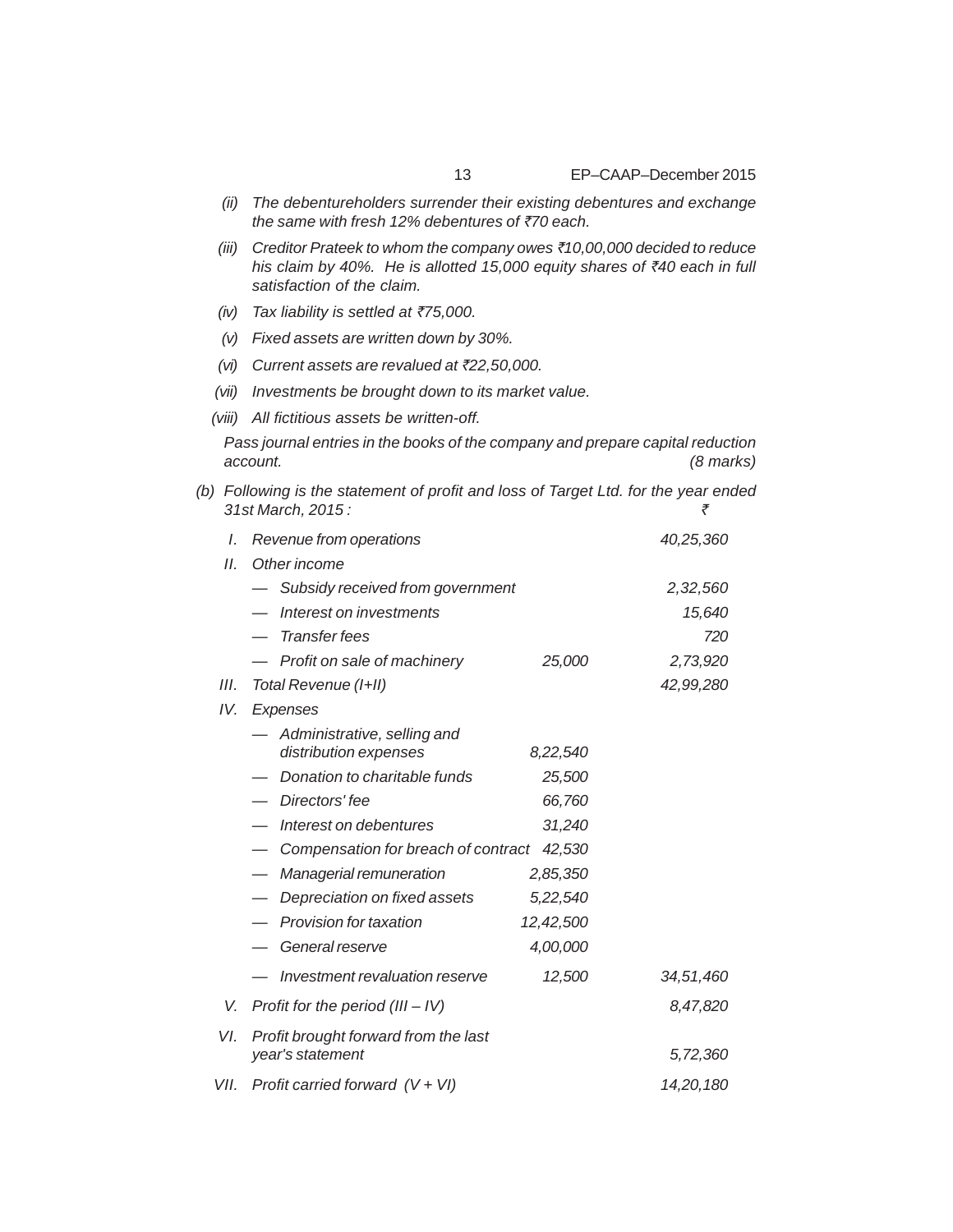*(ii)* *The debentureholders surrender their existing debentures and exchange the same with fresh 12% debentures of ₹70 each.*

*(iii)* *Creditor Prateek to whom the company owes ₹10,00,000 decided to reduce his claim by 40%. He is allotted 15,000 equity shares of ₹40 each in full satisfaction of the claim.*

*(iv)* *Tax liability is settled at ₹75,000.*

*(v)* *Fixed assets are written down by 30%.*

*(vi)* *Current assets are revalued at ₹22,50,000.*

*(vii)* *Investments be brought down to its market value.*

*(viii)* *All fictitious assets be written-off.*

*Pass journal entries in the books of the company and prepare capital reduction account.* *(8 marks)*

*(b)* *Following is the statement of profit and loss of Target Ltd. for the year ended 31st March, 2015 :*

| | | | ₹ |
|---|---|---|---|
| I. | Revenue from operations | | 40,25,360 |
| II. | Other income | | |
| | — Subsidy received from government | | 2,32,560 |
| | — Interest on investments | | 15,640 |
| | — Transfer fees | | 720 |
| | — Profit on sale of machinery | 25,000 | 2,73,920 |
| III. | Total Revenue (I+II) | | 42,99,280 |
| IV. | Expenses | | |
| | — Administrative, selling and distribution expenses | 8,22,540 | |
| | — Donation to charitable funds | 25,500 | |
| | — Directors' fee | 66,760 | |
| | — Interest on debentures | 31,240 | |
| | — Compensation for breach of contract | 42,530 | |
| | — Managerial remuneration | 2,85,350 | |
| | — Depreciation on fixed assets | 5,22,540 | |
| | — Provision for taxation | 12,42,500 | |
| | — General reserve | 4,00,000 | |
| | — Investment revaluation reserve | 12,500 | 34,51,460 |
| V. | Profit for the period (III – IV) | | 8,47,820 |
| VI. | Profit brought forward from the last year's statement | | 5,72,360 |
| VII. | Profit carried forward (V + VI) | | 14,20,180 |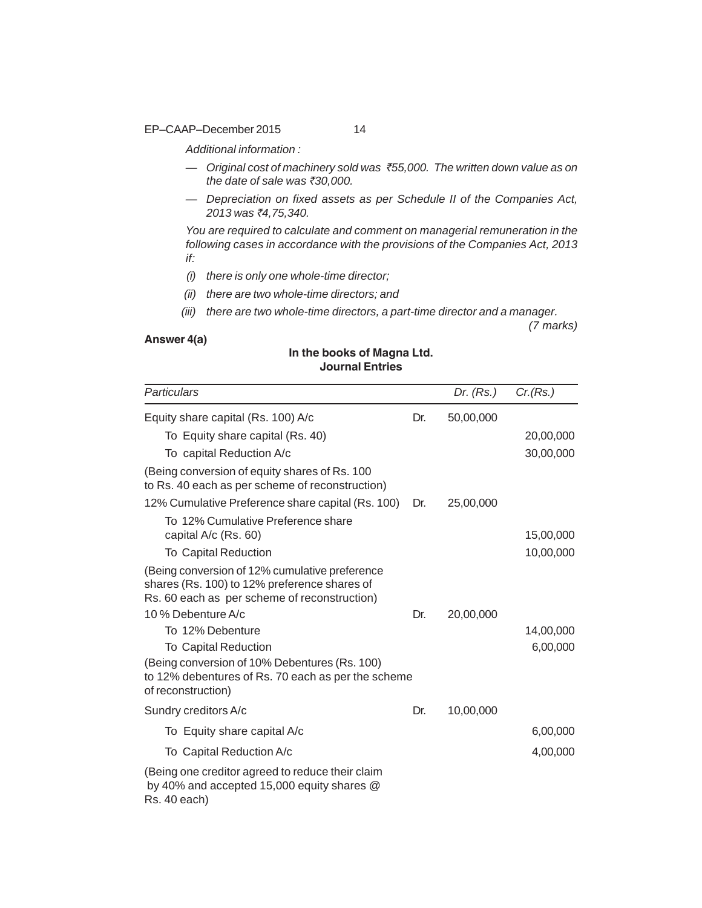*Additional information :*

- *Original cost of machinery sold was ₹55,000. The written down value as on the date of sale was ₹30,000.*
- *Depreciation on fixed assets as per Schedule II of the Companies Act, 2013 was ₹4,75,340.*

*You are required to calculate and comment on managerial remuneration in the following cases in accordance with the provisions of the Companies Act, 2013 if:*

*(i) there is only one whole-time director;*

*(ii) there are two whole-time directors; and*

*(iii) there are two whole-time directors, a part-time director and a manager.*

*(7 marks)*

**Answer 4(a)**

**In the books of Magna Ltd.**
**Journal Entries**

| *Particulars* | | *Dr. (Rs.)* | *Cr.(Rs.)* |
|---|---|---|---|
| Equity share capital (Rs. 100) A/c | Dr. | 50,00,000 | |
| To Equity share capital (Rs. 40) | | | 20,00,000 |
| To capital Reduction A/c | | | 30,00,000 |
| (Being conversion of equity shares of Rs. 100 to Rs. 40 each as per scheme of reconstruction) | | | |
| 12% Cumulative Preference share capital (Rs. 100) | Dr. | 25,00,000 | |
| To 12% Cumulative Preference share capital A/c (Rs. 60) | | | 15,00,000 |
| To Capital Reduction | | | 10,00,000 |
| (Being conversion of 12% cumulative preference shares (Rs. 100) to 12% preference shares of Rs. 60 each as per scheme of reconstruction) | | | |
| 10 % Debenture A/c | Dr. | 20,00,000 | |
| To 12% Debenture | | | 14,00,000 |
| To Capital Reduction | | | 6,00,000 |
| (Being conversion of 10% Debentures (Rs. 100) to 12% debentures of Rs. 70 each as per the scheme of reconstruction) | | | |
| Sundry creditors A/c | Dr. | 10,00,000 | |
| To Equity share capital A/c | | | 6,00,000 |
| To Capital Reduction A/c | | | 4,00,000 |
| (Being one creditor agreed to reduce their claim by 40% and accepted 15,000 equity shares @ Rs. 40 each) | | | |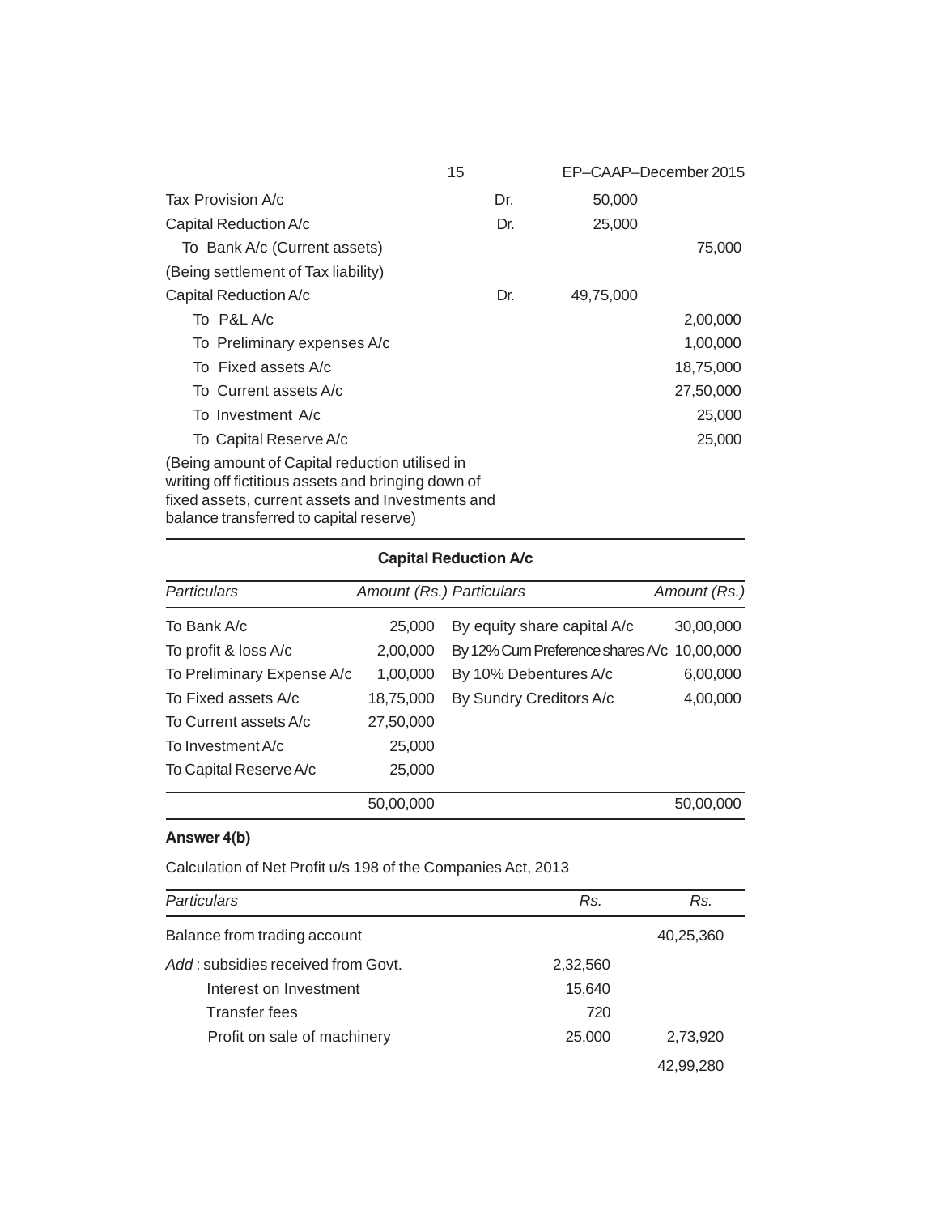| | | | |
|---|---|---|---|
| Tax Provision A/c | Dr. | 50,000 | |
| Capital Reduction A/c | Dr. | 25,000 | |
| To Bank A/c (Current assets) | | | 75,000 |
| (Being settlement of Tax liability) | | | |
| Capital Reduction A/c | Dr. | 49,75,000 | |
| To P&L A/c | | | 2,00,000 |
| To Preliminary expenses A/c | | | 1,00,000 |
| To Fixed assets A/c | | | 18,75,000 |
| To Current assets A/c | | | 27,50,000 |
| To Investment A/c | | | 25,000 |
| To Capital Reserve A/c | | | 25,000 |
| (Being amount of Capital reduction utilised in writing off fictitious assets and bringing down of fixed assets, current assets and Investments and balance transferred to capital reserve) | | | |

**Capital Reduction A/c**

| *Particulars* | *Amount (Rs.)* | *Particulars* | *Amount (Rs.)* |
|---|---|---|---|
| To Bank A/c | 25,000 | By equity share capital A/c | 30,00,000 |
| To profit & loss A/c | 2,00,000 | By 12% Cum Preference shares A/c | 10,00,000 |
| To Preliminary Expense A/c | 1,00,000 | By 10% Debentures A/c | 6,00,000 |
| To Fixed assets A/c | 18,75,000 | By Sundry Creditors A/c | 4,00,000 |
| To Current assets A/c | 27,50,000 | | |
| To Investment A/c | 25,000 | | |
| To Capital Reserve A/c | 25,000 | | |
| | 50,00,000 | | 50,00,000 |

**Answer 4(b)**

Calculation of Net Profit u/s 198 of the Companies Act, 2013

| *Particulars* | *Rs.* | *Rs.* |
|---|---|---|
| Balance from trading account | | 40,25,360 |
| *Add* : subsidies received from Govt. | 2,32,560 | |
| Interest on Investment | 15,640 | |
| Transfer fees | 720 | |
| Profit on sale of machinery | 25,000 | 2,73,920 |
| | | 42,99,280 |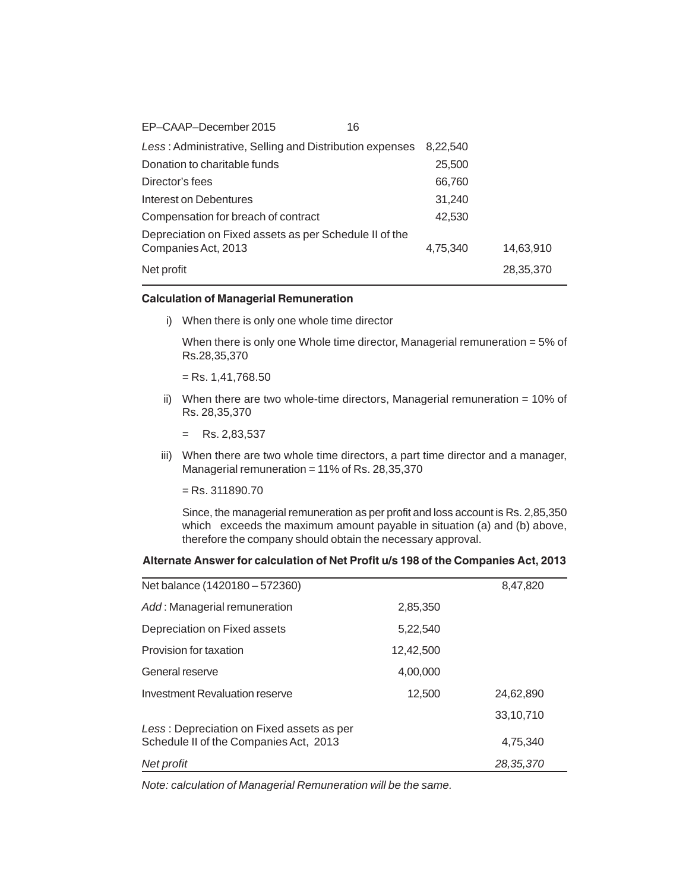| | | |
|---|---|---|
| *Less* : Administrative, Selling and Distribution expenses | 8,22,540 | |
| Donation to charitable funds | 25,500 | |
| Director's fees | 66,760 | |
| Interest on Debentures | 31,240 | |
| Compensation for breach of contract | 42,530 | |
| Depreciation on Fixed assets as per Schedule II of the Companies Act, 2013 | 4,75,340 | 14,63,910 |
| Net profit | | 28,35,370 |

**Calculation of Managerial Remuneration**

i) When there is only one whole time director

When there is only one Whole time director, Managerial remuneration = 5% of Rs.28,35,370

= Rs. 1,41,768.50

ii) When there are two whole-time directors, Managerial remuneration = 10% of Rs. 28,35,370

= Rs. 2,83,537

iii) When there are two whole time directors, a part time director and a manager, Managerial remuneration = 11% of Rs. 28,35,370

= Rs. 311890.70

Since, the managerial remuneration as per profit and loss account is Rs. 2,85,350 which exceeds the maximum amount payable in situation (a) and (b) above, therefore the company should obtain the necessary approval.

**Alternate Answer for calculation of Net Profit u/s 198 of the Companies Act, 2013**

| | | |
|---|---|---|
| Net balance (1420180 – 572360) | | 8,47,820 |
| *Add* : Managerial remuneration | 2,85,350 | |
| Depreciation on Fixed assets | 5,22,540 | |
| Provision for taxation | 12,42,500 | |
| General reserve | 4,00,000 | |
| Investment Revaluation reserve | 12,500 | 24,62,890 |
| | | 33,10,710 |
| *Less* : Depreciation on Fixed assets as per Schedule II of the Companies Act, 2013 | | 4,75,340 |
| *Net profit* | | *28,35,370* |

*Note: calculation of Managerial Remuneration will be the same.*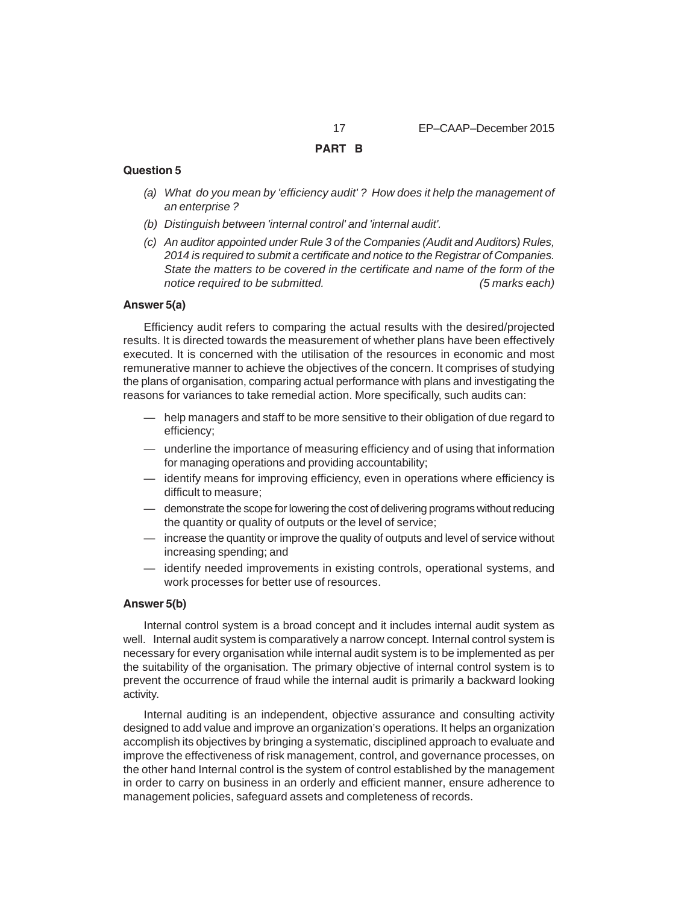## PART B

**Question 5**

*(a) What do you mean by 'efficiency audit' ? How does it help the management of an enterprise ?*

*(b) Distinguish between 'internal control' and 'internal audit'.*

*(c) An auditor appointed under Rule 3 of the Companies (Audit and Auditors) Rules, 2014 is required to submit a certificate and notice to the Registrar of Companies. State the matters to be covered in the certificate and name of the form of the notice required to be submitted. (5 marks each)*

**Answer 5(a)**

Efficiency audit refers to comparing the actual results with the desired/projected results. It is directed towards the measurement of whether plans have been effectively executed. It is concerned with the utilisation of the resources in economic and most remunerative manner to achieve the objectives of the concern. It comprises of studying the plans of organisation, comparing actual performance with plans and investigating the reasons for variances to take remedial action. More specifically, such audits can:

— help managers and staff to be more sensitive to their obligation of due regard to efficiency;

— underline the importance of measuring efficiency and of using that information for managing operations and providing accountability;

— identify means for improving efficiency, even in operations where efficiency is difficult to measure;

— demonstrate the scope for lowering the cost of delivering programs without reducing the quantity or quality of outputs or the level of service;

— increase the quantity or improve the quality of outputs and level of service without increasing spending; and

— identify needed improvements in existing controls, operational systems, and work processes for better use of resources.

**Answer 5(b)**

Internal control system is a broad concept and it includes internal audit system as well. Internal audit system is comparatively a narrow concept. Internal control system is necessary for every organisation while internal audit system is to be implemented as per the suitability of the organisation. The primary objective of internal control system is to prevent the occurrence of fraud while the internal audit is primarily a backward looking activity.

Internal auditing is an independent, objective assurance and consulting activity designed to add value and improve an organization's operations. It helps an organization accomplish its objectives by bringing a systematic, disciplined approach to evaluate and improve the effectiveness of risk management, control, and governance processes, on the other hand Internal control is the system of control established by the management in order to carry on business in an orderly and efficient manner, ensure adherence to management policies, safeguard assets and completeness of records.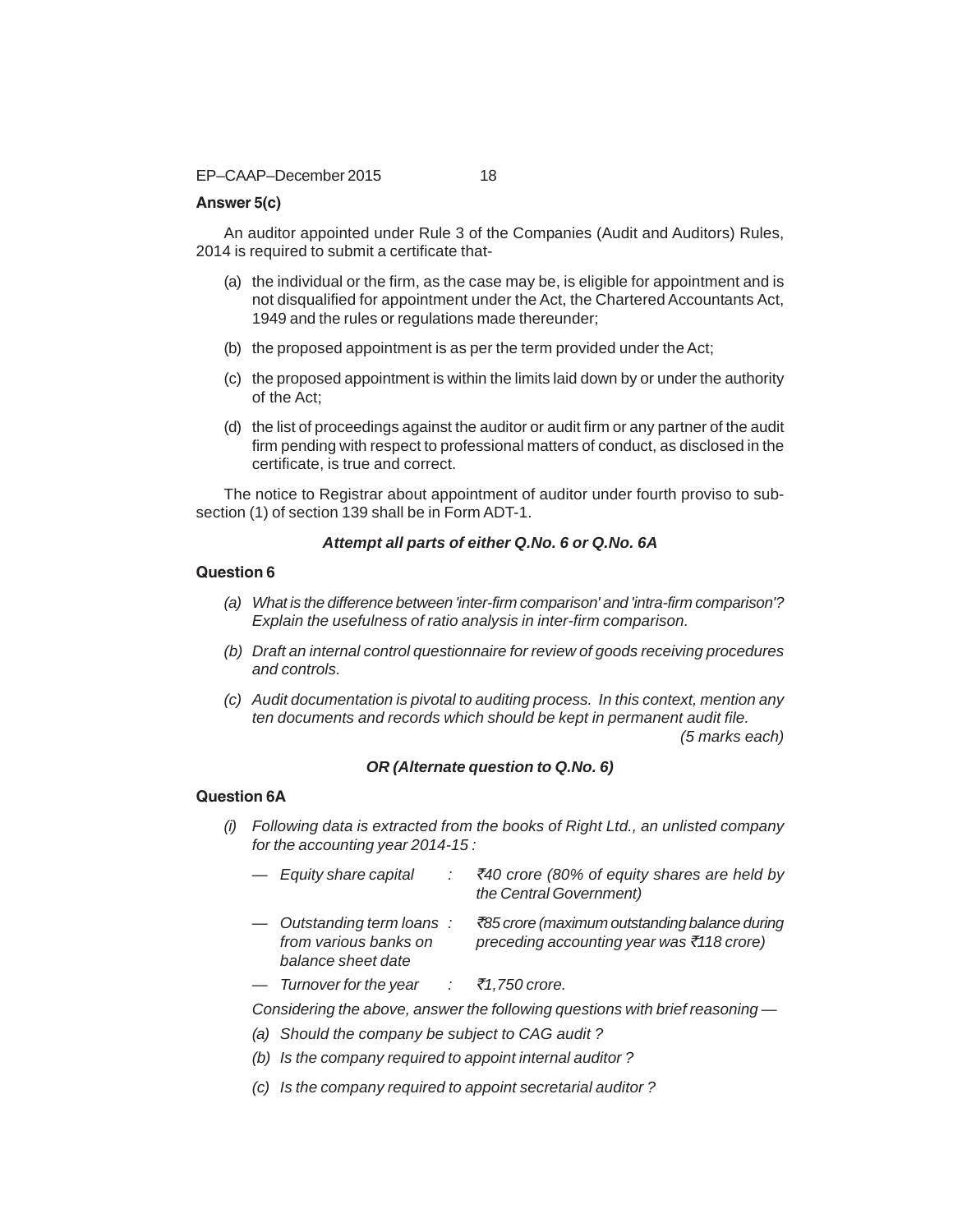**Answer 5(c)**

An auditor appointed under Rule 3 of the Companies (Audit and Auditors) Rules, 2014 is required to submit a certificate that-

(a) the individual or the firm, as the case may be, is eligible for appointment and is not disqualified for appointment under the Act, the Chartered Accountants Act, 1949 and the rules or regulations made thereunder;

(b) the proposed appointment is as per the term provided under the Act;

(c) the proposed appointment is within the limits laid down by or under the authority of the Act;

(d) the list of proceedings against the auditor or audit firm or any partner of the audit firm pending with respect to professional matters of conduct, as disclosed in the certificate, is true and correct.

The notice to Registrar about appointment of auditor under fourth proviso to sub-section (1) of section 139 shall be in Form ADT-1.

***Attempt all parts of either Q.No. 6 or Q.No. 6A***

**Question 6**

*(a) What is the difference between 'inter-firm comparison' and 'intra-firm comparison'? Explain the usefulness of ratio analysis in inter-firm comparison.*

*(b) Draft an internal control questionnaire for review of goods receiving procedures and controls.*

*(c) Audit documentation is pivotal to auditing process. In this context, mention any ten documents and records which should be kept in permanent audit file.*

*(5 marks each)*

***OR (Alternate question to Q.No. 6)***

**Question 6A**

*(i) Following data is extracted from the books of Right Ltd., an unlisted company for the accounting year 2014-15 :*

- *Equity share capital : ₹40 crore (80% of equity shares are held by the Central Government)*
- *Outstanding term loans from various banks on balance sheet date : ₹85 crore (maximum outstanding balance during preceding accounting year was ₹118 crore)*
- *Turnover for the year : ₹1,750 crore.*

*Considering the above, answer the following questions with brief reasoning —*

*(a) Should the company be subject to CAG audit ?*

*(b) Is the company required to appoint internal auditor ?*

*(c) Is the company required to appoint secretarial auditor ?*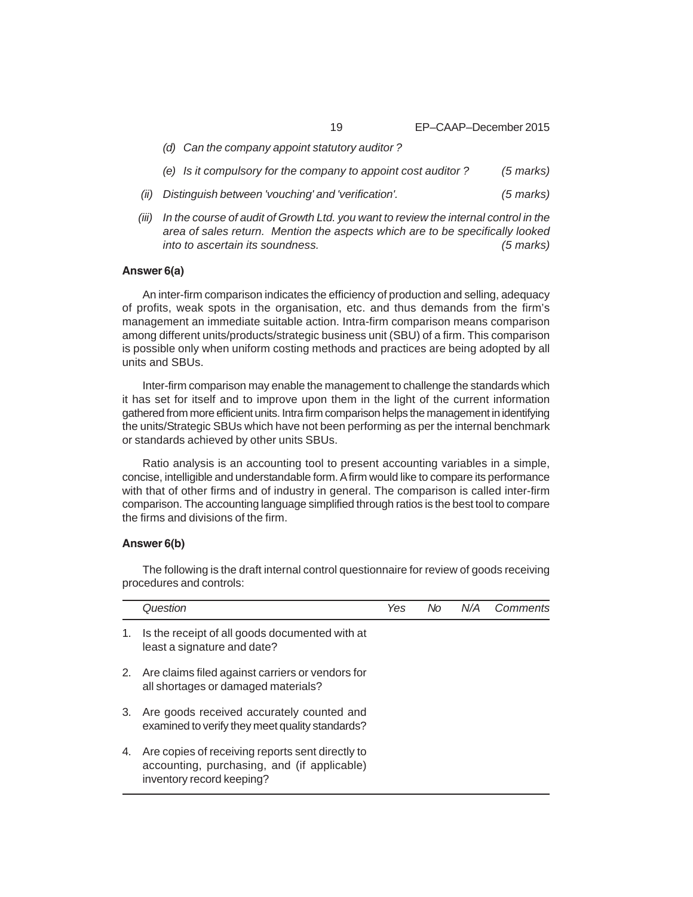*(d) Can the company appoint statutory auditor ?*

*(e) Is it compulsory for the company to appoint cost auditor ?* *(5 marks)*

*(ii) Distinguish between 'vouching' and 'verification'.* *(5 marks)*

*(iii) In the course of audit of Growth Ltd. you want to review the internal control in the area of sales return. Mention the aspects which are to be specifically looked into to ascertain its soundness.* *(5 marks)*

**Answer 6(a)**

An inter-firm comparison indicates the efficiency of production and selling, adequacy of profits, weak spots in the organisation, etc. and thus demands from the firm's management an immediate suitable action. Intra-firm comparison means comparison among different units/products/strategic business unit (SBU) of a firm. This comparison is possible only when uniform costing methods and practices are being adopted by all units and SBUs.

Inter-firm comparison may enable the management to challenge the standards which it has set for itself and to improve upon them in the light of the current information gathered from more efficient units. Intra firm comparison helps the management in identifying the units/Strategic SBUs which have not been performing as per the internal benchmark or standards achieved by other units SBUs.

Ratio analysis is an accounting tool to present accounting variables in a simple, concise, intelligible and understandable form. A firm would like to compare its performance with that of other firms and of industry in general. The comparison is called inter-firm comparison. The accounting language simplified through ratios is the best tool to compare the firms and divisions of the firm.

**Answer 6(b)**

The following is the draft internal control questionnaire for review of goods receiving procedures and controls:

| | *Question* | *Yes* | *No* | *N/A* | *Comments* |
|---|---|---|---|---|---|
| 1. | Is the receipt of all goods documented with at least a signature and date? | | | | |
| 2. | Are claims filed against carriers or vendors for all shortages or damaged materials? | | | | |
| 3. | Are goods received accurately counted and examined to verify they meet quality standards? | | | | |
| 4. | Are copies of receiving reports sent directly to accounting, purchasing, and (if applicable) inventory record keeping? | | | | |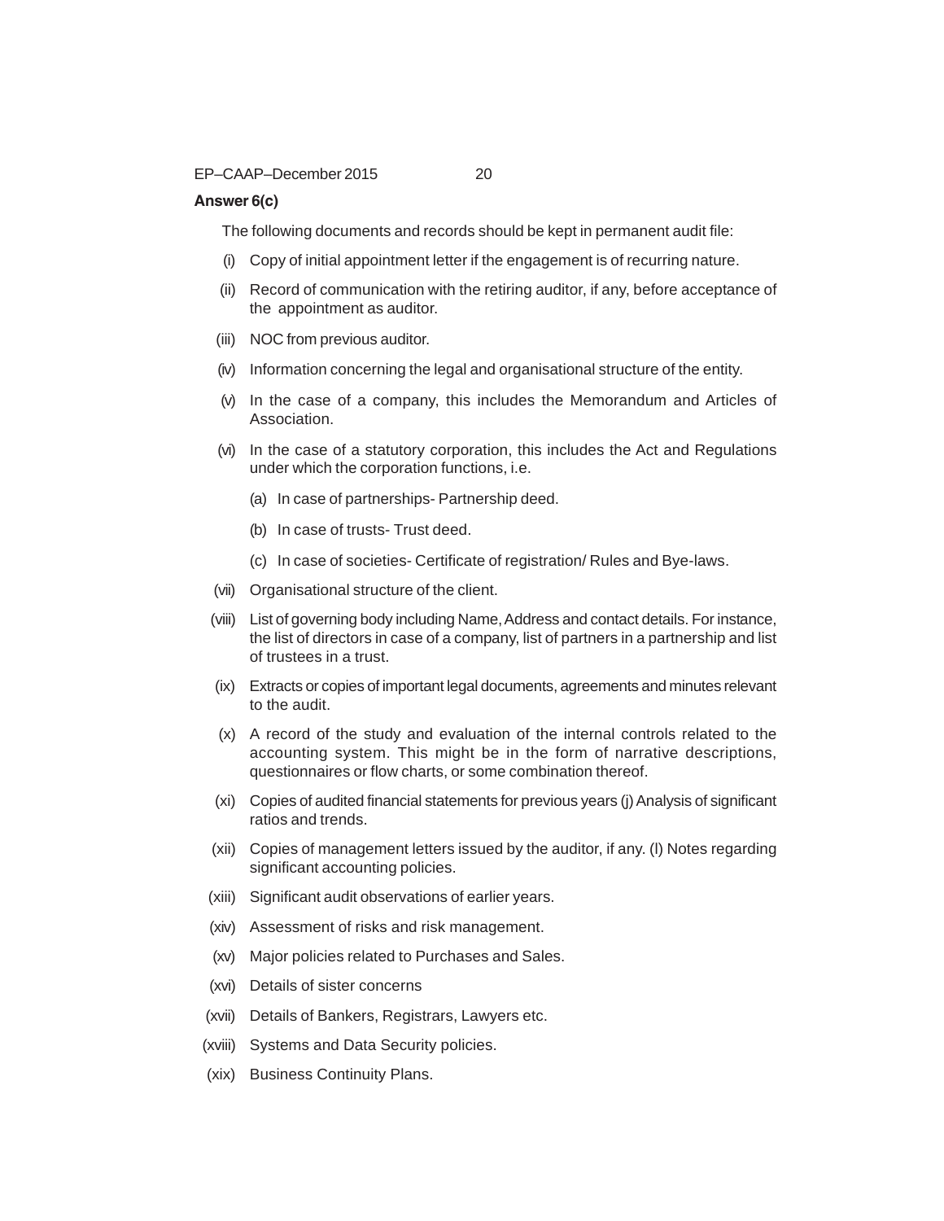**Answer 6(c)**

The following documents and records should be kept in permanent audit file:

- (i) Copy of initial appointment letter if the engagement is of recurring nature.
- (ii) Record of communication with the retiring auditor, if any, before acceptance of the appointment as auditor.
- (iii) NOC from previous auditor.
- (iv) Information concerning the legal and organisational structure of the entity.
- (v) In the case of a company, this includes the Memorandum and Articles of Association.
- (vi) In the case of a statutory corporation, this includes the Act and Regulations under which the corporation functions, i.e.
  - (a) In case of partnerships- Partnership deed.
  - (b) In case of trusts- Trust deed.
  - (c) In case of societies- Certificate of registration/ Rules and Bye-laws.
- (vii) Organisational structure of the client.
- (viii) List of governing body including Name, Address and contact details. For instance, the list of directors in case of a company, list of partners in a partnership and list of trustees in a trust.
- (ix) Extracts or copies of important legal documents, agreements and minutes relevant to the audit.
- (x) A record of the study and evaluation of the internal controls related to the accounting system. This might be in the form of narrative descriptions, questionnaires or flow charts, or some combination thereof.
- (xi) Copies of audited financial statements for previous years (j) Analysis of significant ratios and trends.
- (xii) Copies of management letters issued by the auditor, if any. (l) Notes regarding significant accounting policies.
- (xiii) Significant audit observations of earlier years.
- (xiv) Assessment of risks and risk management.
- (xv) Major policies related to Purchases and Sales.
- (xvi) Details of sister concerns
- (xvii) Details of Bankers, Registrars, Lawyers etc.
- (xviii) Systems and Data Security policies.
- (xix) Business Continuity Plans.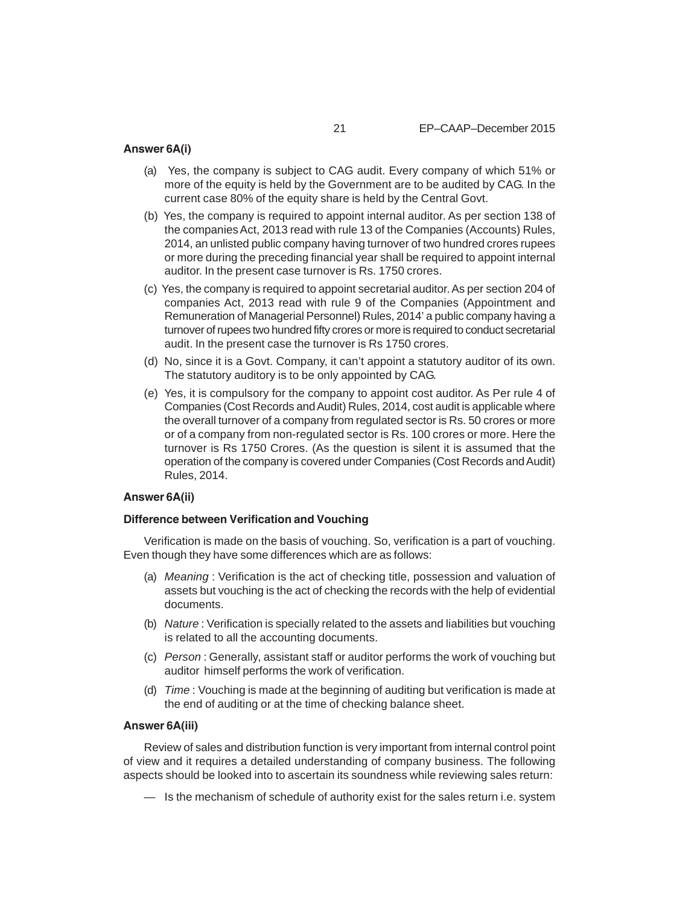**Answer 6A(i)**

(a) Yes, the company is subject to CAG audit. Every company of which 51% or more of the equity is held by the Government are to be audited by CAG. In the current case 80% of the equity share is held by the Central Govt.

(b) Yes, the company is required to appoint internal auditor. As per section 138 of the companies Act, 2013 read with rule 13 of the Companies (Accounts) Rules, 2014, an unlisted public company having turnover of two hundred crores rupees or more during the preceding financial year shall be required to appoint internal auditor. In the present case turnover is Rs. 1750 crores.

(c) Yes, the company is required to appoint secretarial auditor. As per section 204 of companies Act, 2013 read with rule 9 of the Companies (Appointment and Remuneration of Managerial Personnel) Rules, 2014' a public company having a turnover of rupees two hundred fifty crores or more is required to conduct secretarial audit. In the present case the turnover is Rs 1750 crores.

(d) No, since it is a Govt. Company, it can't appoint a statutory auditor of its own. The statutory auditory is to be only appointed by CAG.

(e) Yes, it is compulsory for the company to appoint cost auditor. As Per rule 4 of Companies (Cost Records and Audit) Rules, 2014, cost audit is applicable where the overall turnover of a company from regulated sector is Rs. 50 crores or more or of a company from non-regulated sector is Rs. 100 crores or more. Here the turnover is Rs 1750 Crores. (As the question is silent it is assumed that the operation of the company is covered under Companies (Cost Records and Audit) Rules, 2014.

**Answer 6A(ii)**

**Difference between Verification and Vouching**

Verification is made on the basis of vouching. So, verification is a part of vouching. Even though they have some differences which are as follows:

(a) *Meaning* : Verification is the act of checking title, possession and valuation of assets but vouching is the act of checking the records with the help of evidential documents.

(b) *Nature* : Verification is specially related to the assets and liabilities but vouching is related to all the accounting documents.

(c) *Person* : Generally, assistant staff or auditor performs the work of vouching but auditor himself performs the work of verification.

(d) *Time* : Vouching is made at the beginning of auditing but verification is made at the end of auditing or at the time of checking balance sheet.

**Answer 6A(iii)**

Review of sales and distribution function is very important from internal control point of view and it requires a detailed understanding of company business. The following aspects should be looked into to ascertain its soundness while reviewing sales return:

— Is the mechanism of schedule of authority exist for the sales return i.e. system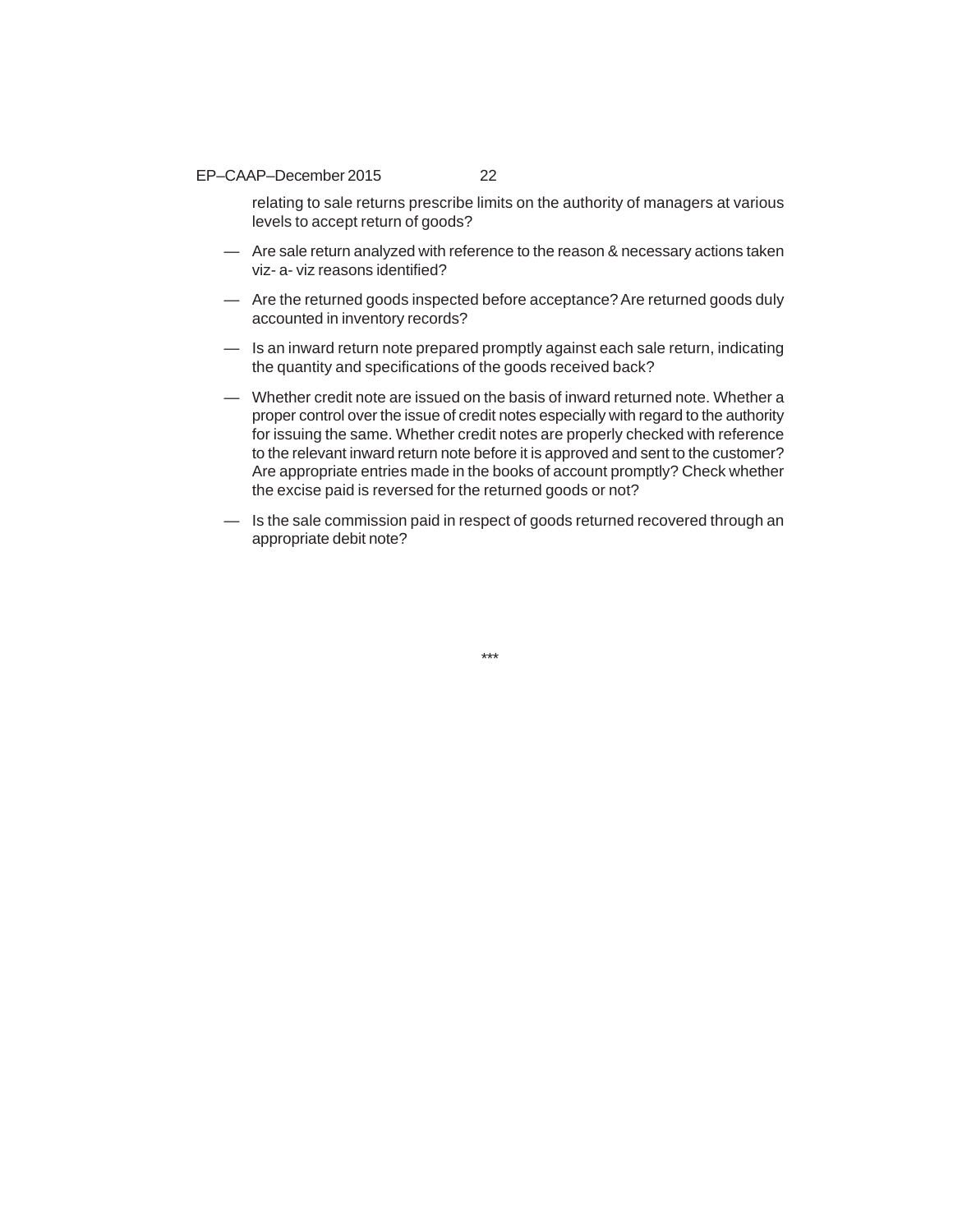relating to sale returns prescribe limits on the authority of managers at various levels to accept return of goods?

- Are sale return analyzed with reference to the reason & necessary actions taken viz- a- viz reasons identified?
- Are the returned goods inspected before acceptance? Are returned goods duly accounted in inventory records?
- Is an inward return note prepared promptly against each sale return, indicating the quantity and specifications of the goods received back?
- Whether credit note are issued on the basis of inward returned note. Whether a proper control over the issue of credit notes especially with regard to the authority for issuing the same. Whether credit notes are properly checked with reference to the relevant inward return note before it is approved and sent to the customer? Are appropriate entries made in the books of account promptly? Check whether the excise paid is reversed for the returned goods or not?
- Is the sale commission paid in respect of goods returned recovered through an appropriate debit note?

***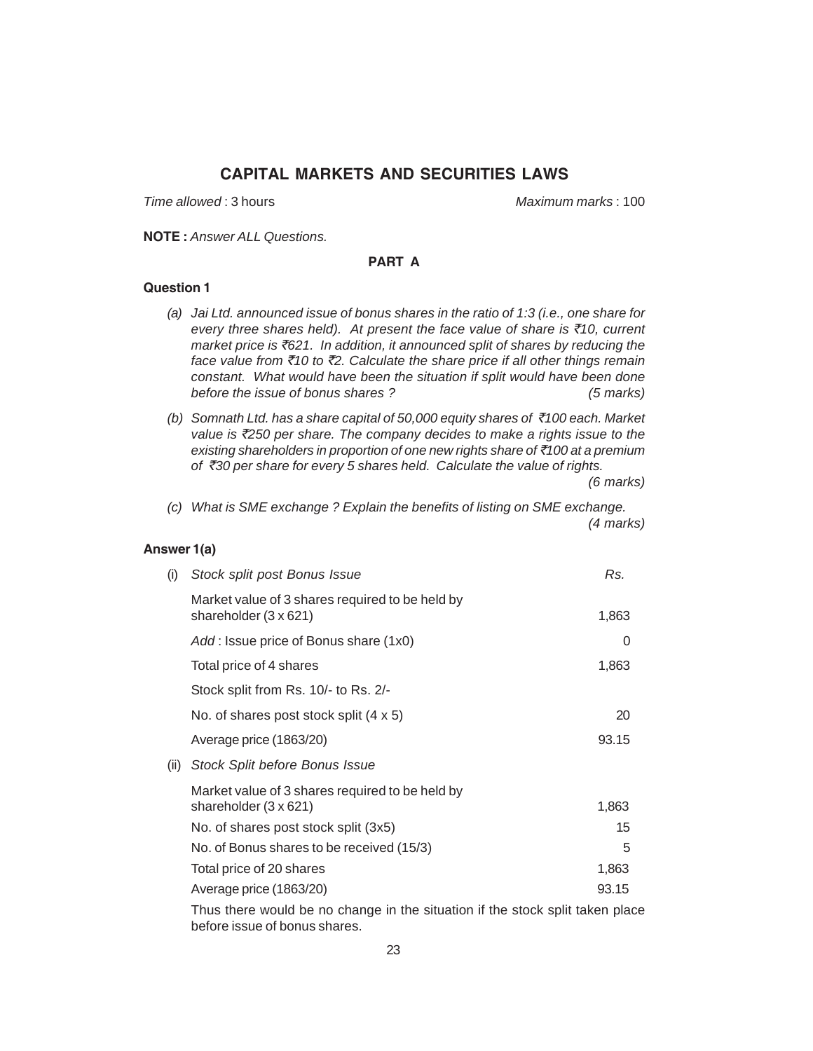## CAPITAL MARKETS AND SECURITIES LAWS

*Time allowed* : 3 hours | *Maximum marks* : 100

**NOTE :** *Answer ALL Questions.*

### PART A

### Question 1

*(a) Jai Ltd. announced issue of bonus shares in the ratio of 1:3 (i.e., one share for every three shares held). At present the face value of share is ₹10, current market price is ₹621. In addition, it announced split of shares by reducing the face value from ₹10 to ₹2. Calculate the share price if all other things remain constant. What would have been the situation if split would have been done before the issue of bonus shares ? (5 marks)*

*(b) Somnath Ltd. has a share capital of 50,000 equity shares of ₹100 each. Market value is ₹250 per share. The company decides to make a rights issue to the existing shareholders in proportion of one new rights share of ₹100 at a premium of ₹30 per share for every 5 shares held. Calculate the value of rights. (6 marks)*

*(c) What is SME exchange ? Explain the benefits of listing on SME exchange. (4 marks)*

### Answer 1(a)

| | | *Rs.* |
|---|---|---|
| (i) | *Stock split post Bonus Issue* | |
| | Market value of 3 shares required to be held by shareholder (3 x 621) | 1,863 |
| | *Add* : Issue price of Bonus share (1x0) | 0 |
| | Total price of 4 shares | 1,863 |
| | Stock split from Rs. 10/- to Rs. 2/- | |
| | No. of shares post stock split (4 x 5) | 20 |
| | Average price (1863/20) | 93.15 |
| (ii) | *Stock Split before Bonus Issue* | |
| | Market value of 3 shares required to be held by shareholder (3 x 621) | 1,863 |
| | No. of shares post stock split (3x5) | 15 |
| | No. of Bonus shares to be received (15/3) | 5 |
| | Total price of 20 shares | 1,863 |
| | Average price (1863/20) | 93.15 |

Thus there would be no change in the situation if the stock split taken place before issue of bonus shares.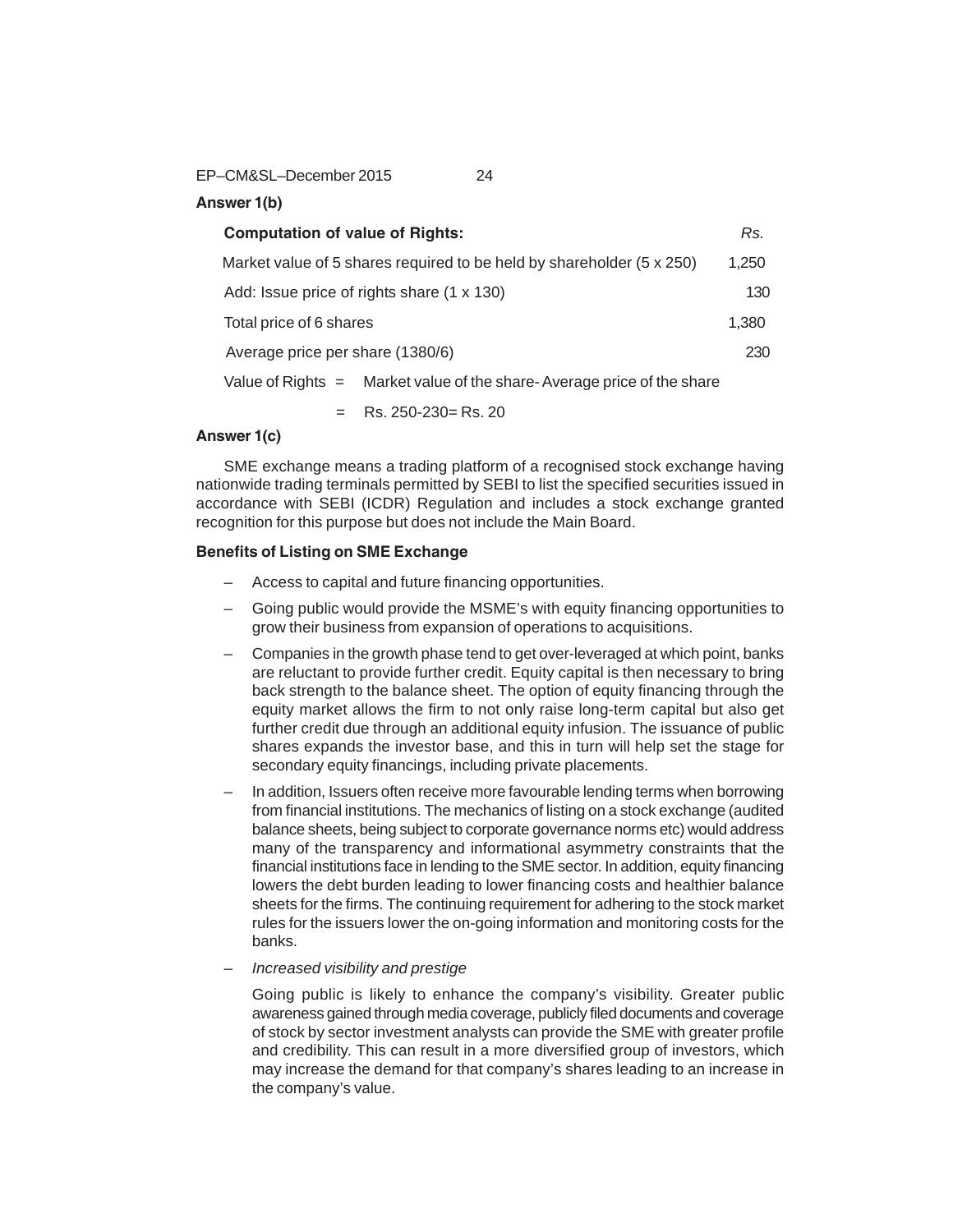**Answer 1(b)**

| **Computation of value of Rights:** | *Rs.* |
|---|---|
| Market value of 5 shares required to be held by shareholder (5 x 250) | 1,250 |
| Add: Issue price of rights share (1 x 130) | 130 |
| Total price of 6 shares | 1,380 |
| Average price per share (1380/6) | 230 |

Value of Rights = Market value of the share- Average price of the share

= Rs. 250-230= Rs. 20

**Answer 1(c)**

SME exchange means a trading platform of a recognised stock exchange having nationwide trading terminals permitted by SEBI to list the specified securities issued in accordance with SEBI (ICDR) Regulation and includes a stock exchange granted recognition for this purpose but does not include the Main Board.

**Benefits of Listing on SME Exchange**

– Access to capital and future financing opportunities.

– Going public would provide the MSME's with equity financing opportunities to grow their business from expansion of operations to acquisitions.

– Companies in the growth phase tend to get over-leveraged at which point, banks are reluctant to provide further credit. Equity capital is then necessary to bring back strength to the balance sheet. The option of equity financing through the equity market allows the firm to not only raise long-term capital but also get further credit due through an additional equity infusion. The issuance of public shares expands the investor base, and this in turn will help set the stage for secondary equity financings, including private placements.

– In addition, Issuers often receive more favourable lending terms when borrowing from financial institutions. The mechanics of listing on a stock exchange (audited balance sheets, being subject to corporate governance norms etc) would address many of the transparency and informational asymmetry constraints that the financial institutions face in lending to the SME sector. In addition, equity financing lowers the debt burden leading to lower financing costs and healthier balance sheets for the firms. The continuing requirement for adhering to the stock market rules for the issuers lower the on-going information and monitoring costs for the banks.

– *Increased visibility and prestige*

  Going public is likely to enhance the company's visibility. Greater public awareness gained through media coverage, publicly filed documents and coverage of stock by sector investment analysts can provide the SME with greater profile and credibility. This can result in a more diversified group of investors, which may increase the demand for that company's shares leading to an increase in the company's value.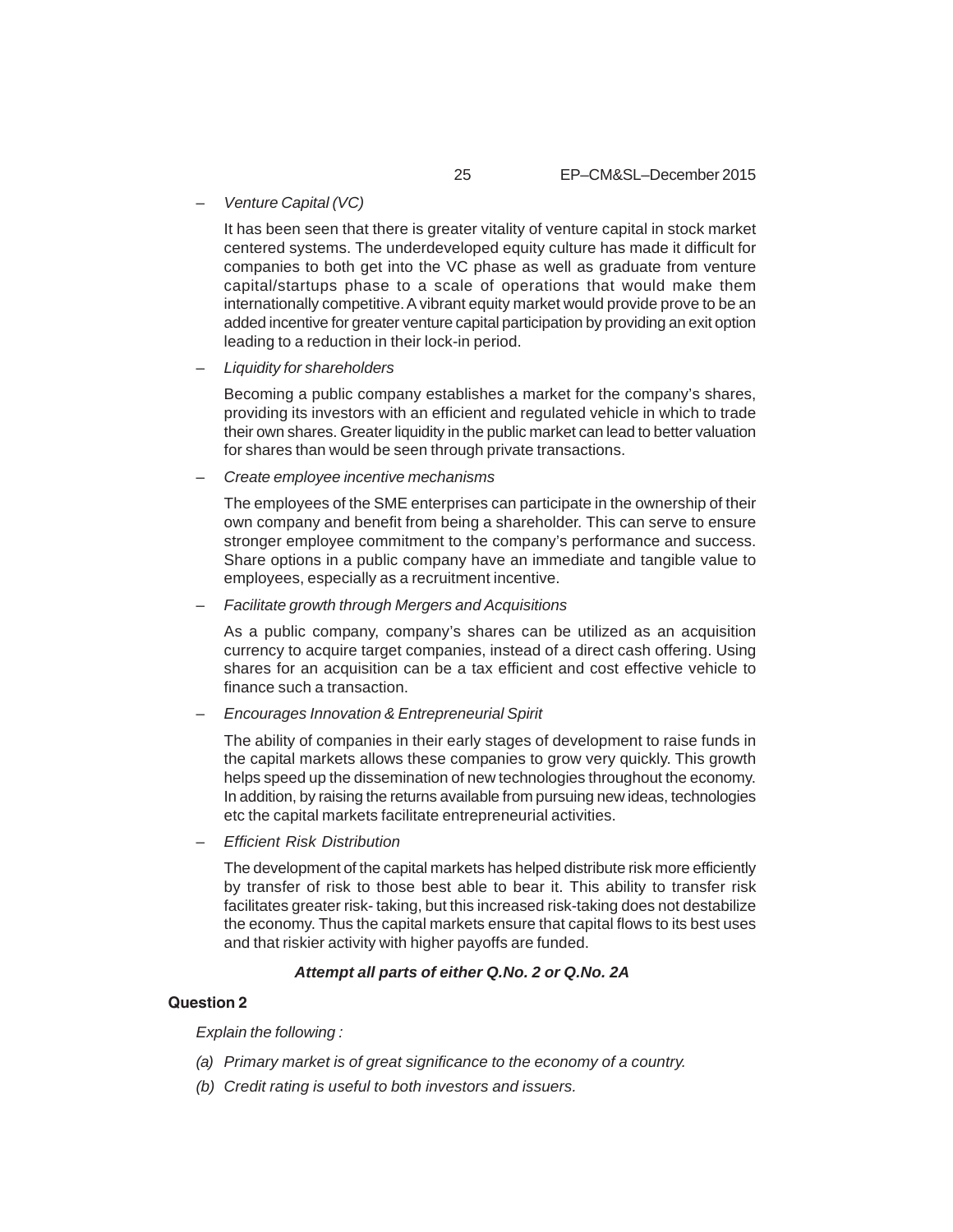– *Venture Capital (VC)*

It has been seen that there is greater vitality of venture capital in stock market centered systems. The underdeveloped equity culture has made it difficult for companies to both get into the VC phase as well as graduate from venture capital/startups phase to a scale of operations that would make them internationally competitive. A vibrant equity market would provide prove to be an added incentive for greater venture capital participation by providing an exit option leading to a reduction in their lock-in period.

– *Liquidity for shareholders*

Becoming a public company establishes a market for the company's shares, providing its investors with an efficient and regulated vehicle in which to trade their own shares. Greater liquidity in the public market can lead to better valuation for shares than would be seen through private transactions.

– *Create employee incentive mechanisms*

The employees of the SME enterprises can participate in the ownership of their own company and benefit from being a shareholder. This can serve to ensure stronger employee commitment to the company's performance and success. Share options in a public company have an immediate and tangible value to employees, especially as a recruitment incentive.

– *Facilitate growth through Mergers and Acquisitions*

As a public company, company's shares can be utilized as an acquisition currency to acquire target companies, instead of a direct cash offering. Using shares for an acquisition can be a tax efficient and cost effective vehicle to finance such a transaction.

– *Encourages Innovation & Entrepreneurial Spirit*

The ability of companies in their early stages of development to raise funds in the capital markets allows these companies to grow very quickly. This growth helps speed up the dissemination of new technologies throughout the economy. In addition, by raising the returns available from pursuing new ideas, technologies etc the capital markets facilitate entrepreneurial activities.

– *Efficient Risk Distribution*

The development of the capital markets has helped distribute risk more efficiently by transfer of risk to those best able to bear it. This ability to transfer risk facilitates greater risk- taking, but this increased risk-taking does not destabilize the economy. Thus the capital markets ensure that capital flows to its best uses and that riskier activity with higher payoffs are funded.

***Attempt all parts of either Q.No. 2 or Q.No. 2A***

**Question 2**

*Explain the following :*

*(a) Primary market is of great significance to the economy of a country.*

*(b) Credit rating is useful to both investors and issuers.*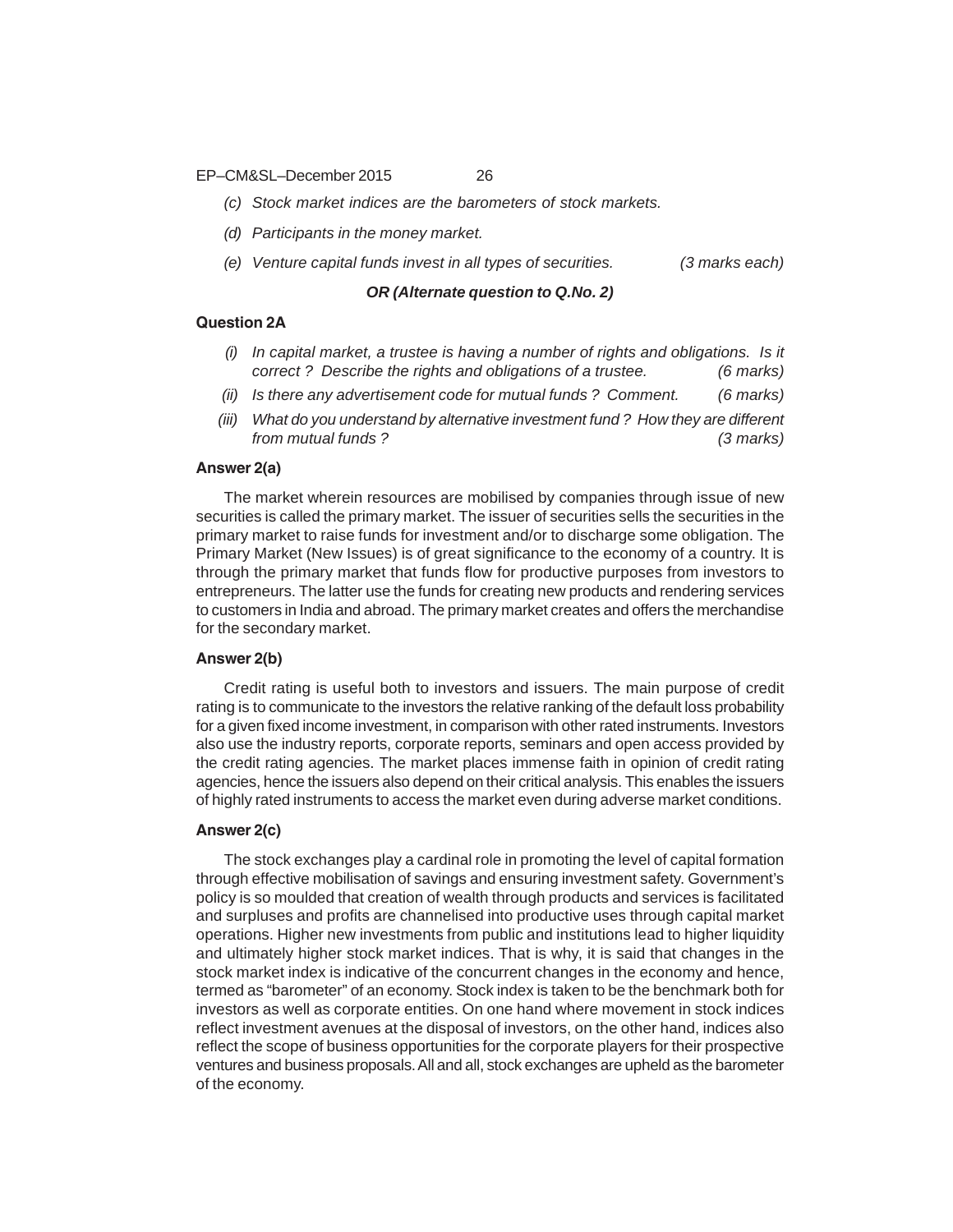*(c) Stock market indices are the barometers of stock markets.*

*(d) Participants in the money market.*

*(e) Venture capital funds invest in all types of securities.* *(3 marks each)*

***OR (Alternate question to Q.No. 2)***

**Question 2A**

*(i) In capital market, a trustee is having a number of rights and obligations. Is it correct ? Describe the rights and obligations of a trustee.* *(6 marks)*

*(ii) Is there any advertisement code for mutual funds ? Comment.* *(6 marks)*

*(iii) What do you understand by alternative investment fund ? How they are different from mutual funds ?* *(3 marks)*

**Answer 2(a)**

The market wherein resources are mobilised by companies through issue of new securities is called the primary market. The issuer of securities sells the securities in the primary market to raise funds for investment and/or to discharge some obligation. The Primary Market (New Issues) is of great significance to the economy of a country. It is through the primary market that funds flow for productive purposes from investors to entrepreneurs. The latter use the funds for creating new products and rendering services to customers in India and abroad. The primary market creates and offers the merchandise for the secondary market.

**Answer 2(b)**

Credit rating is useful both to investors and issuers. The main purpose of credit rating is to communicate to the investors the relative ranking of the default loss probability for a given fixed income investment, in comparison with other rated instruments. Investors also use the industry reports, corporate reports, seminars and open access provided by the credit rating agencies. The market places immense faith in opinion of credit rating agencies, hence the issuers also depend on their critical analysis. This enables the issuers of highly rated instruments to access the market even during adverse market conditions.

**Answer 2(c)**

The stock exchanges play a cardinal role in promoting the level of capital formation through effective mobilisation of savings and ensuring investment safety. Government's policy is so moulded that creation of wealth through products and services is facilitated and surpluses and profits are channelised into productive uses through capital market operations. Higher new investments from public and institutions lead to higher liquidity and ultimately higher stock market indices. That is why, it is said that changes in the stock market index is indicative of the concurrent changes in the economy and hence, termed as "barometer" of an economy. Stock index is taken to be the benchmark both for investors as well as corporate entities. On one hand where movement in stock indices reflect investment avenues at the disposal of investors, on the other hand, indices also reflect the scope of business opportunities for the corporate players for their prospective ventures and business proposals. All and all, stock exchanges are upheld as the barometer of the economy.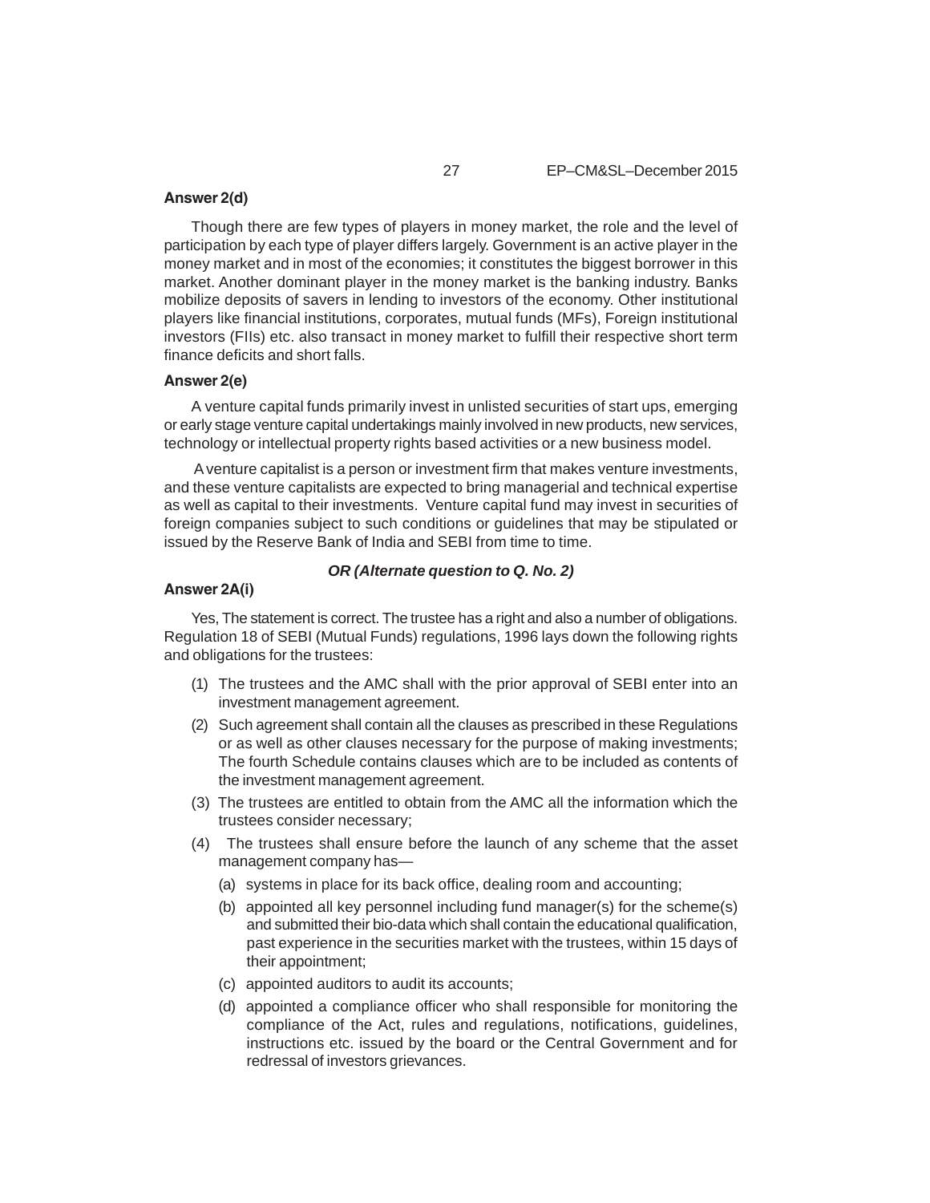**Answer 2(d)**

Though there are few types of players in money market, the role and the level of participation by each type of player differs largely. Government is an active player in the money market and in most of the economies; it constitutes the biggest borrower in this market. Another dominant player in the money market is the banking industry. Banks mobilize deposits of savers in lending to investors of the economy. Other institutional players like financial institutions, corporates, mutual funds (MFs), Foreign institutional investors (FIIs) etc. also transact in money market to fulfill their respective short term finance deficits and short falls.

**Answer 2(e)**

A venture capital funds primarily invest in unlisted securities of start ups, emerging or early stage venture capital undertakings mainly involved in new products, new services, technology or intellectual property rights based activities or a new business model.

A venture capitalist is a person or investment firm that makes venture investments, and these venture capitalists are expected to bring managerial and technical expertise as well as capital to their investments. Venture capital fund may invest in securities of foreign companies subject to such conditions or guidelines that may be stipulated or issued by the Reserve Bank of India and SEBI from time to time.

***OR (Alternate question to Q. No. 2)***

**Answer 2A(i)**

Yes, The statement is correct. The trustee has a right and also a number of obligations. Regulation 18 of SEBI (Mutual Funds) regulations, 1996 lays down the following rights and obligations for the trustees:

(1) The trustees and the AMC shall with the prior approval of SEBI enter into an investment management agreement.

(2) Such agreement shall contain all the clauses as prescribed in these Regulations or as well as other clauses necessary for the purpose of making investments; The fourth Schedule contains clauses which are to be included as contents of the investment management agreement.

(3) The trustees are entitled to obtain from the AMC all the information which the trustees consider necessary;

(4) The trustees shall ensure before the launch of any scheme that the asset management company has—

   (a) systems in place for its back office, dealing room and accounting;

   (b) appointed all key personnel including fund manager(s) for the scheme(s) and submitted their bio-data which shall contain the educational qualification, past experience in the securities market with the trustees, within 15 days of their appointment;

   (c) appointed auditors to audit its accounts;

   (d) appointed a compliance officer who shall responsible for monitoring the compliance of the Act, rules and regulations, notifications, guidelines, instructions etc. issued by the board or the Central Government and for redressal of investors grievances.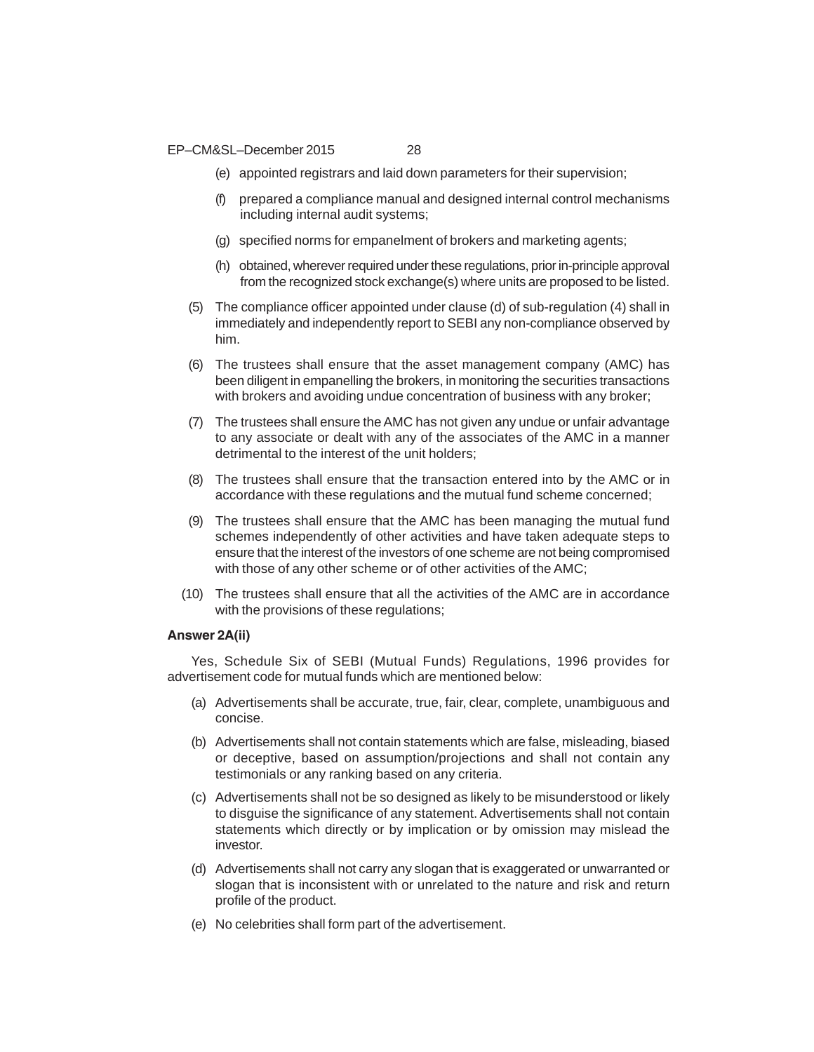(e) appointed registrars and laid down parameters for their supervision;

(f) prepared a compliance manual and designed internal control mechanisms including internal audit systems;

(g) specified norms for empanelment of brokers and marketing agents;

(h) obtained, wherever required under these regulations, prior in-principle approval from the recognized stock exchange(s) where units are proposed to be listed.

(5) The compliance officer appointed under clause (d) of sub-regulation (4) shall in immediately and independently report to SEBI any non-compliance observed by him.

(6) The trustees shall ensure that the asset management company (AMC) has been diligent in empanelling the brokers, in monitoring the securities transactions with brokers and avoiding undue concentration of business with any broker;

(7) The trustees shall ensure the AMC has not given any undue or unfair advantage to any associate or dealt with any of the associates of the AMC in a manner detrimental to the interest of the unit holders;

(8) The trustees shall ensure that the transaction entered into by the AMC or in accordance with these regulations and the mutual fund scheme concerned;

(9) The trustees shall ensure that the AMC has been managing the mutual fund schemes independently of other activities and have taken adequate steps to ensure that the interest of the investors of one scheme are not being compromised with those of any other scheme or of other activities of the AMC;

(10) The trustees shall ensure that all the activities of the AMC are in accordance with the provisions of these regulations;

**Answer 2A(ii)**

Yes, Schedule Six of SEBI (Mutual Funds) Regulations, 1996 provides for advertisement code for mutual funds which are mentioned below:

(a) Advertisements shall be accurate, true, fair, clear, complete, unambiguous and concise.

(b) Advertisements shall not contain statements which are false, misleading, biased or deceptive, based on assumption/projections and shall not contain any testimonials or any ranking based on any criteria.

(c) Advertisements shall not be so designed as likely to be misunderstood or likely to disguise the significance of any statement. Advertisements shall not contain statements which directly or by implication or by omission may mislead the investor.

(d) Advertisements shall not carry any slogan that is exaggerated or unwarranted or slogan that is inconsistent with or unrelated to the nature and risk and return profile of the product.

(e) No celebrities shall form part of the advertisement.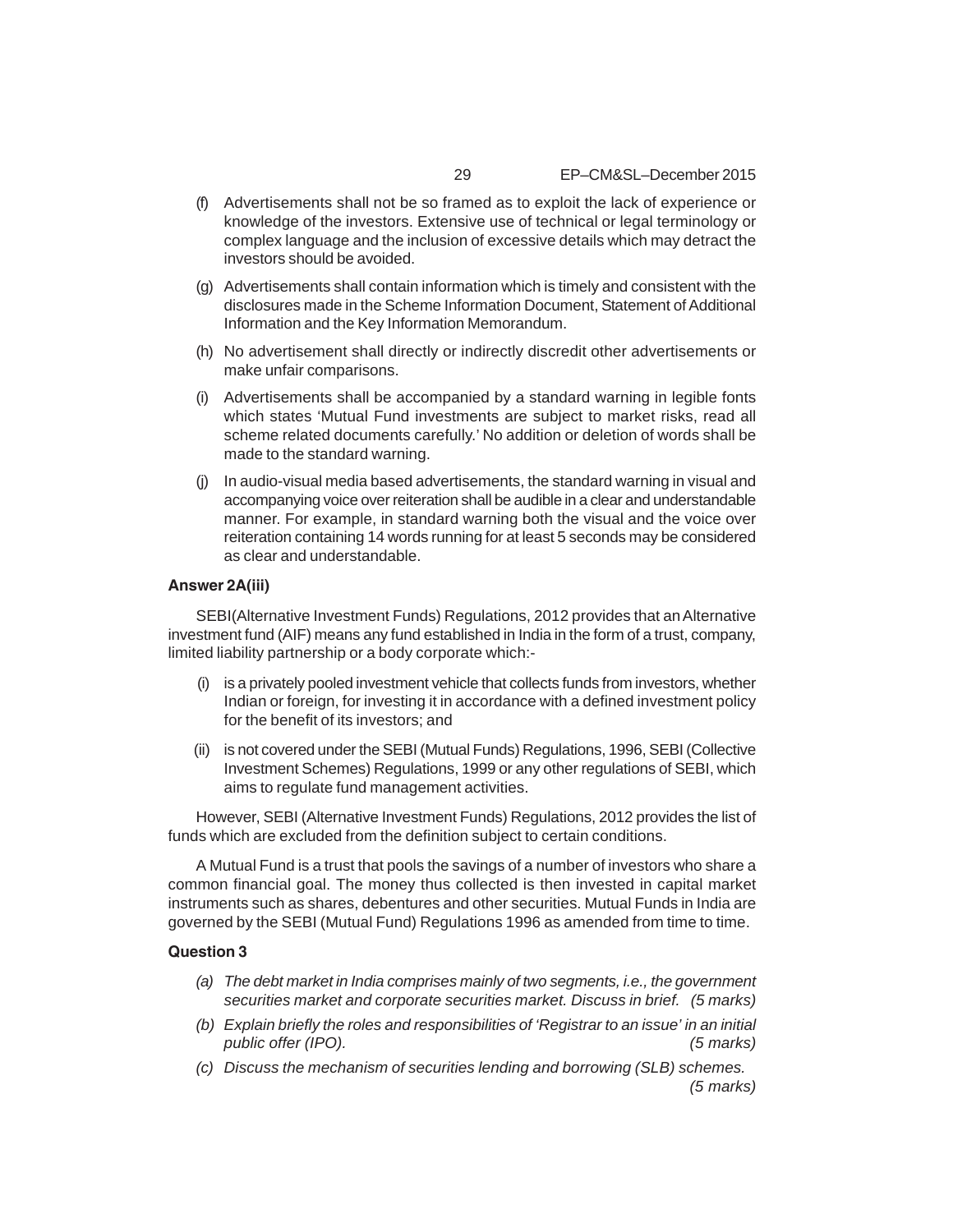(f) Advertisements shall not be so framed as to exploit the lack of experience or knowledge of the investors. Extensive use of technical or legal terminology or complex language and the inclusion of excessive details which may detract the investors should be avoided.

(g) Advertisements shall contain information which is timely and consistent with the disclosures made in the Scheme Information Document, Statement of Additional Information and the Key Information Memorandum.

(h) No advertisement shall directly or indirectly discredit other advertisements or make unfair comparisons.

(i) Advertisements shall be accompanied by a standard warning in legible fonts which states 'Mutual Fund investments are subject to market risks, read all scheme related documents carefully.' No addition or deletion of words shall be made to the standard warning.

(j) In audio-visual media based advertisements, the standard warning in visual and accompanying voice over reiteration shall be audible in a clear and understandable manner. For example, in standard warning both the visual and the voice over reiteration containing 14 words running for at least 5 seconds may be considered as clear and understandable.

**Answer 2A(iii)**

SEBI(Alternative Investment Funds) Regulations, 2012 provides that an Alternative investment fund (AIF) means any fund established in India in the form of a trust, company, limited liability partnership or a body corporate which:-

(i) is a privately pooled investment vehicle that collects funds from investors, whether Indian or foreign, for investing it in accordance with a defined investment policy for the benefit of its investors; and

(ii) is not covered under the SEBI (Mutual Funds) Regulations, 1996, SEBI (Collective Investment Schemes) Regulations, 1999 or any other regulations of SEBI, which aims to regulate fund management activities.

However, SEBI (Alternative Investment Funds) Regulations, 2012 provides the list of funds which are excluded from the definition subject to certain conditions.

A Mutual Fund is a trust that pools the savings of a number of investors who share a common financial goal. The money thus collected is then invested in capital market instruments such as shares, debentures and other securities. Mutual Funds in India are governed by the SEBI (Mutual Fund) Regulations 1996 as amended from time to time.

**Question 3**

*(a) The debt market in India comprises mainly of two segments, i.e., the government securities market and corporate securities market. Discuss in brief. (5 marks)*

*(b) Explain briefly the roles and responsibilities of 'Registrar to an issue' in an initial public offer (IPO). (5 marks)*

*(c) Discuss the mechanism of securities lending and borrowing (SLB) schemes. (5 marks)*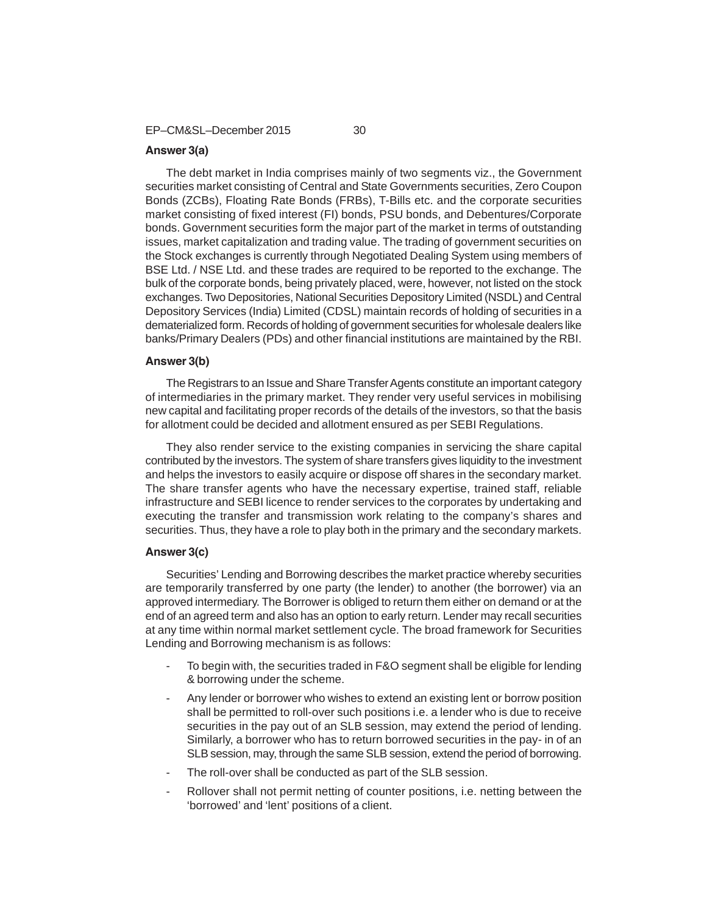**Answer 3(a)**

The debt market in India comprises mainly of two segments viz., the Government securities market consisting of Central and State Governments securities, Zero Coupon Bonds (ZCBs), Floating Rate Bonds (FRBs), T-Bills etc. and the corporate securities market consisting of fixed interest (FI) bonds, PSU bonds, and Debentures/Corporate bonds. Government securities form the major part of the market in terms of outstanding issues, market capitalization and trading value. The trading of government securities on the Stock exchanges is currently through Negotiated Dealing System using members of BSE Ltd. / NSE Ltd. and these trades are required to be reported to the exchange. The bulk of the corporate bonds, being privately placed, were, however, not listed on the stock exchanges. Two Depositories, National Securities Depository Limited (NSDL) and Central Depository Services (India) Limited (CDSL) maintain records of holding of securities in a dematerialized form. Records of holding of government securities for wholesale dealers like banks/Primary Dealers (PDs) and other financial institutions are maintained by the RBI.

**Answer 3(b)**

The Registrars to an Issue and Share Transfer Agents constitute an important category of intermediaries in the primary market. They render very useful services in mobilising new capital and facilitating proper records of the details of the investors, so that the basis for allotment could be decided and allotment ensured as per SEBI Regulations.

They also render service to the existing companies in servicing the share capital contributed by the investors. The system of share transfers gives liquidity to the investment and helps the investors to easily acquire or dispose off shares in the secondary market. The share transfer agents who have the necessary expertise, trained staff, reliable infrastructure and SEBI licence to render services to the corporates by undertaking and executing the transfer and transmission work relating to the company's shares and securities. Thus, they have a role to play both in the primary and the secondary markets.

**Answer 3(c)**

Securities' Lending and Borrowing describes the market practice whereby securities are temporarily transferred by one party (the lender) to another (the borrower) via an approved intermediary. The Borrower is obliged to return them either on demand or at the end of an agreed term and also has an option to early return. Lender may recall securities at any time within normal market settlement cycle. The broad framework for Securities Lending and Borrowing mechanism is as follows:

- To begin with, the securities traded in F&O segment shall be eligible for lending & borrowing under the scheme.
- Any lender or borrower who wishes to extend an existing lent or borrow position shall be permitted to roll-over such positions i.e. a lender who is due to receive securities in the pay out of an SLB session, may extend the period of lending. Similarly, a borrower who has to return borrowed securities in the pay- in of an SLB session, may, through the same SLB session, extend the period of borrowing.
- The roll-over shall be conducted as part of the SLB session.
- Rollover shall not permit netting of counter positions, i.e. netting between the 'borrowed' and 'lent' positions of a client.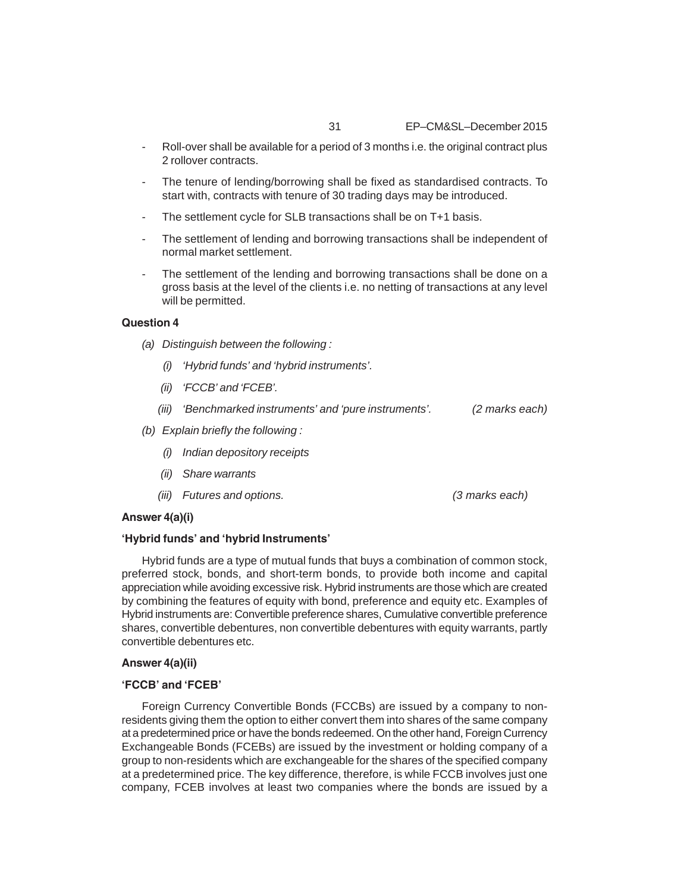- Roll-over shall be available for a period of 3 months i.e. the original contract plus 2 rollover contracts.
- The tenure of lending/borrowing shall be fixed as standardised contracts. To start with, contracts with tenure of 30 trading days may be introduced.
- The settlement cycle for SLB transactions shall be on T+1 basis.
- The settlement of lending and borrowing transactions shall be independent of normal market settlement.
- The settlement of the lending and borrowing transactions shall be done on a gross basis at the level of the clients i.e. no netting of transactions at any level will be permitted.

**Question 4**

*(a) Distinguish between the following :*

*(i) 'Hybrid funds' and 'hybrid instruments'.*

*(ii) 'FCCB' and 'FCEB'.*

*(iii) 'Benchmarked instruments' and 'pure instruments'. (2 marks each)*

*(b) Explain briefly the following :*

*(i) Indian depository receipts*

*(ii) Share warrants*

*(iii) Futures and options. (3 marks each)*

**Answer 4(a)(i)**

**'Hybrid funds' and 'hybrid Instruments'**

Hybrid funds are a type of mutual funds that buys a combination of common stock, preferred stock, bonds, and short-term bonds, to provide both income and capital appreciation while avoiding excessive risk. Hybrid instruments are those which are created by combining the features of equity with bond, preference and equity etc. Examples of Hybrid instruments are: Convertible preference shares, Cumulative convertible preference shares, convertible debentures, non convertible debentures with equity warrants, partly convertible debentures etc.

**Answer 4(a)(ii)**

**'FCCB' and 'FCEB'**

Foreign Currency Convertible Bonds (FCCBs) are issued by a company to non-residents giving them the option to either convert them into shares of the same company at a predetermined price or have the bonds redeemed. On the other hand, Foreign Currency Exchangeable Bonds (FCEBs) are issued by the investment or holding company of a group to non-residents which are exchangeable for the shares of the specified company at a predetermined price. The key difference, therefore, is while FCCB involves just one company, FCEB involves at least two companies where the bonds are issued by a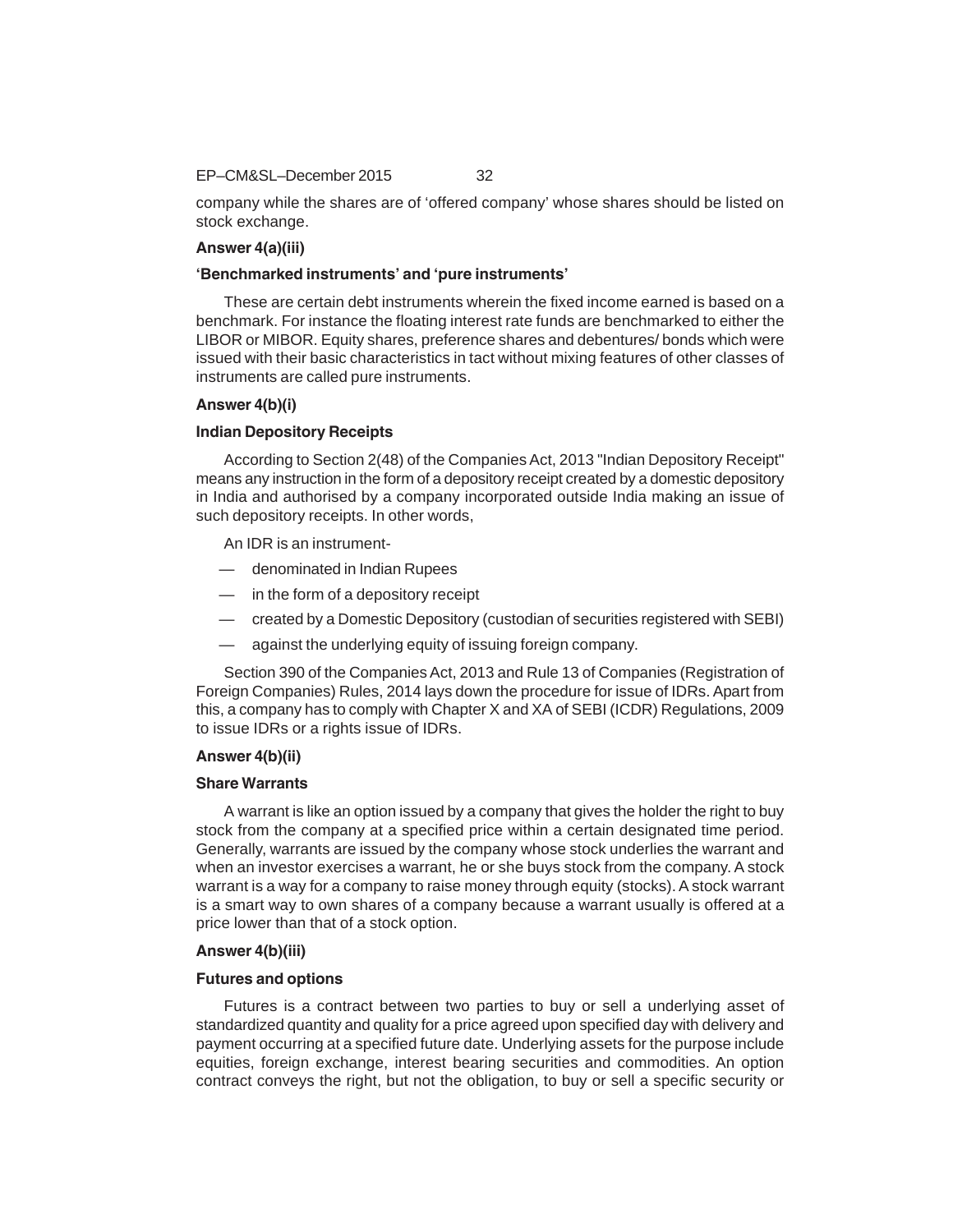company while the shares are of 'offered company' whose shares should be listed on stock exchange.

**Answer 4(a)(iii)**

**'Benchmarked instruments' and 'pure instruments'**

These are certain debt instruments wherein the fixed income earned is based on a benchmark. For instance the floating interest rate funds are benchmarked to either the LIBOR or MIBOR. Equity shares, preference shares and debentures/ bonds which were issued with their basic characteristics in tact without mixing features of other classes of instruments are called pure instruments.

**Answer 4(b)(i)**

**Indian Depository Receipts**

According to Section 2(48) of the Companies Act, 2013 "Indian Depository Receipt" means any instruction in the form of a depository receipt created by a domestic depository in India and authorised by a company incorporated outside India making an issue of such depository receipts. In other words,

An IDR is an instrument-

— denominated in Indian Rupees

— in the form of a depository receipt

— created by a Domestic Depository (custodian of securities registered with SEBI)

— against the underlying equity of issuing foreign company.

Section 390 of the Companies Act, 2013 and Rule 13 of Companies (Registration of Foreign Companies) Rules, 2014 lays down the procedure for issue of IDRs. Apart from this, a company has to comply with Chapter X and XA of SEBI (ICDR) Regulations, 2009 to issue IDRs or a rights issue of IDRs.

**Answer 4(b)(ii)**

**Share Warrants**

A warrant is like an option issued by a company that gives the holder the right to buy stock from the company at a specified price within a certain designated time period. Generally, warrants are issued by the company whose stock underlies the warrant and when an investor exercises a warrant, he or she buys stock from the company. A stock warrant is a way for a company to raise money through equity (stocks). A stock warrant is a smart way to own shares of a company because a warrant usually is offered at a price lower than that of a stock option.

**Answer 4(b)(iii)**

**Futures and options**

Futures is a contract between two parties to buy or sell a underlying asset of standardized quantity and quality for a price agreed upon specified day with delivery and payment occurring at a specified future date. Underlying assets for the purpose include equities, foreign exchange, interest bearing securities and commodities. An option contract conveys the right, but not the obligation, to buy or sell a specific security or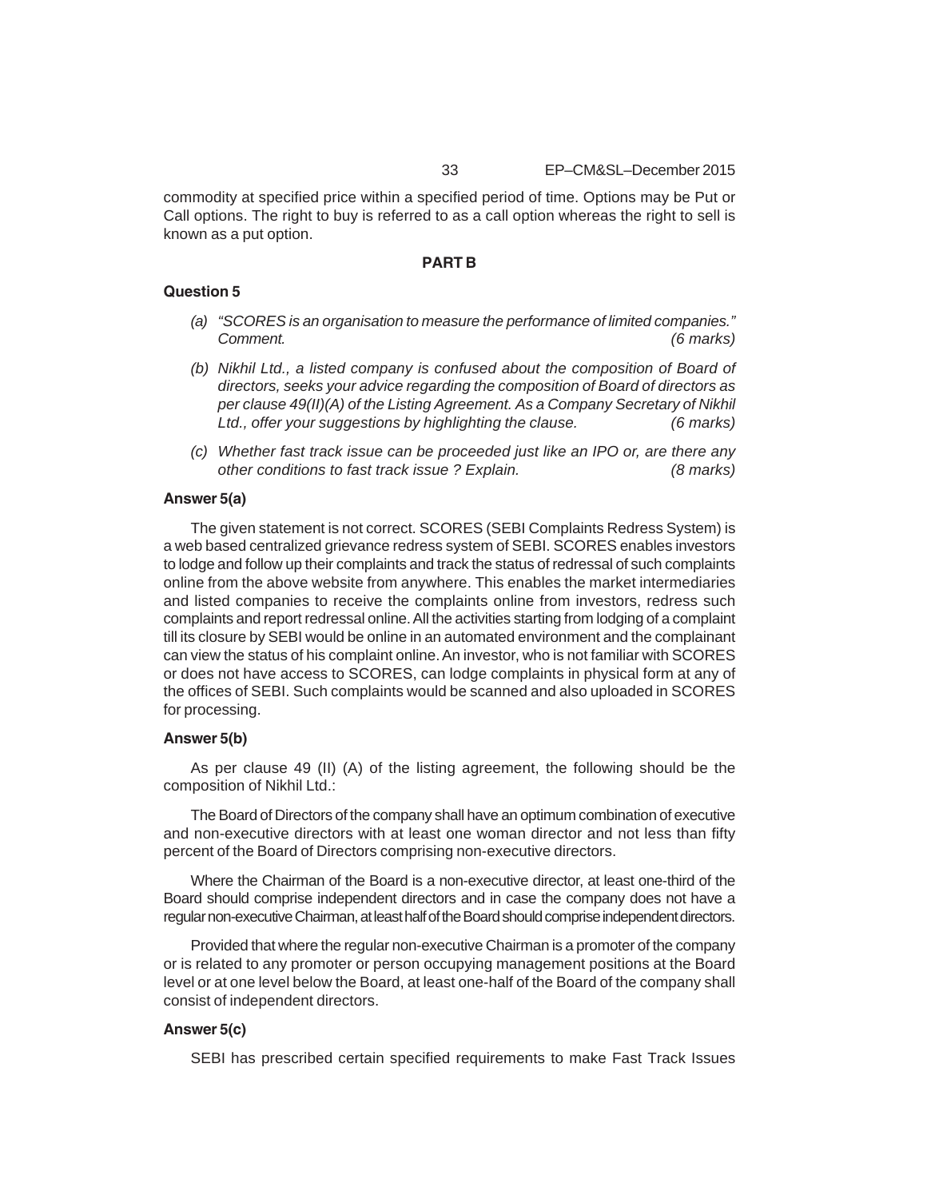commodity at specified price within a specified period of time. Options may be Put or Call options. The right to buy is referred to as a call option whereas the right to sell is known as a put option.

## PART B

### Question 5

*(a) "SCORES is an organisation to measure the performance of limited companies." Comment. (6 marks)*

*(b) Nikhil Ltd., a listed company is confused about the composition of Board of directors, seeks your advice regarding the composition of Board of directors as per clause 49(II)(A) of the Listing Agreement. As a Company Secretary of Nikhil Ltd., offer your suggestions by highlighting the clause. (6 marks)*

*(c) Whether fast track issue can be proceeded just like an IPO or, are there any other conditions to fast track issue ? Explain. (8 marks)*

### Answer 5(a)

The given statement is not correct. SCORES (SEBI Complaints Redress System) is a web based centralized grievance redress system of SEBI. SCORES enables investors to lodge and follow up their complaints and track the status of redressal of such complaints online from the above website from anywhere. This enables the market intermediaries and listed companies to receive the complaints online from investors, redress such complaints and report redressal online. All the activities starting from lodging of a complaint till its closure by SEBI would be online in an automated environment and the complainant can view the status of his complaint online. An investor, who is not familiar with SCORES or does not have access to SCORES, can lodge complaints in physical form at any of the offices of SEBI. Such complaints would be scanned and also uploaded in SCORES for processing.

### Answer 5(b)

As per clause 49 (II) (A) of the listing agreement, the following should be the composition of Nikhil Ltd.:

The Board of Directors of the company shall have an optimum combination of executive and non-executive directors with at least one woman director and not less than fifty percent of the Board of Directors comprising non-executive directors.

Where the Chairman of the Board is a non-executive director, at least one-third of the Board should comprise independent directors and in case the company does not have a regular non-executive Chairman, at least half of the Board should comprise independent directors.

Provided that where the regular non-executive Chairman is a promoter of the company or is related to any promoter or person occupying management positions at the Board level or at one level below the Board, at least one-half of the Board of the company shall consist of independent directors.

### Answer 5(c)

SEBI has prescribed certain specified requirements to make Fast Track Issues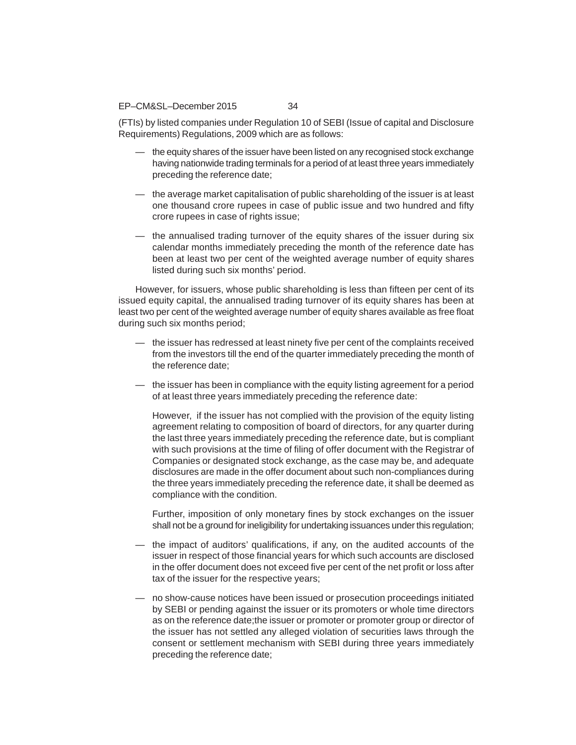(FTIs) by listed companies under Regulation 10 of SEBI (Issue of capital and Disclosure Requirements) Regulations, 2009 which are as follows:

— the equity shares of the issuer have been listed on any recognised stock exchange having nationwide trading terminals for a period of at least three years immediately preceding the reference date;

— the average market capitalisation of public shareholding of the issuer is at least one thousand crore rupees in case of public issue and two hundred and fifty crore rupees in case of rights issue;

— the annualised trading turnover of the equity shares of the issuer during six calendar months immediately preceding the month of the reference date has been at least two per cent of the weighted average number of equity shares listed during such six months' period.

However, for issuers, whose public shareholding is less than fifteen per cent of its issued equity capital, the annualised trading turnover of its equity shares has been at least two per cent of the weighted average number of equity shares available as free float during such six months period;

— the issuer has redressed at least ninety five per cent of the complaints received from the investors till the end of the quarter immediately preceding the month of the reference date;

— the issuer has been in compliance with the equity listing agreement for a period of at least three years immediately preceding the reference date:

  However, if the issuer has not complied with the provision of the equity listing agreement relating to composition of board of directors, for any quarter during the last three years immediately preceding the reference date, but is compliant with such provisions at the time of filing of offer document with the Registrar of Companies or designated stock exchange, as the case may be, and adequate disclosures are made in the offer document about such non-compliances during the three years immediately preceding the reference date, it shall be deemed as compliance with the condition.

  Further, imposition of only monetary fines by stock exchanges on the issuer shall not be a ground for ineligibility for undertaking issuances under this regulation;

— the impact of auditors' qualifications, if any, on the audited accounts of the issuer in respect of those financial years for which such accounts are disclosed in the offer document does not exceed five per cent of the net profit or loss after tax of the issuer for the respective years;

— no show-cause notices have been issued or prosecution proceedings initiated by SEBI or pending against the issuer or its promoters or whole time directors as on the reference date;the issuer or promoter or promoter group or director of the issuer has not settled any alleged violation of securities laws through the consent or settlement mechanism with SEBI during three years immediately preceding the reference date;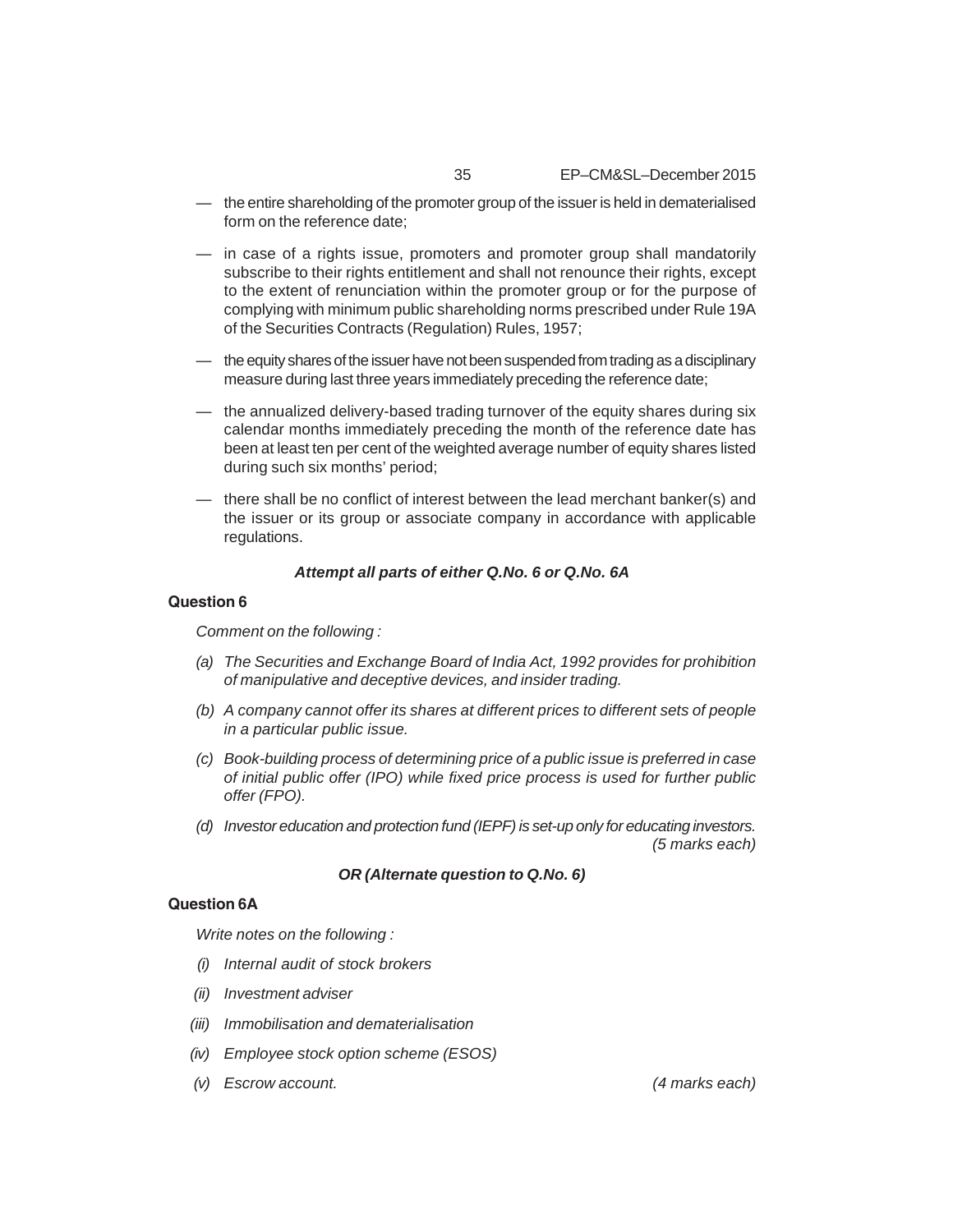— the entire shareholding of the promoter group of the issuer is held in dematerialised form on the reference date;

— in case of a rights issue, promoters and promoter group shall mandatorily subscribe to their rights entitlement and shall not renounce their rights, except to the extent of renunciation within the promoter group or for the purpose of complying with minimum public shareholding norms prescribed under Rule 19A of the Securities Contracts (Regulation) Rules, 1957;

— the equity shares of the issuer have not been suspended from trading as a disciplinary measure during last three years immediately preceding the reference date;

— the annualized delivery-based trading turnover of the equity shares during six calendar months immediately preceding the month of the reference date has been at least ten per cent of the weighted average number of equity shares listed during such six months' period;

— there shall be no conflict of interest between the lead merchant banker(s) and the issuer or its group or associate company in accordance with applicable regulations.

***Attempt all parts of either Q.No. 6 or Q.No. 6A***

**Question 6**

*Comment on the following :*

*(a) The Securities and Exchange Board of India Act, 1992 provides for prohibition of manipulative and deceptive devices, and insider trading.*

*(b) A company cannot offer its shares at different prices to different sets of people in a particular public issue.*

*(c) Book-building process of determining price of a public issue is preferred in case of initial public offer (IPO) while fixed price process is used for further public offer (FPO).*

*(d) Investor education and protection fund (IEPF) is set-up only for educating investors.*
*(5 marks each)*

***OR (Alternate question to Q.No. 6)***

**Question 6A**

*Write notes on the following :*

*(i) Internal audit of stock brokers*

*(ii) Investment adviser*

*(iii) Immobilisation and dematerialisation*

*(iv) Employee stock option scheme (ESOS)*

*(v) Escrow account.* *(4 marks each)*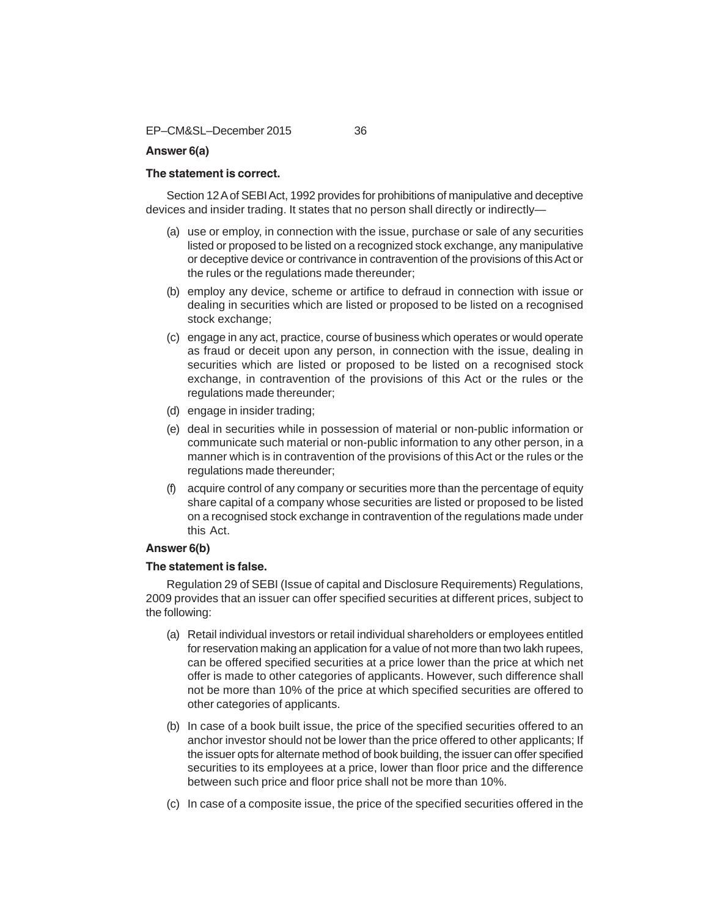**Answer 6(a)**

**The statement is correct.**

Section 12 A of SEBI Act, 1992 provides for prohibitions of manipulative and deceptive devices and insider trading. It states that no person shall directly or indirectly—

(a) use or employ, in connection with the issue, purchase or sale of any securities listed or proposed to be listed on a recognized stock exchange, any manipulative or deceptive device or contrivance in contravention of the provisions of this Act or the rules or the regulations made thereunder;

(b) employ any device, scheme or artifice to defraud in connection with issue or dealing in securities which are listed or proposed to be listed on a recognised stock exchange;

(c) engage in any act, practice, course of business which operates or would operate as fraud or deceit upon any person, in connection with the issue, dealing in securities which are listed or proposed to be listed on a recognised stock exchange, in contravention of the provisions of this Act or the rules or the regulations made thereunder;

(d) engage in insider trading;

(e) deal in securities while in possession of material or non-public information or communicate such material or non-public information to any other person, in a manner which is in contravention of the provisions of this Act or the rules or the regulations made thereunder;

(f) acquire control of any company or securities more than the percentage of equity share capital of a company whose securities are listed or proposed to be listed on a recognised stock exchange in contravention of the regulations made under this Act.

**Answer 6(b)**

**The statement is false.**

Regulation 29 of SEBI (Issue of capital and Disclosure Requirements) Regulations, 2009 provides that an issuer can offer specified securities at different prices, subject to the following:

(a) Retail individual investors or retail individual shareholders or employees entitled for reservation making an application for a value of not more than two lakh rupees, can be offered specified securities at a price lower than the price at which net offer is made to other categories of applicants. However, such difference shall not be more than 10% of the price at which specified securities are offered to other categories of applicants.

(b) In case of a book built issue, the price of the specified securities offered to an anchor investor should not be lower than the price offered to other applicants; If the issuer opts for alternate method of book building, the issuer can offer specified securities to its employees at a price, lower than floor price and the difference between such price and floor price shall not be more than 10%.

(c) In case of a composite issue, the price of the specified securities offered in the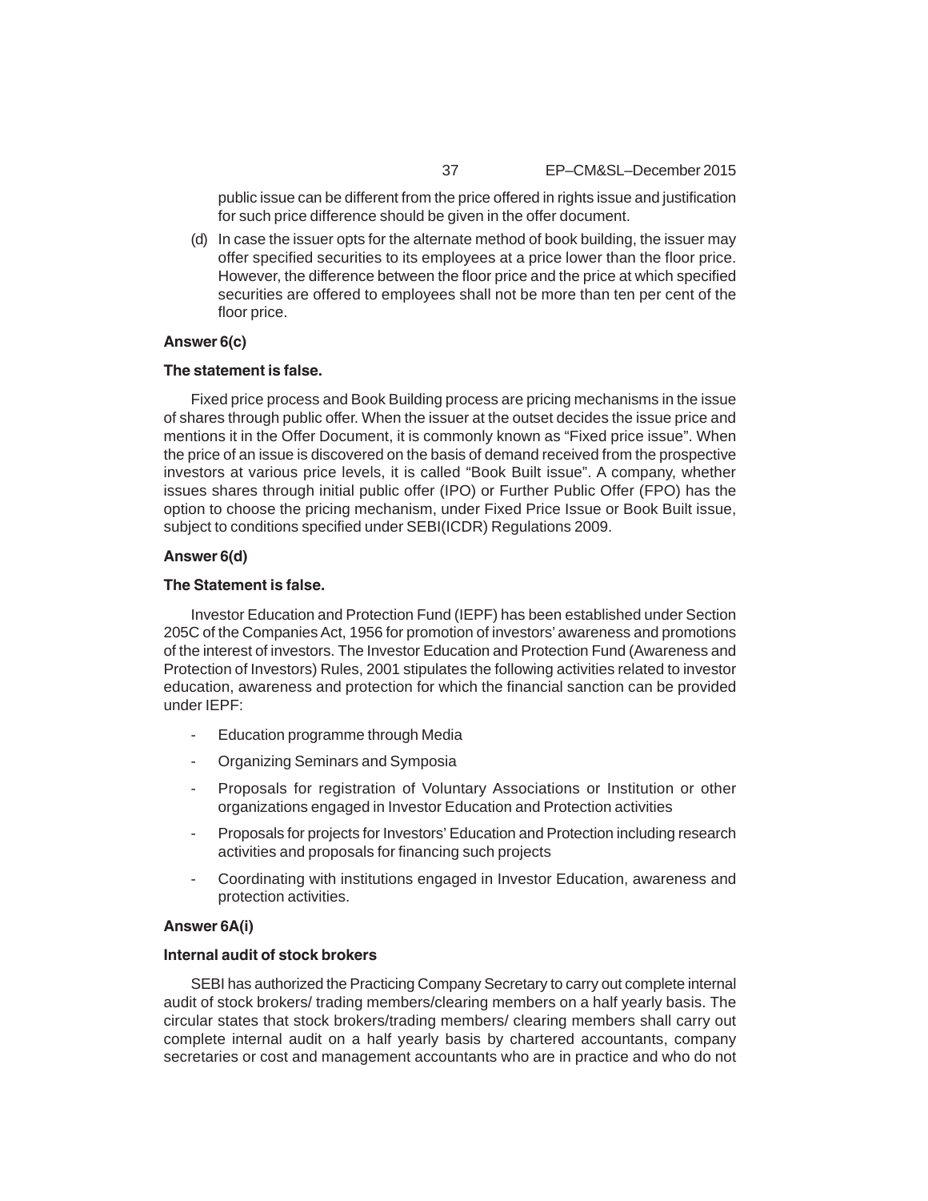public issue can be different from the price offered in rights issue and justification for such price difference should be given in the offer document.

(d) In case the issuer opts for the alternate method of book building, the issuer may offer specified securities to its employees at a price lower than the floor price. However, the difference between the floor price and the price at which specified securities are offered to employees shall not be more than ten per cent of the floor price.

**Answer 6(c)**

**The statement is false.**

Fixed price process and Book Building process are pricing mechanisms in the issue of shares through public offer. When the issuer at the outset decides the issue price and mentions it in the Offer Document, it is commonly known as "Fixed price issue". When the price of an issue is discovered on the basis of demand received from the prospective investors at various price levels, it is called "Book Built issue". A company, whether issues shares through initial public offer (IPO) or Further Public Offer (FPO) has the option to choose the pricing mechanism, under Fixed Price Issue or Book Built issue, subject to conditions specified under SEBI(ICDR) Regulations 2009.

**Answer 6(d)**

**The Statement is false.**

Investor Education and Protection Fund (IEPF) has been established under Section 205C of the Companies Act, 1956 for promotion of investors' awareness and promotions of the interest of investors. The Investor Education and Protection Fund (Awareness and Protection of Investors) Rules, 2001 stipulates the following activities related to investor education, awareness and protection for which the financial sanction can be provided under IEPF:

- Education programme through Media
- Organizing Seminars and Symposia
- Proposals for registration of Voluntary Associations or Institution or other organizations engaged in Investor Education and Protection activities
- Proposals for projects for Investors' Education and Protection including research activities and proposals for financing such projects
- Coordinating with institutions engaged in Investor Education, awareness and protection activities.

**Answer 6A(i)**

**Internal audit of stock brokers**

SEBI has authorized the Practicing Company Secretary to carry out complete internal audit of stock brokers/ trading members/clearing members on a half yearly basis. The circular states that stock brokers/trading members/ clearing members shall carry out complete internal audit on a half yearly basis by chartered accountants, company secretaries or cost and management accountants who are in practice and who do not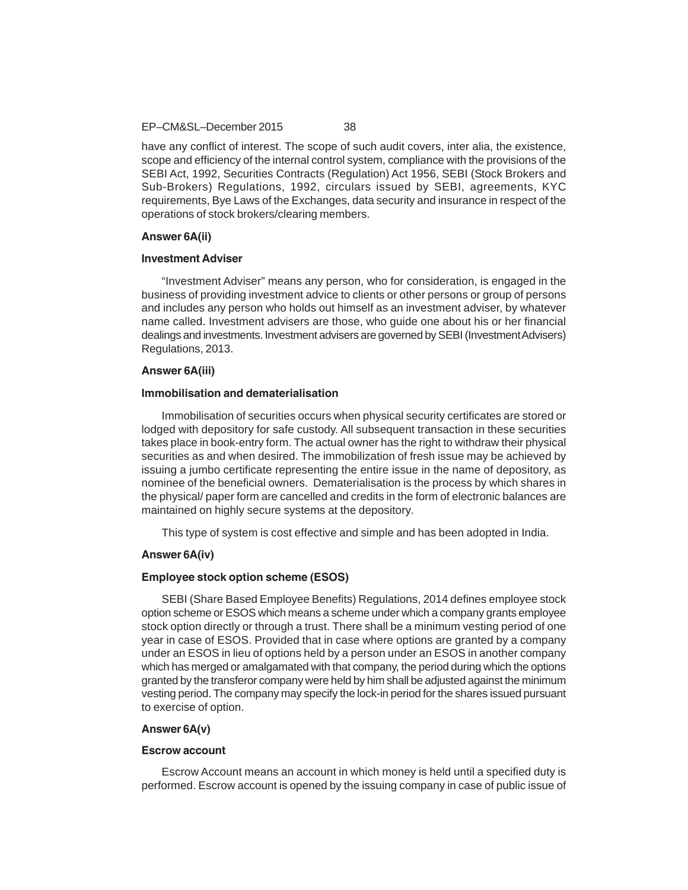have any conflict of interest. The scope of such audit covers, inter alia, the existence, scope and efficiency of the internal control system, compliance with the provisions of the SEBI Act, 1992, Securities Contracts (Regulation) Act 1956, SEBI (Stock Brokers and Sub-Brokers) Regulations, 1992, circulars issued by SEBI, agreements, KYC requirements, Bye Laws of the Exchanges, data security and insurance in respect of the operations of stock brokers/clearing members.

**Answer 6A(ii)**

**Investment Adviser**

"Investment Adviser" means any person, who for consideration, is engaged in the business of providing investment advice to clients or other persons or group of persons and includes any person who holds out himself as an investment adviser, by whatever name called. Investment advisers are those, who guide one about his or her financial dealings and investments. Investment advisers are governed by SEBI (Investment Advisers) Regulations, 2013.

**Answer 6A(iii)**

**Immobilisation and dematerialisation**

Immobilisation of securities occurs when physical security certificates are stored or lodged with depository for safe custody. All subsequent transaction in these securities takes place in book-entry form. The actual owner has the right to withdraw their physical securities as and when desired. The immobilization of fresh issue may be achieved by issuing a jumbo certificate representing the entire issue in the name of depository, as nominee of the beneficial owners. Dematerialisation is the process by which shares in the physical/ paper form are cancelled and credits in the form of electronic balances are maintained on highly secure systems at the depository.

This type of system is cost effective and simple and has been adopted in India.

**Answer 6A(iv)**

**Employee stock option scheme (ESOS)**

SEBI (Share Based Employee Benefits) Regulations, 2014 defines employee stock option scheme or ESOS which means a scheme under which a company grants employee stock option directly or through a trust. There shall be a minimum vesting period of one year in case of ESOS. Provided that in case where options are granted by a company under an ESOS in lieu of options held by a person under an ESOS in another company which has merged or amalgamated with that company, the period during which the options granted by the transferor company were held by him shall be adjusted against the minimum vesting period. The company may specify the lock-in period for the shares issued pursuant to exercise of option.

**Answer 6A(v)**

**Escrow account**

Escrow Account means an account in which money is held until a specified duty is performed. Escrow account is opened by the issuing company in case of public issue of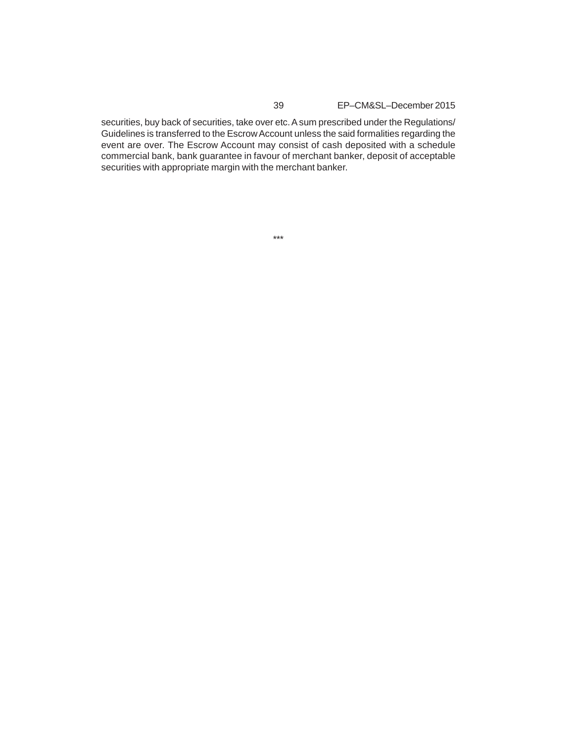securities, buy back of securities, take over etc. A sum prescribed under the Regulations/ Guidelines is transferred to the Escrow Account unless the said formalities regarding the event are over. The Escrow Account may consist of cash deposited with a schedule commercial bank, bank guarantee in favour of merchant banker, deposit of acceptable securities with appropriate margin with the merchant banker.

***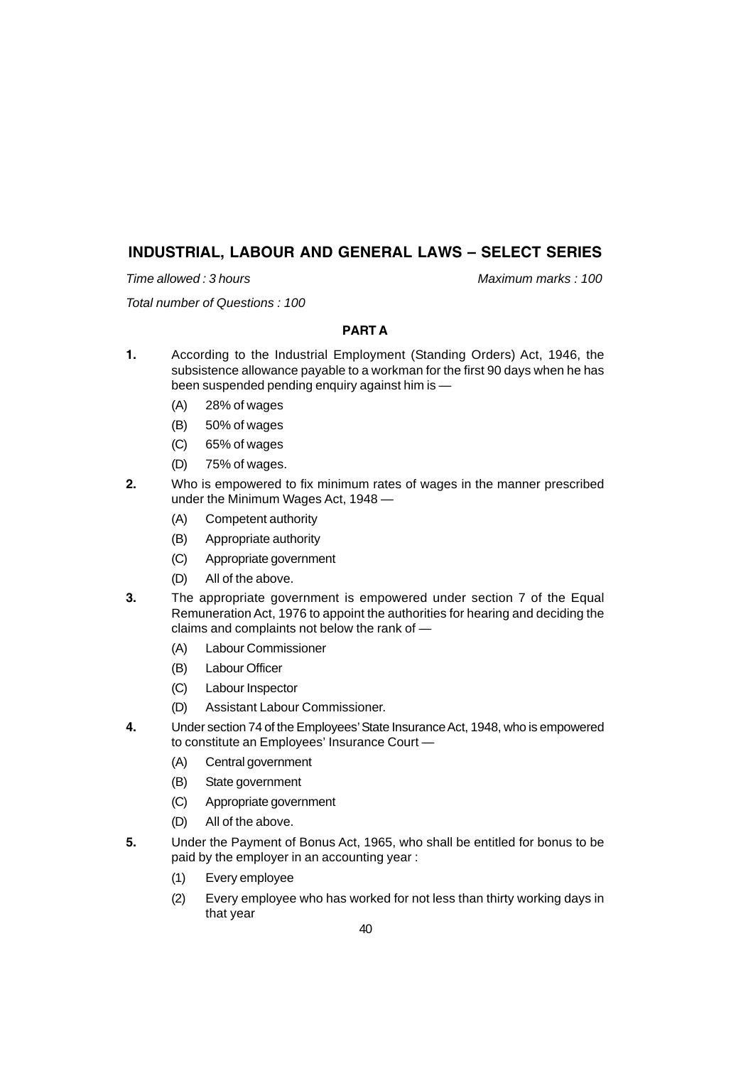## INDUSTRIAL, LABOUR AND GENERAL LAWS – SELECT SERIES

*Time allowed : 3 hours* *Maximum marks : 100*

*Total number of Questions : 100*

### PART A

**1.** According to the Industrial Employment (Standing Orders) Act, 1946, the subsistence allowance payable to a workman for the first 90 days when he has been suspended pending enquiry against him is —

(A) 28% of wages

(B) 50% of wages

(C) 65% of wages

(D) 75% of wages.

**2.** Who is empowered to fix minimum rates of wages in the manner prescribed under the Minimum Wages Act, 1948 —

(A) Competent authority

(B) Appropriate authority

(C) Appropriate government

(D) All of the above.

**3.** The appropriate government is empowered under section 7 of the Equal Remuneration Act, 1976 to appoint the authorities for hearing and deciding the claims and complaints not below the rank of —

(A) Labour Commissioner

(B) Labour Officer

(C) Labour Inspector

(D) Assistant Labour Commissioner.

**4.** Under section 74 of the Employees' State Insurance Act, 1948, who is empowered to constitute an Employees' Insurance Court —

(A) Central government

(B) State government

(C) Appropriate government

(D) All of the above.

**5.** Under the Payment of Bonus Act, 1965, who shall be entitled for bonus to be paid by the employer in an accounting year :

(1) Every employee

(2) Every employee who has worked for not less than thirty working days in that year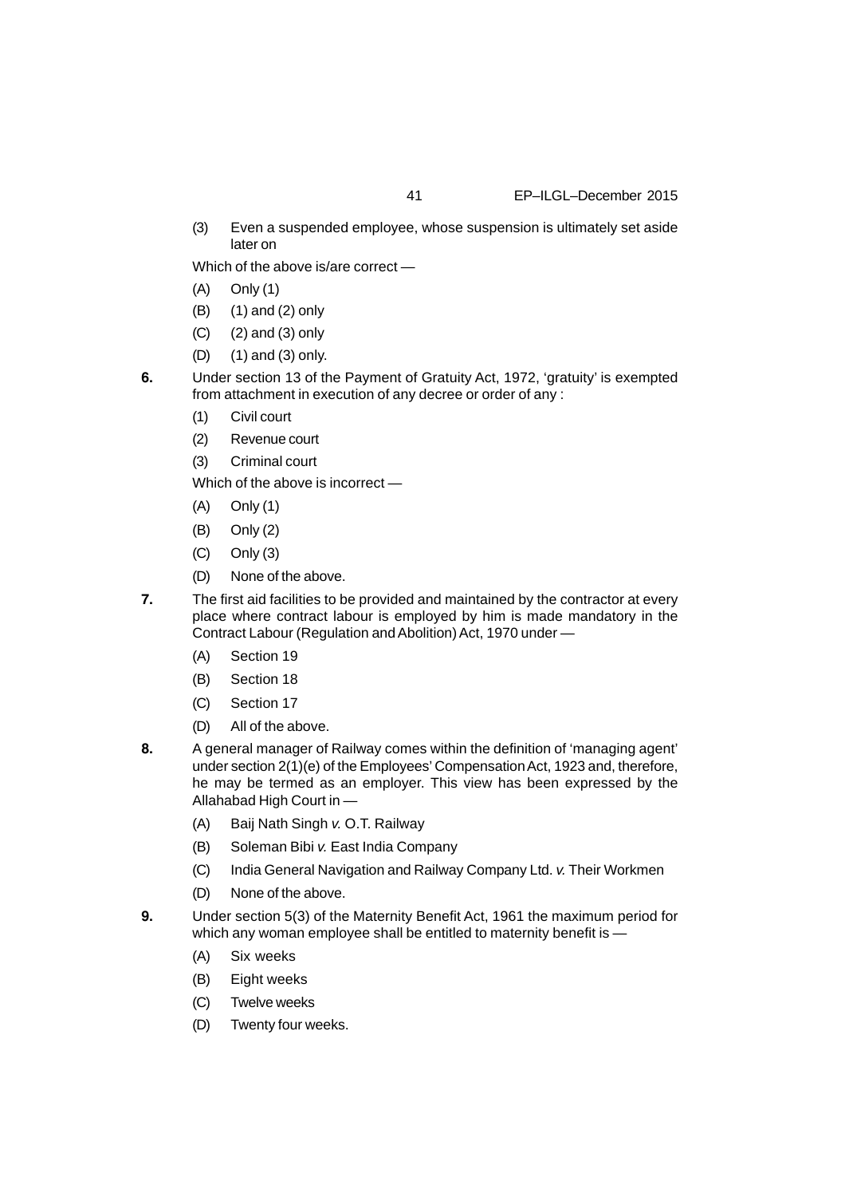(3) Even a suspended employee, whose suspension is ultimately set aside later on

Which of the above is/are correct —

(A) Only (1)

(B) (1) and (2) only

(C) (2) and (3) only

(D) (1) and (3) only.

**6.** Under section 13 of the Payment of Gratuity Act, 1972, 'gratuity' is exempted from attachment in execution of any decree or order of any :

(1) Civil court

(2) Revenue court

(3) Criminal court

Which of the above is incorrect —

(A) Only (1)

(B) Only (2)

(C) Only (3)

(D) None of the above.

**7.** The first aid facilities to be provided and maintained by the contractor at every place where contract labour is employed by him is made mandatory in the Contract Labour (Regulation and Abolition) Act, 1970 under —

(A) Section 19

(B) Section 18

(C) Section 17

(D) All of the above.

**8.** A general manager of Railway comes within the definition of 'managing agent' under section 2(1)(e) of the Employees' Compensation Act, 1923 and, therefore, he may be termed as an employer. This view has been expressed by the Allahabad High Court in —

(A) Baij Nath Singh *v.* O.T. Railway

(B) Soleman Bibi *v.* East India Company

(C) India General Navigation and Railway Company Ltd. *v.* Their Workmen

(D) None of the above.

**9.** Under section 5(3) of the Maternity Benefit Act, 1961 the maximum period for which any woman employee shall be entitled to maternity benefit is —

(A) Six weeks

(B) Eight weeks

(C) Twelve weeks

(D) Twenty four weeks.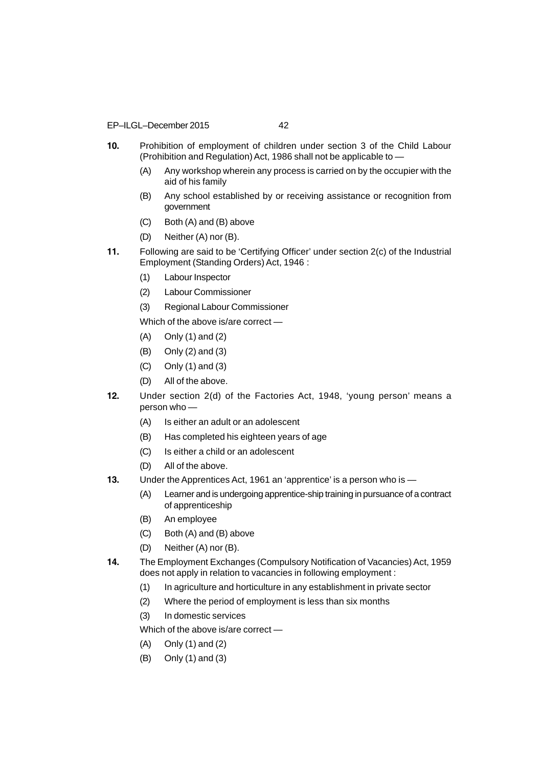**10.** Prohibition of employment of children under section 3 of the Child Labour (Prohibition and Regulation) Act, 1986 shall not be applicable to —

(A) Any workshop wherein any process is carried on by the occupier with the aid of his family

(B) Any school established by or receiving assistance or recognition from government

(C) Both (A) and (B) above

(D) Neither (A) nor (B).

**11.** Following are said to be 'Certifying Officer' under section 2(c) of the Industrial Employment (Standing Orders) Act, 1946 :

(1) Labour Inspector

(2) Labour Commissioner

(3) Regional Labour Commissioner

Which of the above is/are correct —

(A) Only (1) and (2)

(B) Only (2) and (3)

(C) Only (1) and (3)

(D) All of the above.

**12.** Under section 2(d) of the Factories Act, 1948, 'young person' means a person who —

(A) Is either an adult or an adolescent

(B) Has completed his eighteen years of age

(C) Is either a child or an adolescent

(D) All of the above.

**13.** Under the Apprentices Act, 1961 an 'apprentice' is a person who is —

(A) Learner and is undergoing apprentice-ship training in pursuance of a contract of apprenticeship

(B) An employee

(C) Both (A) and (B) above

(D) Neither (A) nor (B).

**14.** The Employment Exchanges (Compulsory Notification of Vacancies) Act, 1959 does not apply in relation to vacancies in following employment :

(1) In agriculture and horticulture in any establishment in private sector

(2) Where the period of employment is less than six months

(3) In domestic services

Which of the above is/are correct —

(A) Only (1) and (2)

(B) Only (1) and (3)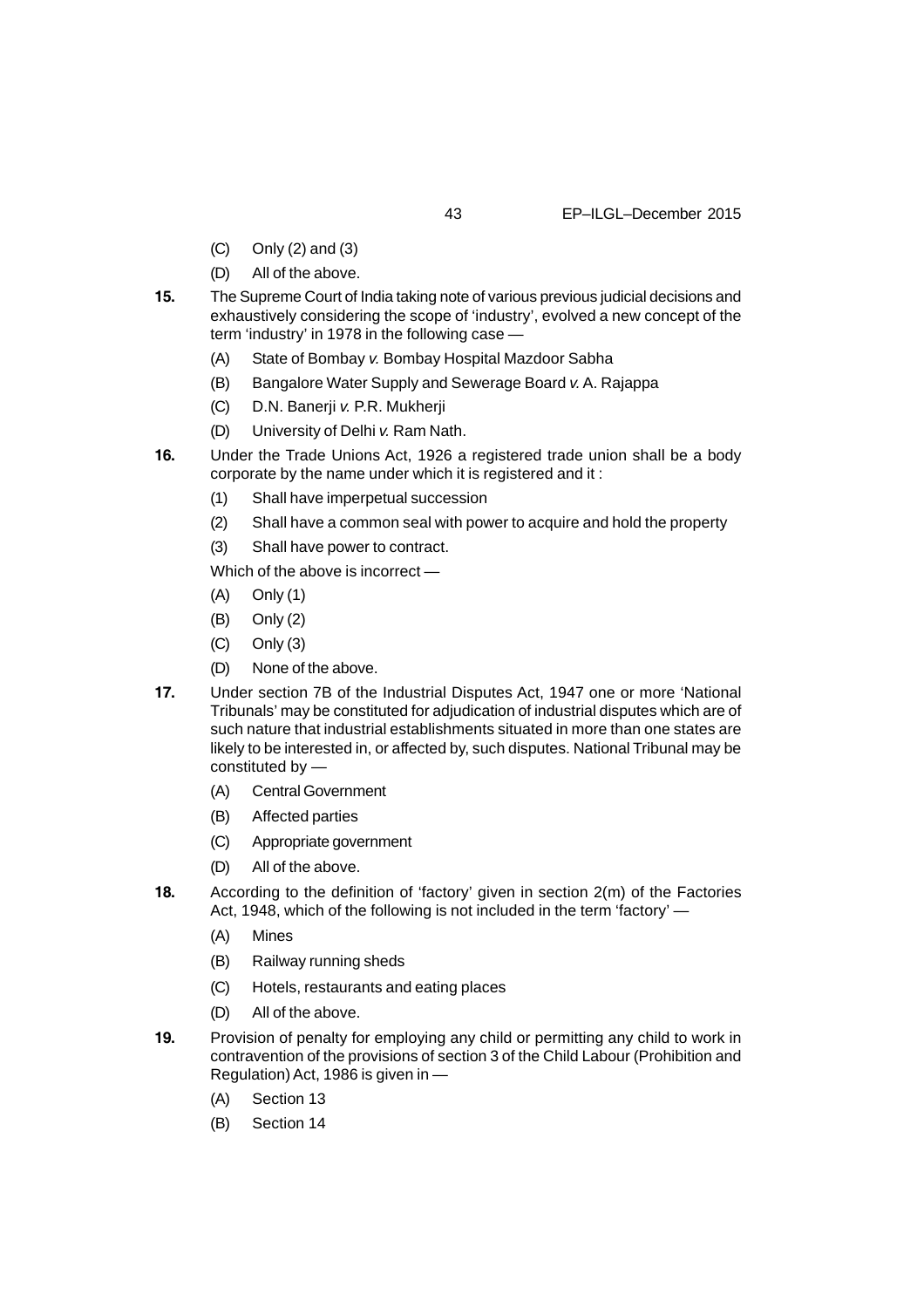(C) Only (2) and (3)

(D) All of the above.

**15.** The Supreme Court of India taking note of various previous judicial decisions and exhaustively considering the scope of 'industry', evolved a new concept of the term 'industry' in 1978 in the following case —

(A) State of Bombay *v.* Bombay Hospital Mazdoor Sabha

(B) Bangalore Water Supply and Sewerage Board *v.* A. Rajappa

(C) D.N. Banerji *v.* P.R. Mukherji

(D) University of Delhi *v.* Ram Nath.

**16.** Under the Trade Unions Act, 1926 a registered trade union shall be a body corporate by the name under which it is registered and it :

(1) Shall have imperpetual succession

(2) Shall have a common seal with power to acquire and hold the property

(3) Shall have power to contract.

Which of the above is incorrect —

(A) Only (1)

(B) Only (2)

(C) Only (3)

(D) None of the above.

**17.** Under section 7B of the Industrial Disputes Act, 1947 one or more 'National Tribunals' may be constituted for adjudication of industrial disputes which are of such nature that industrial establishments situated in more than one states are likely to be interested in, or affected by, such disputes. National Tribunal may be constituted by —

(A) Central Government

(B) Affected parties

(C) Appropriate government

(D) All of the above.

**18.** According to the definition of 'factory' given in section 2(m) of the Factories Act, 1948, which of the following is not included in the term 'factory' —

(A) Mines

(B) Railway running sheds

(C) Hotels, restaurants and eating places

(D) All of the above.

**19.** Provision of penalty for employing any child or permitting any child to work in contravention of the provisions of section 3 of the Child Labour (Prohibition and Regulation) Act, 1986 is given in —

(A) Section 13

(B) Section 14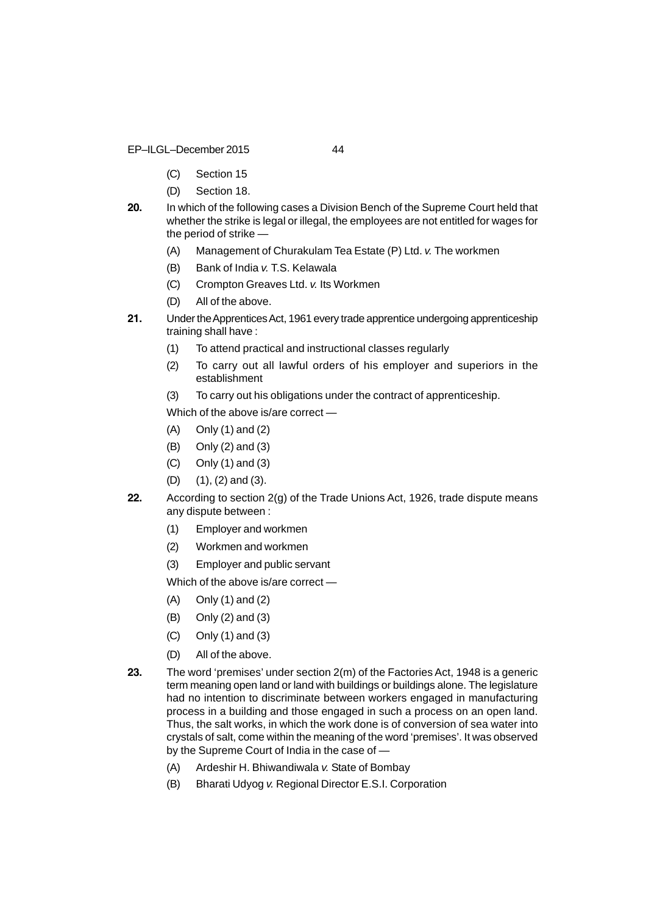(C) Section 15

(D) Section 18.

**20.** In which of the following cases a Division Bench of the Supreme Court held that whether the strike is legal or illegal, the employees are not entitled for wages for the period of strike —

(A) Management of Churakulam Tea Estate (P) Ltd. *v.* The workmen

(B) Bank of India *v.* T.S. Kelawala

(C) Crompton Greaves Ltd. *v.* Its Workmen

(D) All of the above.

**21.** Under the Apprentices Act, 1961 every trade apprentice undergoing apprenticeship training shall have :

(1) To attend practical and instructional classes regularly

(2) To carry out all lawful orders of his employer and superiors in the establishment

(3) To carry out his obligations under the contract of apprenticeship.

Which of the above is/are correct —

(A) Only (1) and (2)

(B) Only (2) and (3)

(C) Only (1) and (3)

(D) (1), (2) and (3).

**22.** According to section 2(g) of the Trade Unions Act, 1926, trade dispute means any dispute between :

(1) Employer and workmen

(2) Workmen and workmen

(3) Employer and public servant

Which of the above is/are correct —

(A) Only (1) and (2)

(B) Only (2) and (3)

(C) Only (1) and (3)

(D) All of the above.

**23.** The word 'premises' under section 2(m) of the Factories Act, 1948 is a generic term meaning open land or land with buildings or buildings alone. The legislature had no intention to discriminate between workers engaged in manufacturing process in a building and those engaged in such a process on an open land. Thus, the salt works, in which the work done is of conversion of sea water into crystals of salt, come within the meaning of the word 'premises'. It was observed by the Supreme Court of India in the case of —

(A) Ardeshir H. Bhiwandiwala *v.* State of Bombay

(B) Bharati Udyog *v.* Regional Director E.S.I. Corporation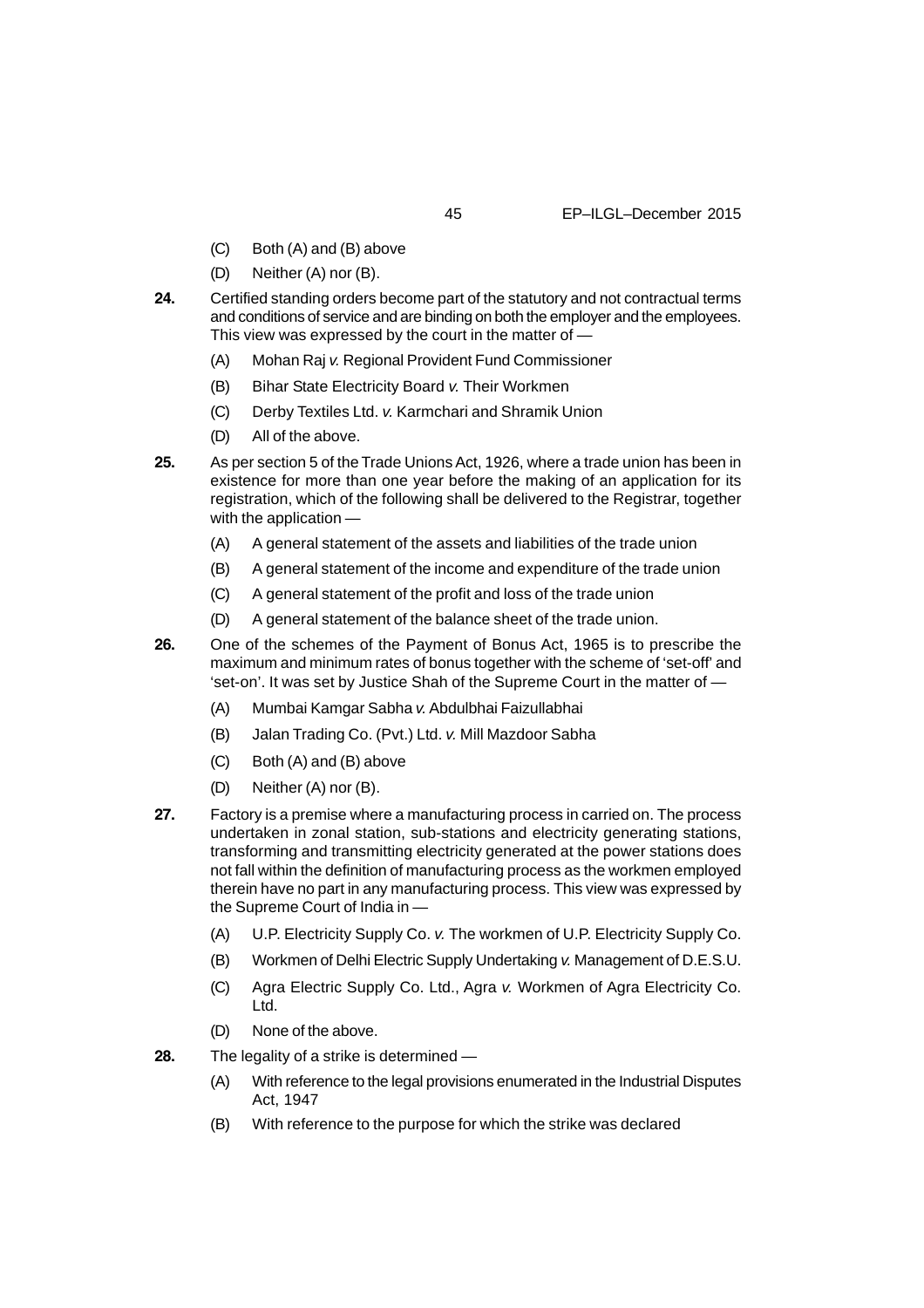(C) Both (A) and (B) above

(D) Neither (A) nor (B).

**24.** Certified standing orders become part of the statutory and not contractual terms and conditions of service and are binding on both the employer and the employees. This view was expressed by the court in the matter of —

(A) Mohan Raj *v.* Regional Provident Fund Commissioner

(B) Bihar State Electricity Board *v.* Their Workmen

(C) Derby Textiles Ltd. *v.* Karmchari and Shramik Union

(D) All of the above.

**25.** As per section 5 of the Trade Unions Act, 1926, where a trade union has been in existence for more than one year before the making of an application for its registration, which of the following shall be delivered to the Registrar, together with the application —

(A) A general statement of the assets and liabilities of the trade union

(B) A general statement of the income and expenditure of the trade union

(C) A general statement of the profit and loss of the trade union

(D) A general statement of the balance sheet of the trade union.

**26.** One of the schemes of the Payment of Bonus Act, 1965 is to prescribe the maximum and minimum rates of bonus together with the scheme of 'set-off' and 'set-on'. It was set by Justice Shah of the Supreme Court in the matter of —

(A) Mumbai Kamgar Sabha *v.* Abdulbhai Faizullabhai

(B) Jalan Trading Co. (Pvt.) Ltd. *v.* Mill Mazdoor Sabha

(C) Both (A) and (B) above

(D) Neither (A) nor (B).

**27.** Factory is a premise where a manufacturing process in carried on. The process undertaken in zonal station, sub-stations and electricity generating stations, transforming and transmitting electricity generated at the power stations does not fall within the definition of manufacturing process as the workmen employed therein have no part in any manufacturing process. This view was expressed by the Supreme Court of India in —

(A) U.P. Electricity Supply Co. *v.* The workmen of U.P. Electricity Supply Co.

(B) Workmen of Delhi Electric Supply Undertaking *v.* Management of D.E.S.U.

(C) Agra Electric Supply Co. Ltd., Agra *v.* Workmen of Agra Electricity Co. Ltd.

(D) None of the above.

**28.** The legality of a strike is determined —

(A) With reference to the legal provisions enumerated in the Industrial Disputes Act, 1947

(B) With reference to the purpose for which the strike was declared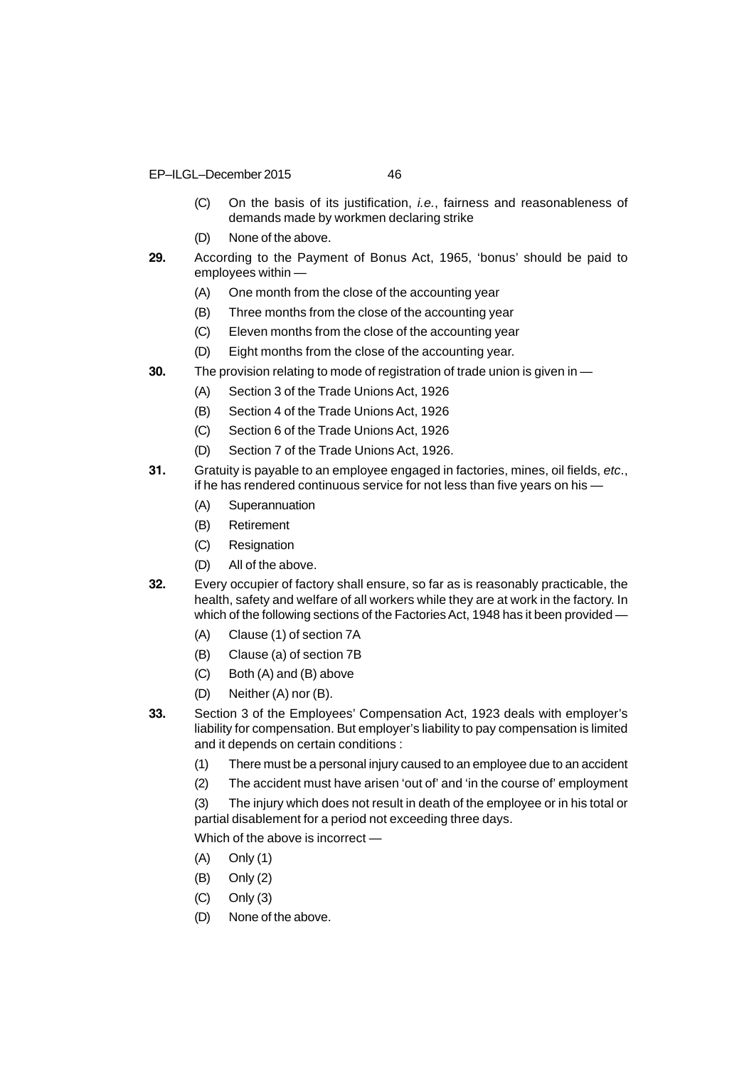(C) On the basis of its justification, *i.e.*, fairness and reasonableness of demands made by workmen declaring strike

(D) None of the above.

**29.** According to the Payment of Bonus Act, 1965, 'bonus' should be paid to employees within —

(A) One month from the close of the accounting year

(B) Three months from the close of the accounting year

(C) Eleven months from the close of the accounting year

(D) Eight months from the close of the accounting year.

**30.** The provision relating to mode of registration of trade union is given in —

(A) Section 3 of the Trade Unions Act, 1926

(B) Section 4 of the Trade Unions Act, 1926

(C) Section 6 of the Trade Unions Act, 1926

(D) Section 7 of the Trade Unions Act, 1926.

**31.** Gratuity is payable to an employee engaged in factories, mines, oil fields, *etc*., if he has rendered continuous service for not less than five years on his —

(A) Superannuation

(B) Retirement

(C) Resignation

(D) All of the above.

**32.** Every occupier of factory shall ensure, so far as is reasonably practicable, the health, safety and welfare of all workers while they are at work in the factory. In which of the following sections of the Factories Act, 1948 has it been provided —

(A) Clause (1) of section 7A

(B) Clause (a) of section 7B

(C) Both (A) and (B) above

(D) Neither (A) nor (B).

**33.** Section 3 of the Employees' Compensation Act, 1923 deals with employer's liability for compensation. But employer's liability to pay compensation is limited and it depends on certain conditions :

(1) There must be a personal injury caused to an employee due to an accident

(2) The accident must have arisen 'out of' and 'in the course of' employment

(3) The injury which does not result in death of the employee or in his total or partial disablement for a period not exceeding three days.

Which of the above is incorrect —

(A) Only (1)

(B) Only (2)

(C) Only (3)

(D) None of the above.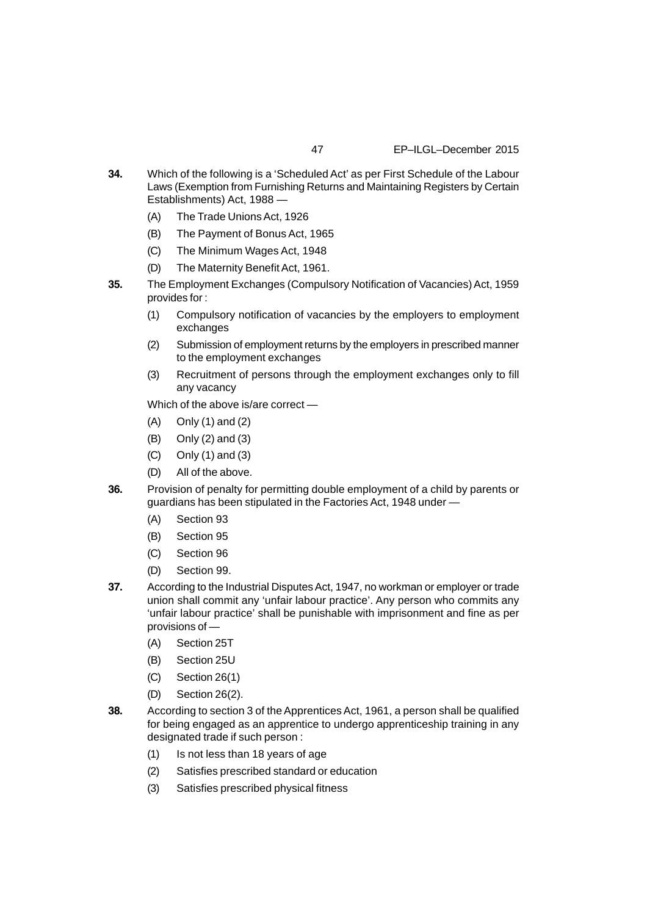**34.** Which of the following is a 'Scheduled Act' as per First Schedule of the Labour Laws (Exemption from Furnishing Returns and Maintaining Registers by Certain Establishments) Act, 1988 —

(A) The Trade Unions Act, 1926

(B) The Payment of Bonus Act, 1965

(C) The Minimum Wages Act, 1948

(D) The Maternity Benefit Act, 1961.

**35.** The Employment Exchanges (Compulsory Notification of Vacancies) Act, 1959 provides for :

(1) Compulsory notification of vacancies by the employers to employment exchanges

(2) Submission of employment returns by the employers in prescribed manner to the employment exchanges

(3) Recruitment of persons through the employment exchanges only to fill any vacancy

Which of the above is/are correct —

(A) Only (1) and (2)

(B) Only (2) and (3)

(C) Only (1) and (3)

(D) All of the above.

**36.** Provision of penalty for permitting double employment of a child by parents or guardians has been stipulated in the Factories Act, 1948 under —

(A) Section 93

(B) Section 95

(C) Section 96

(D) Section 99.

**37.** According to the Industrial Disputes Act, 1947, no workman or employer or trade union shall commit any 'unfair labour practice'. Any person who commits any 'unfair labour practice' shall be punishable with imprisonment and fine as per provisions of —

(A) Section 25T

(B) Section 25U

(C) Section 26(1)

(D) Section 26(2).

**38.** According to section 3 of the Apprentices Act, 1961, a person shall be qualified for being engaged as an apprentice to undergo apprenticeship training in any designated trade if such person :

(1) Is not less than 18 years of age

(2) Satisfies prescribed standard or education

(3) Satisfies prescribed physical fitness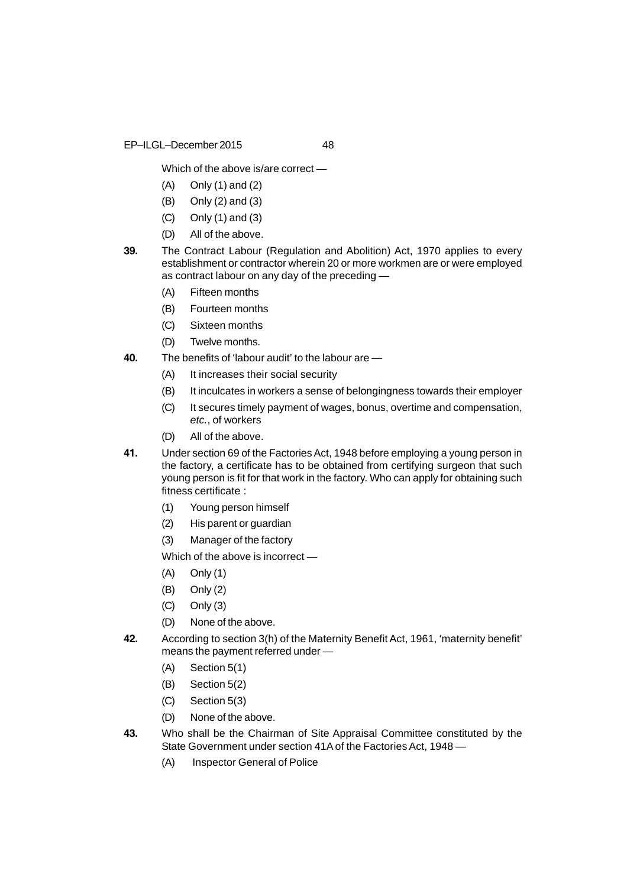Which of the above is/are correct —

(A) Only (1) and (2)

(B) Only (2) and (3)

(C) Only (1) and (3)

(D) All of the above.

**39.** The Contract Labour (Regulation and Abolition) Act, 1970 applies to every establishment or contractor wherein 20 or more workmen are or were employed as contract labour on any day of the preceding —

(A) Fifteen months

(B) Fourteen months

(C) Sixteen months

(D) Twelve months.

**40.** The benefits of 'labour audit' to the labour are —

(A) It increases their social security

(B) It inculcates in workers a sense of belongingness towards their employer

(C) It secures timely payment of wages, bonus, overtime and compensation, *etc.*, of workers

(D) All of the above.

**41.** Under section 69 of the Factories Act, 1948 before employing a young person in the factory, a certificate has to be obtained from certifying surgeon that such young person is fit for that work in the factory. Who can apply for obtaining such fitness certificate :

(1) Young person himself

(2) His parent or guardian

(3) Manager of the factory

Which of the above is incorrect —

(A) Only (1)

(B) Only (2)

(C) Only (3)

(D) None of the above.

**42.** According to section 3(h) of the Maternity Benefit Act, 1961, 'maternity benefit' means the payment referred under —

(A) Section 5(1)

(B) Section 5(2)

(C) Section 5(3)

(D) None of the above.

**43.** Who shall be the Chairman of Site Appraisal Committee constituted by the State Government under section 41A of the Factories Act, 1948 —

(A) Inspector General of Police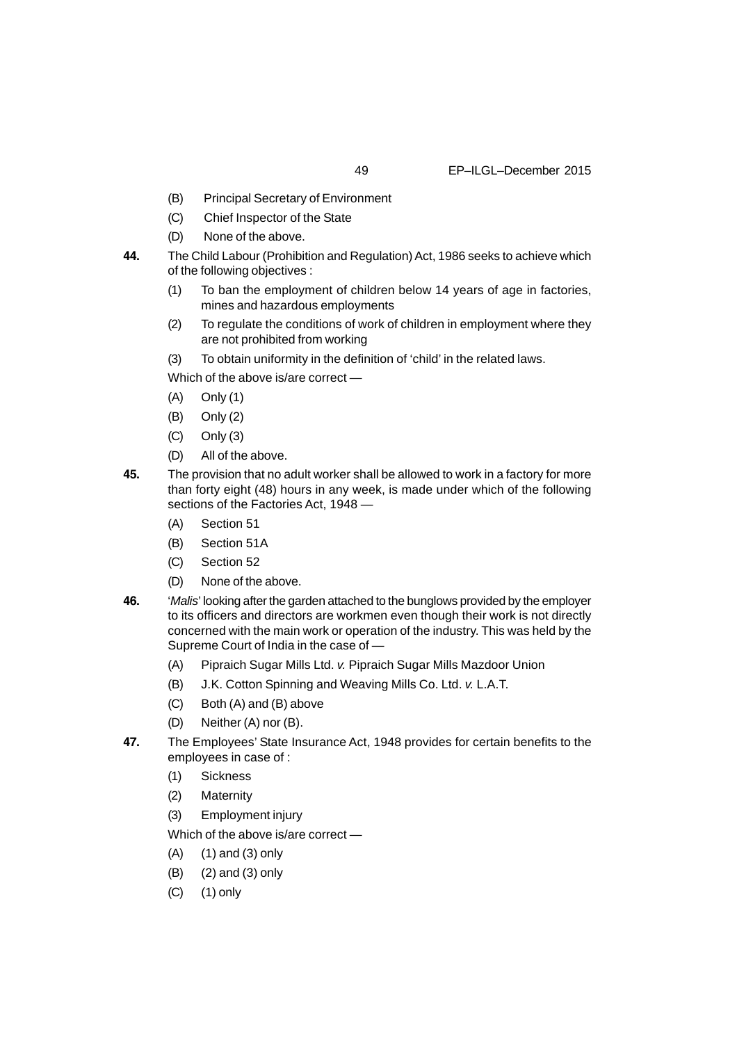(B) Principal Secretary of Environment

(C) Chief Inspector of the State

(D) None of the above.

**44.** The Child Labour (Prohibition and Regulation) Act, 1986 seeks to achieve which of the following objectives :

(1) To ban the employment of children below 14 years of age in factories, mines and hazardous employments

(2) To regulate the conditions of work of children in employment where they are not prohibited from working

(3) To obtain uniformity in the definition of 'child' in the related laws.

Which of the above is/are correct —

(A) Only (1)

(B) Only (2)

(C) Only (3)

(D) All of the above.

**45.** The provision that no adult worker shall be allowed to work in a factory for more than forty eight (48) hours in any week, is made under which of the following sections of the Factories Act, 1948 —

(A) Section 51

(B) Section 51A

(C) Section 52

(D) None of the above.

**46.** '*Malis*' looking after the garden attached to the bunglows provided by the employer to its officers and directors are workmen even though their work is not directly concerned with the main work or operation of the industry. This was held by the Supreme Court of India in the case of —

(A) Pipraich Sugar Mills Ltd. *v.* Pipraich Sugar Mills Mazdoor Union

(B) J.K. Cotton Spinning and Weaving Mills Co. Ltd. *v.* L.A.T.

(C) Both (A) and (B) above

(D) Neither (A) nor (B).

**47.** The Employees' State Insurance Act, 1948 provides for certain benefits to the employees in case of :

(1) Sickness

(2) Maternity

(3) Employment injury

Which of the above is/are correct —

(A) (1) and (3) only

(B) (2) and (3) only

(C) (1) only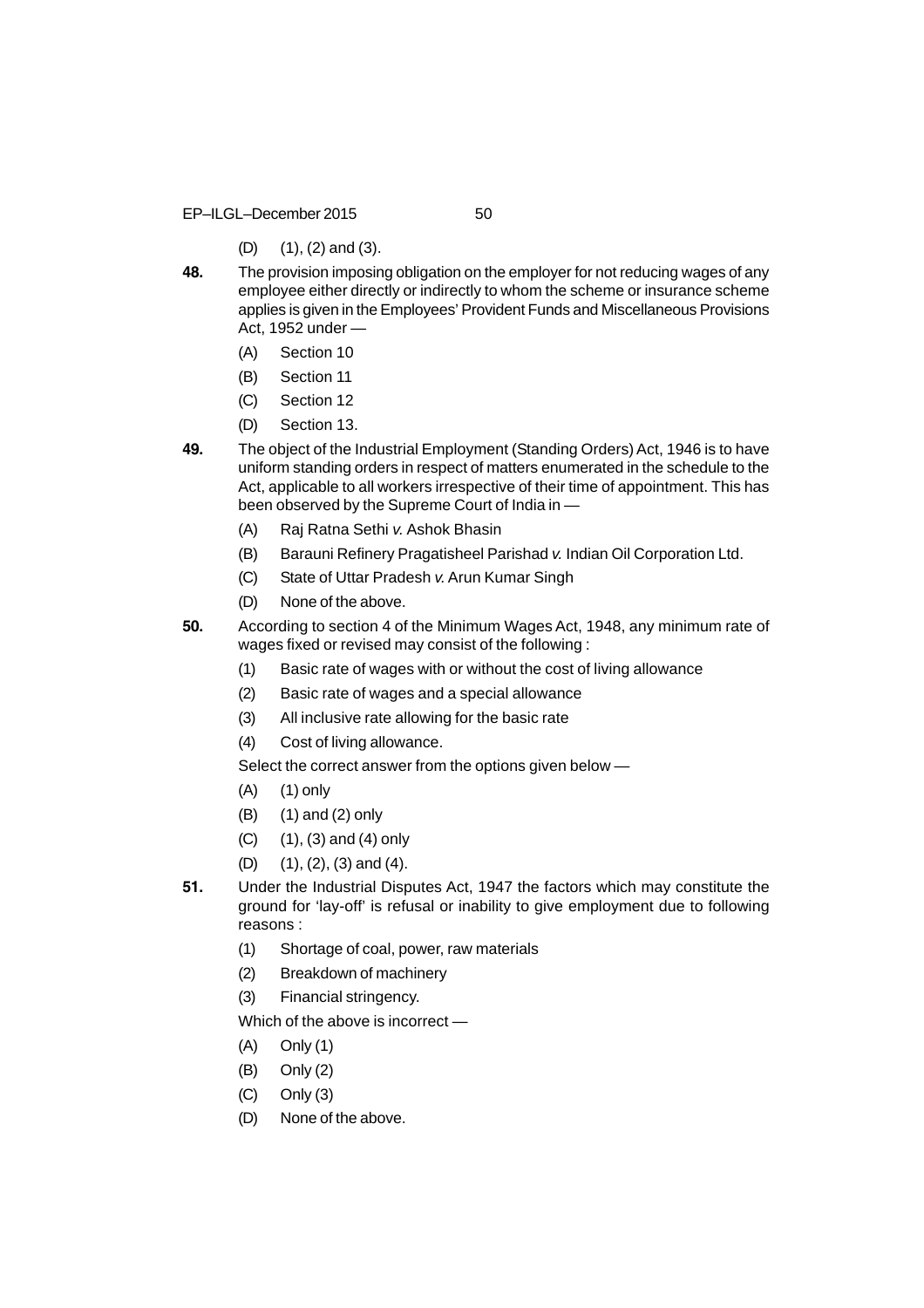(D) (1), (2) and (3).

**48.** The provision imposing obligation on the employer for not reducing wages of any employee either directly or indirectly to whom the scheme or insurance scheme applies is given in the Employees' Provident Funds and Miscellaneous Provisions Act, 1952 under —

(A) Section 10

(B) Section 11

(C) Section 12

(D) Section 13.

**49.** The object of the Industrial Employment (Standing Orders) Act, 1946 is to have uniform standing orders in respect of matters enumerated in the schedule to the Act, applicable to all workers irrespective of their time of appointment. This has been observed by the Supreme Court of India in —

(A) Raj Ratna Sethi *v.* Ashok Bhasin

(B) Barauni Refinery Pragatisheel Parishad *v.* Indian Oil Corporation Ltd.

(C) State of Uttar Pradesh *v.* Arun Kumar Singh

(D) None of the above.

**50.** According to section 4 of the Minimum Wages Act, 1948, any minimum rate of wages fixed or revised may consist of the following :

(1) Basic rate of wages with or without the cost of living allowance

(2) Basic rate of wages and a special allowance

(3) All inclusive rate allowing for the basic rate

(4) Cost of living allowance.

Select the correct answer from the options given below —

(A) (1) only

(B) (1) and (2) only

(C) (1), (3) and (4) only

(D) (1), (2), (3) and (4).

**51.** Under the Industrial Disputes Act, 1947 the factors which may constitute the ground for 'lay-off' is refusal or inability to give employment due to following reasons :

(1) Shortage of coal, power, raw materials

(2) Breakdown of machinery

(3) Financial stringency.

Which of the above is incorrect —

(A) Only (1)

(B) Only (2)

(C) Only (3)

(D) None of the above.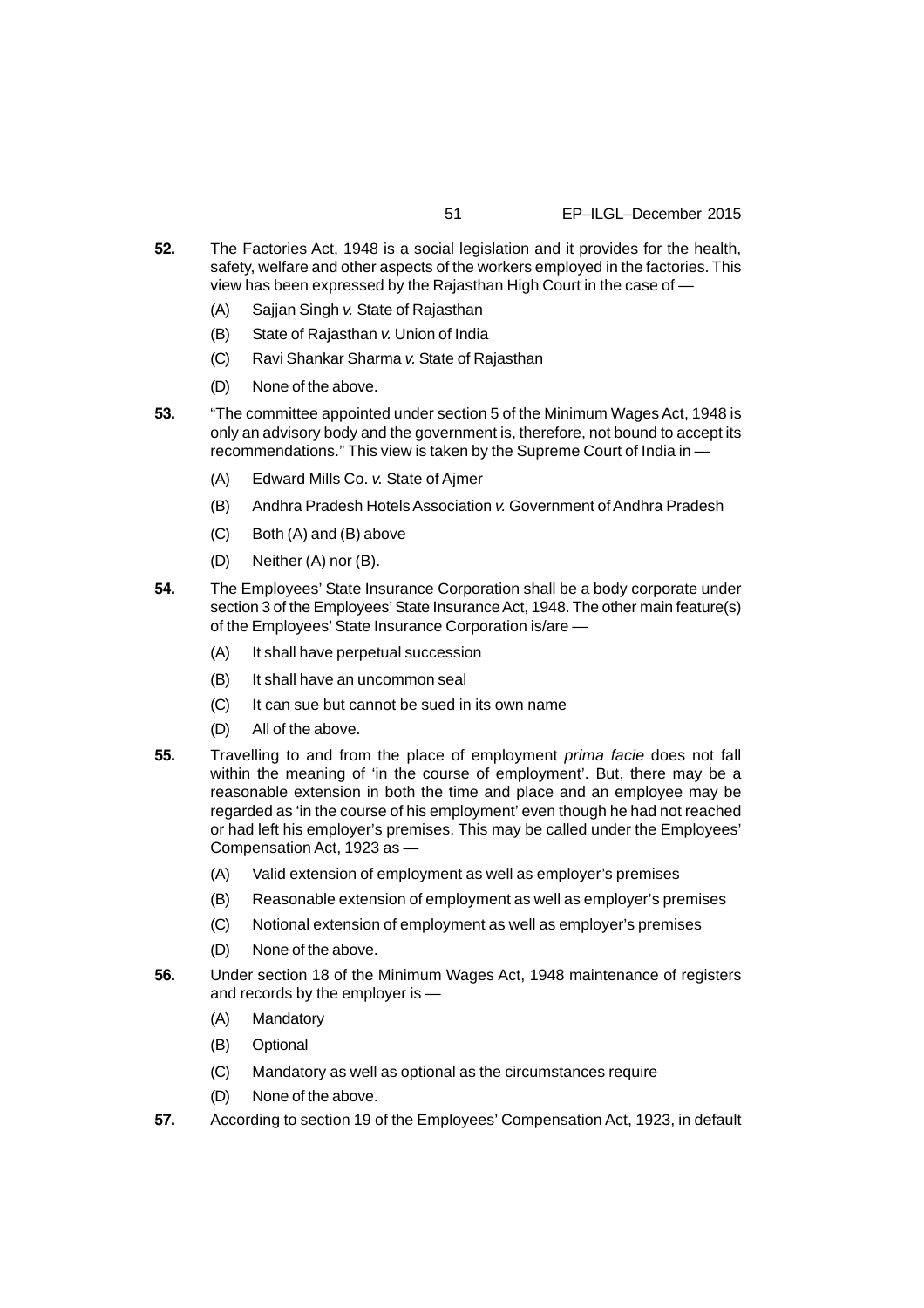**52.** The Factories Act, 1948 is a social legislation and it provides for the health, safety, welfare and other aspects of the workers employed in the factories. This view has been expressed by the Rajasthan High Court in the case of —

(A) Sajjan Singh *v.* State of Rajasthan

(B) State of Rajasthan *v.* Union of India

(C) Ravi Shankar Sharma *v.* State of Rajasthan

(D) None of the above.

**53.** "The committee appointed under section 5 of the Minimum Wages Act, 1948 is only an advisory body and the government is, therefore, not bound to accept its recommendations." This view is taken by the Supreme Court of India in —

(A) Edward Mills Co. *v.* State of Ajmer

(B) Andhra Pradesh Hotels Association *v.* Government of Andhra Pradesh

(C) Both (A) and (B) above

(D) Neither (A) nor (B).

**54.** The Employees' State Insurance Corporation shall be a body corporate under section 3 of the Employees' State Insurance Act, 1948. The other main feature(s) of the Employees' State Insurance Corporation is/are —

(A) It shall have perpetual succession

(B) It shall have an uncommon seal

(C) It can sue but cannot be sued in its own name

(D) All of the above.

**55.** Travelling to and from the place of employment *prima facie* does not fall within the meaning of 'in the course of employment'. But, there may be a reasonable extension in both the time and place and an employee may be regarded as 'in the course of his employment' even though he had not reached or had left his employer's premises. This may be called under the Employees' Compensation Act, 1923 as —

(A) Valid extension of employment as well as employer's premises

(B) Reasonable extension of employment as well as employer's premises

(C) Notional extension of employment as well as employer's premises

(D) None of the above.

**56.** Under section 18 of the Minimum Wages Act, 1948 maintenance of registers and records by the employer is —

(A) Mandatory

(B) Optional

(C) Mandatory as well as optional as the circumstances require

(D) None of the above.

**57.** According to section 19 of the Employees' Compensation Act, 1923, in default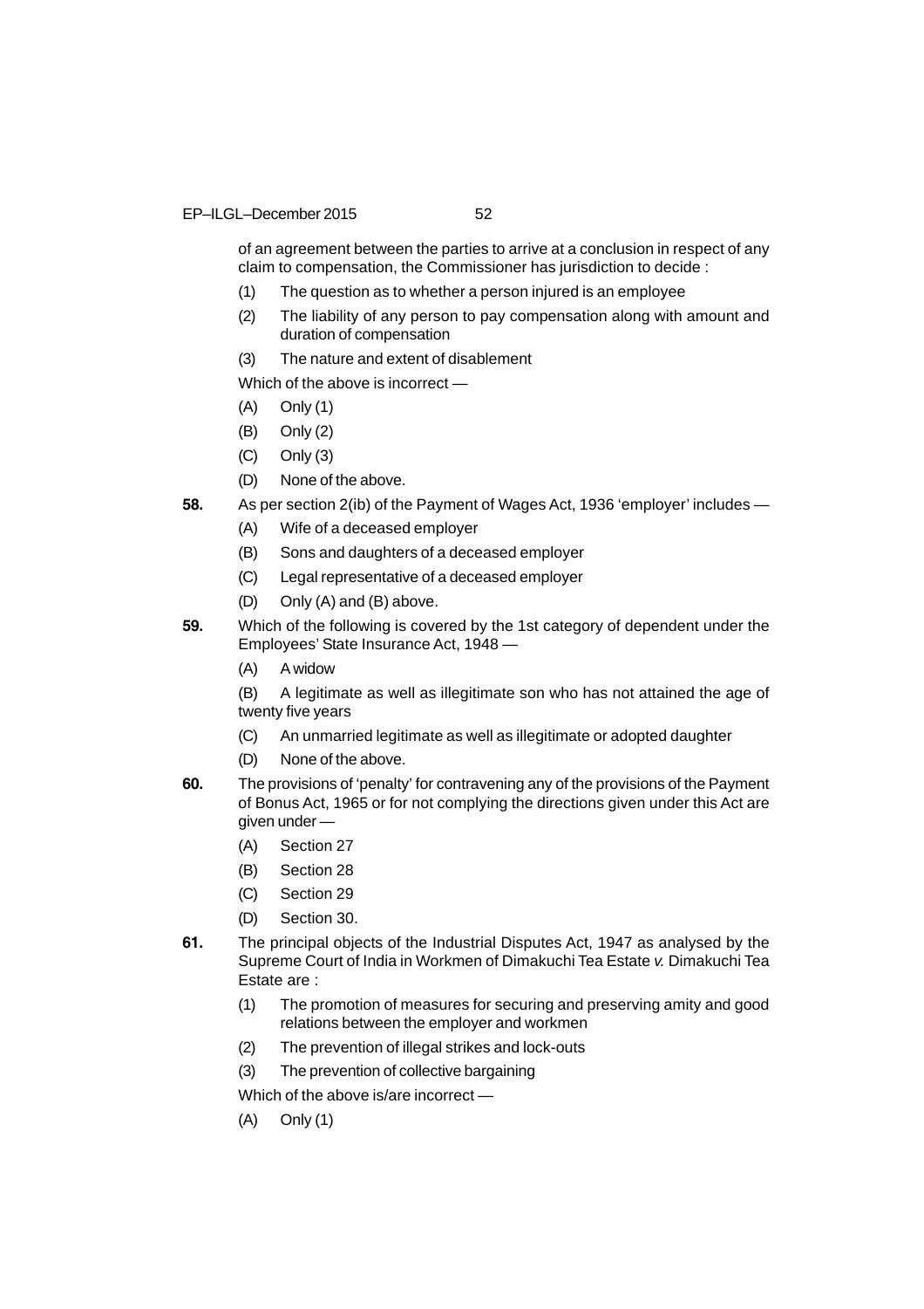of an agreement between the parties to arrive at a conclusion in respect of any claim to compensation, the Commissioner has jurisdiction to decide :

(1) The question as to whether a person injured is an employee

(2) The liability of any person to pay compensation along with amount and duration of compensation

(3) The nature and extent of disablement

Which of the above is incorrect —

(A) Only (1)

(B) Only (2)

(C) Only (3)

(D) None of the above.

**58.** As per section 2(ib) of the Payment of Wages Act, 1936 'employer' includes —

(A) Wife of a deceased employer

(B) Sons and daughters of a deceased employer

(C) Legal representative of a deceased employer

(D) Only (A) and (B) above.

**59.** Which of the following is covered by the 1st category of dependent under the Employees' State Insurance Act, 1948 —

(A) A widow

(B) A legitimate as well as illegitimate son who has not attained the age of twenty five years

(C) An unmarried legitimate as well as illegitimate or adopted daughter

(D) None of the above.

**60.** The provisions of 'penalty' for contravening any of the provisions of the Payment of Bonus Act, 1965 or for not complying the directions given under this Act are given under —

(A) Section 27

(B) Section 28

(C) Section 29

(D) Section 30.

**61.** The principal objects of the Industrial Disputes Act, 1947 as analysed by the Supreme Court of India in Workmen of Dimakuchi Tea Estate *v.* Dimakuchi Tea Estate are :

(1) The promotion of measures for securing and preserving amity and good relations between the employer and workmen

(2) The prevention of illegal strikes and lock-outs

(3) The prevention of collective bargaining

Which of the above is/are incorrect —

(A) Only (1)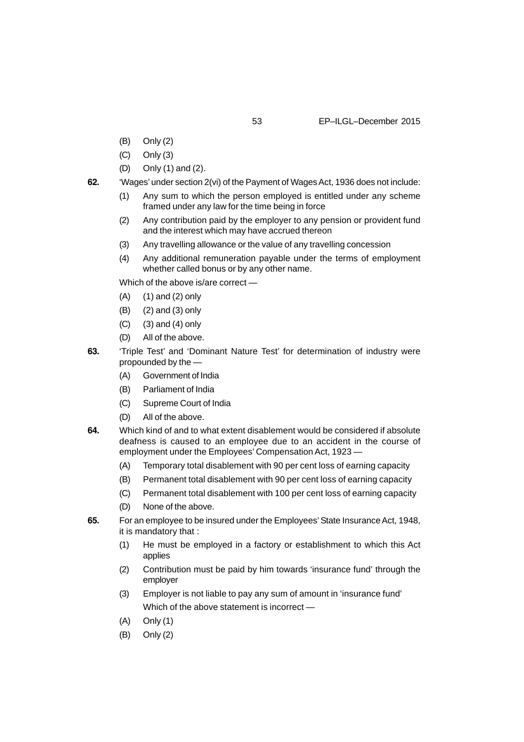(B) Only (2)

(C) Only (3)

(D) Only (1) and (2).

**62.** 'Wages' under section 2(vi) of the Payment of Wages Act, 1936 does not include:

(1) Any sum to which the person employed is entitled under any scheme framed under any law for the time being in force

(2) Any contribution paid by the employer to any pension or provident fund and the interest which may have accrued thereon

(3) Any travelling allowance or the value of any travelling concession

(4) Any additional remuneration payable under the terms of employment whether called bonus or by any other name.

Which of the above is/are correct —

(A) (1) and (2) only

(B) (2) and (3) only

(C) (3) and (4) only

(D) All of the above.

**63.** 'Triple Test' and 'Dominant Nature Test' for determination of industry were propounded by the —

(A) Government of India

(B) Parliament of India

(C) Supreme Court of India

(D) All of the above.

**64.** Which kind of and to what extent disablement would be considered if absolute deafness is caused to an employee due to an accident in the course of employment under the Employees' Compensation Act, 1923 —

(A) Temporary total disablement with 90 per cent loss of earning capacity

(B) Permanent total disablement with 90 per cent loss of earning capacity

(C) Permanent total disablement with 100 per cent loss of earning capacity

(D) None of the above.

**65.** For an employee to be insured under the Employees' State Insurance Act, 1948, it is mandatory that :

(1) He must be employed in a factory or establishment to which this Act applies

(2) Contribution must be paid by him towards 'insurance fund' through the employer

(3) Employer is not liable to pay any sum of amount in 'insurance fund'

Which of the above statement is incorrect —

(A) Only (1)

(B) Only (2)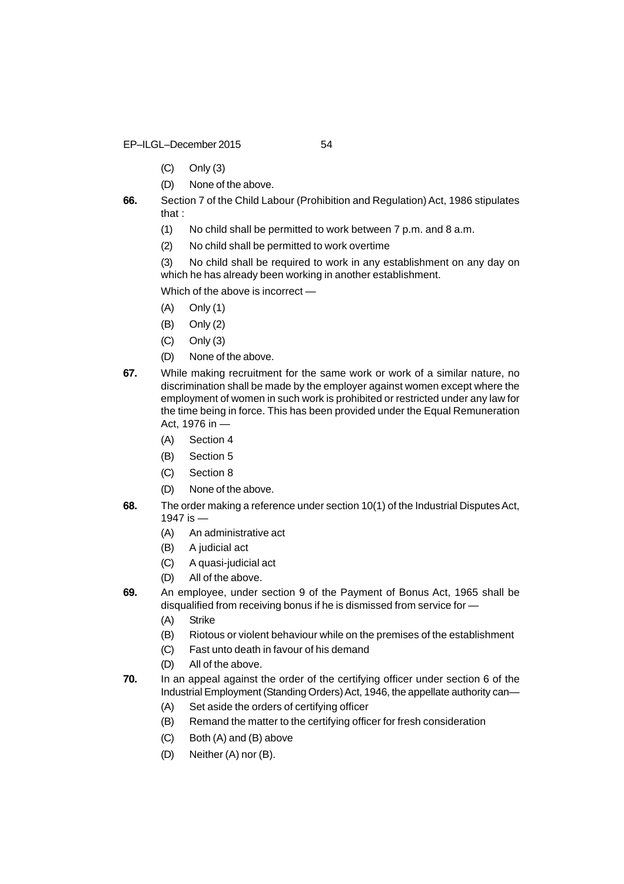(C) Only (3)

(D) None of the above.

**66.** Section 7 of the Child Labour (Prohibition and Regulation) Act, 1986 stipulates that :

(1) No child shall be permitted to work between 7 p.m. and 8 a.m.

(2) No child shall be permitted to work overtime

(3) No child shall be required to work in any establishment on any day on which he has already been working in another establishment.

Which of the above is incorrect —

(A) Only (1)

(B) Only (2)

(C) Only (3)

(D) None of the above.

**67.** While making recruitment for the same work or work of a similar nature, no discrimination shall be made by the employer against women except where the employment of women in such work is prohibited or restricted under any law for the time being in force. This has been provided under the Equal Remuneration Act, 1976 in —

(A) Section 4

(B) Section 5

(C) Section 8

(D) None of the above.

**68.** The order making a reference under section 10(1) of the Industrial Disputes Act, 1947 is —

(A) An administrative act

(B) A judicial act

(C) A quasi-judicial act

(D) All of the above.

**69.** An employee, under section 9 of the Payment of Bonus Act, 1965 shall be disqualified from receiving bonus if he is dismissed from service for —

(A) Strike

(B) Riotous or violent behaviour while on the premises of the establishment

(C) Fast unto death in favour of his demand

(D) All of the above.

**70.** In an appeal against the order of the certifying officer under section 6 of the Industrial Employment (Standing Orders) Act, 1946, the appellate authority can—

(A) Set aside the orders of certifying officer

(B) Remand the matter to the certifying officer for fresh consideration

(C) Both (A) and (B) above

(D) Neither (A) nor (B).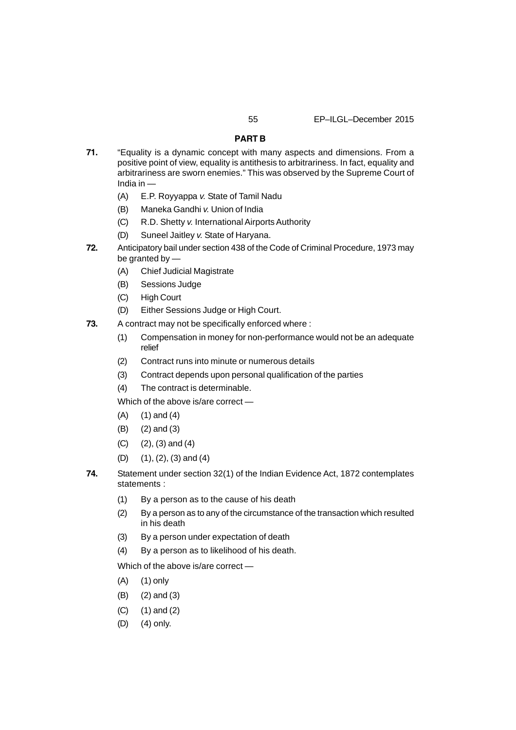## PART B

**71.** "Equality is a dynamic concept with many aspects and dimensions. From a positive point of view, equality is antithesis to arbitrariness. In fact, equality and arbitrariness are sworn enemies." This was observed by the Supreme Court of India in —

(A) E.P. Royyappa *v.* State of Tamil Nadu

(B) Maneka Gandhi *v.* Union of India

(C) R.D. Shetty *v.* International Airports Authority

(D) Suneel Jaitley *v.* State of Haryana.

**72.** Anticipatory bail under section 438 of the Code of Criminal Procedure, 1973 may be granted by —

(A) Chief Judicial Magistrate

(B) Sessions Judge

(C) High Court

(D) Either Sessions Judge or High Court.

**73.** A contract may not be specifically enforced where :

(1) Compensation in money for non-performance would not be an adequate relief

(2) Contract runs into minute or numerous details

(3) Contract depends upon personal qualification of the parties

(4) The contract is determinable.

Which of the above is/are correct —

(A) (1) and (4)

(B) (2) and (3)

(C) (2), (3) and (4)

(D) (1), (2), (3) and (4)

**74.** Statement under section 32(1) of the Indian Evidence Act, 1872 contemplates statements :

(1) By a person as to the cause of his death

(2) By a person as to any of the circumstance of the transaction which resulted in his death

(3) By a person under expectation of death

(4) By a person as to likelihood of his death.

Which of the above is/are correct —

(A) (1) only

(B) (2) and (3)

(C) (1) and (2)

(D) (4) only.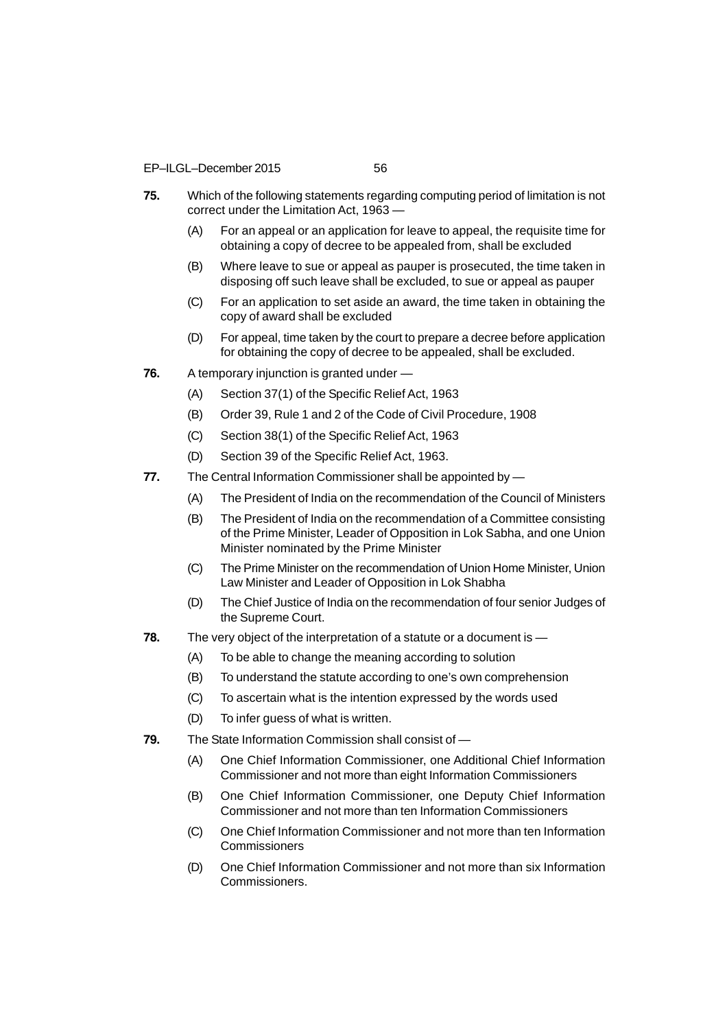**75.** Which of the following statements regarding computing period of limitation is not correct under the Limitation Act, 1963 —

(A) For an appeal or an application for leave to appeal, the requisite time for obtaining a copy of decree to be appealed from, shall be excluded

(B) Where leave to sue or appeal as pauper is prosecuted, the time taken in disposing off such leave shall be excluded, to sue or appeal as pauper

(C) For an application to set aside an award, the time taken in obtaining the copy of award shall be excluded

(D) For appeal, time taken by the court to prepare a decree before application for obtaining the copy of decree to be appealed, shall be excluded.

**76.** A temporary injunction is granted under —

(A) Section 37(1) of the Specific Relief Act, 1963

(B) Order 39, Rule 1 and 2 of the Code of Civil Procedure, 1908

(C) Section 38(1) of the Specific Relief Act, 1963

(D) Section 39 of the Specific Relief Act, 1963.

**77.** The Central Information Commissioner shall be appointed by —

(A) The President of India on the recommendation of the Council of Ministers

(B) The President of India on the recommendation of a Committee consisting of the Prime Minister, Leader of Opposition in Lok Sabha, and one Union Minister nominated by the Prime Minister

(C) The Prime Minister on the recommendation of Union Home Minister, Union Law Minister and Leader of Opposition in Lok Shabha

(D) The Chief Justice of India on the recommendation of four senior Judges of the Supreme Court.

**78.** The very object of the interpretation of a statute or a document is —

(A) To be able to change the meaning according to solution

(B) To understand the statute according to one's own comprehension

(C) To ascertain what is the intention expressed by the words used

(D) To infer guess of what is written.

**79.** The State Information Commission shall consist of —

(A) One Chief Information Commissioner, one Additional Chief Information Commissioner and not more than eight Information Commissioners

(B) One Chief Information Commissioner, one Deputy Chief Information Commissioner and not more than ten Information Commissioners

(C) One Chief Information Commissioner and not more than ten Information Commissioners

(D) One Chief Information Commissioner and not more than six Information Commissioners.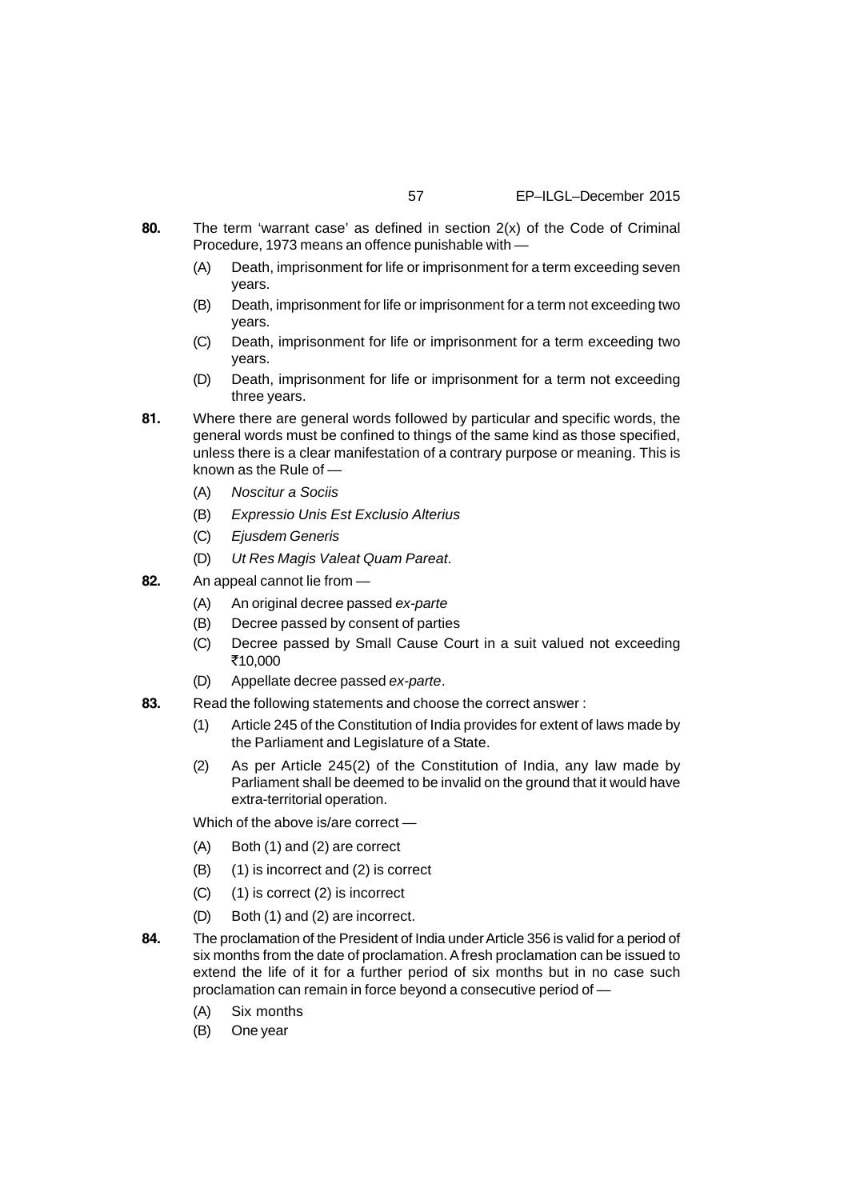**80.** The term 'warrant case' as defined in section 2(x) of the Code of Criminal Procedure, 1973 means an offence punishable with —

(A) Death, imprisonment for life or imprisonment for a term exceeding seven years.

(B) Death, imprisonment for life or imprisonment for a term not exceeding two years.

(C) Death, imprisonment for life or imprisonment for a term exceeding two years.

(D) Death, imprisonment for life or imprisonment for a term not exceeding three years.

**81.** Where there are general words followed by particular and specific words, the general words must be confined to things of the same kind as those specified, unless there is a clear manifestation of a contrary purpose or meaning. This is known as the Rule of —

(A) *Noscitur a Sociis*

(B) *Expressio Unis Est Exclusio Alterius*

(C) *Ejusdem Generis*

(D) *Ut Res Magis Valeat Quam Pareat*.

**82.** An appeal cannot lie from —

(A) An original decree passed *ex-parte*

(B) Decree passed by consent of parties

(C) Decree passed by Small Cause Court in a suit valued not exceeding ₹10,000

(D) Appellate decree passed *ex-parte*.

**83.** Read the following statements and choose the correct answer :

(1) Article 245 of the Constitution of India provides for extent of laws made by the Parliament and Legislature of a State.

(2) As per Article 245(2) of the Constitution of India, any law made by Parliament shall be deemed to be invalid on the ground that it would have extra-territorial operation.

Which of the above is/are correct —

(A) Both (1) and (2) are correct

(B) (1) is incorrect and (2) is correct

(C) (1) is correct (2) is incorrect

(D) Both (1) and (2) are incorrect.

**84.** The proclamation of the President of India under Article 356 is valid for a period of six months from the date of proclamation. A fresh proclamation can be issued to extend the life of it for a further period of six months but in no case such proclamation can remain in force beyond a consecutive period of —

(A) Six months

(B) One year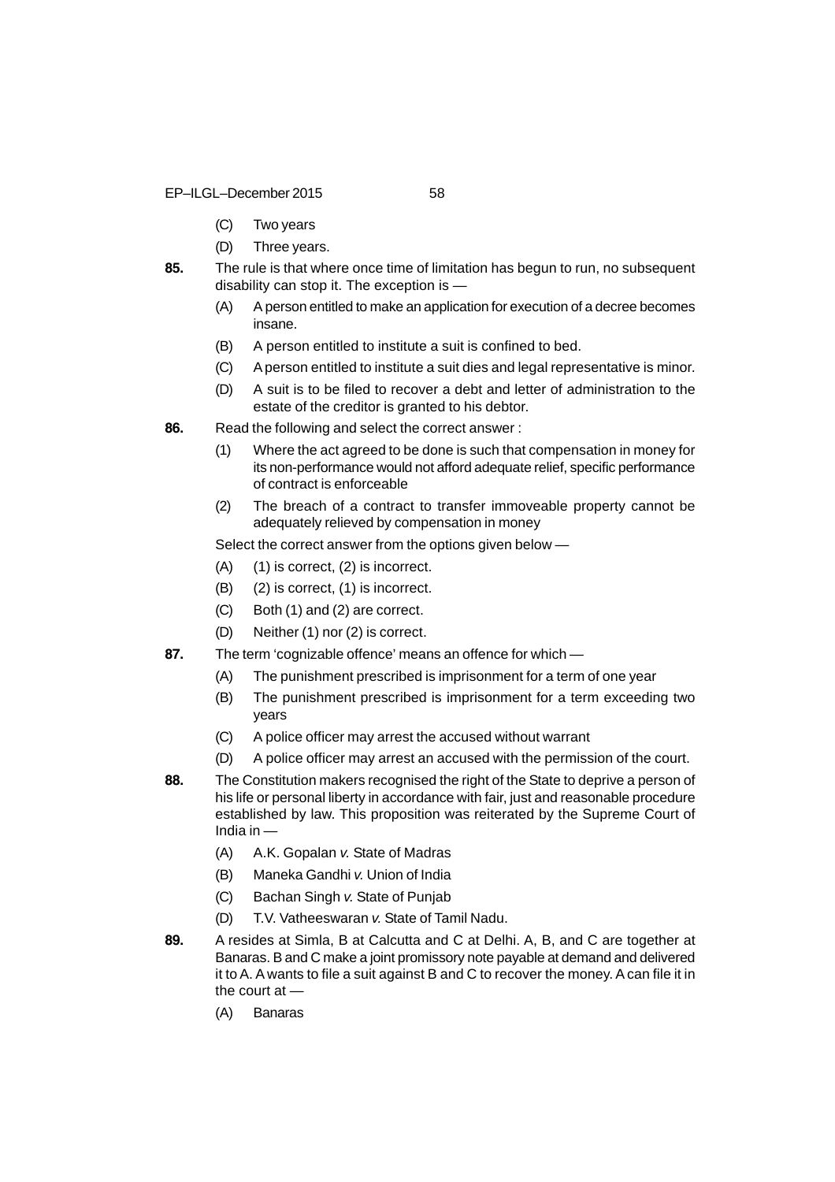(C) Two years

(D) Three years.

**85.** The rule is that where once time of limitation has begun to run, no subsequent disability can stop it. The exception is —

(A) A person entitled to make an application for execution of a decree becomes insane.

(B) A person entitled to institute a suit is confined to bed.

(C) A person entitled to institute a suit dies and legal representative is minor.

(D) A suit is to be filed to recover a debt and letter of administration to the estate of the creditor is granted to his debtor.

**86.** Read the following and select the correct answer :

(1) Where the act agreed to be done is such that compensation in money for its non-performance would not afford adequate relief, specific performance of contract is enforceable

(2) The breach of a contract to transfer immoveable property cannot be adequately relieved by compensation in money

Select the correct answer from the options given below —

(A) (1) is correct, (2) is incorrect.

(B) (2) is correct, (1) is incorrect.

(C) Both (1) and (2) are correct.

(D) Neither (1) nor (2) is correct.

**87.** The term 'cognizable offence' means an offence for which —

(A) The punishment prescribed is imprisonment for a term of one year

(B) The punishment prescribed is imprisonment for a term exceeding two years

(C) A police officer may arrest the accused without warrant

(D) A police officer may arrest an accused with the permission of the court.

**88.** The Constitution makers recognised the right of the State to deprive a person of his life or personal liberty in accordance with fair, just and reasonable procedure established by law. This proposition was reiterated by the Supreme Court of India in —

(A) A.K. Gopalan *v.* State of Madras

(B) Maneka Gandhi *v.* Union of India

(C) Bachan Singh *v.* State of Punjab

(D) T.V. Vatheeswaran *v.* State of Tamil Nadu.

**89.** A resides at Simla, B at Calcutta and C at Delhi. A, B, and C are together at Banaras. B and C make a joint promissory note payable at demand and delivered it to A. A wants to file a suit against B and C to recover the money. A can file it in the court at —

(A) Banaras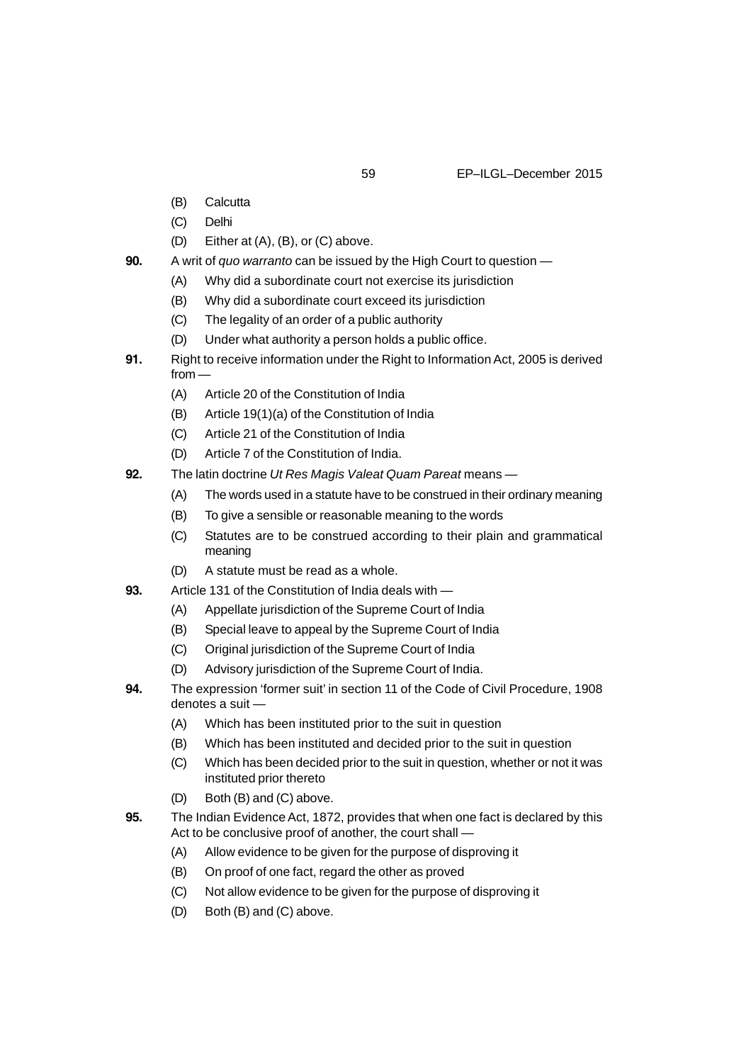(B) Calcutta

(C) Delhi

(D) Either at (A), (B), or (C) above.

**90.** A writ of *quo warranto* can be issued by the High Court to question —

(A) Why did a subordinate court not exercise its jurisdiction

(B) Why did a subordinate court exceed its jurisdiction

(C) The legality of an order of a public authority

(D) Under what authority a person holds a public office.

**91.** Right to receive information under the Right to Information Act, 2005 is derived from —

(A) Article 20 of the Constitution of India

(B) Article 19(1)(a) of the Constitution of India

(C) Article 21 of the Constitution of India

(D) Article 7 of the Constitution of India.

**92.** The latin doctrine *Ut Res Magis Valeat Quam Pareat* means —

(A) The words used in a statute have to be construed in their ordinary meaning

(B) To give a sensible or reasonable meaning to the words

(C) Statutes are to be construed according to their plain and grammatical meaning

(D) A statute must be read as a whole.

**93.** Article 131 of the Constitution of India deals with —

(A) Appellate jurisdiction of the Supreme Court of India

(B) Special leave to appeal by the Supreme Court of India

(C) Original jurisdiction of the Supreme Court of India

(D) Advisory jurisdiction of the Supreme Court of India.

**94.** The expression 'former suit' in section 11 of the Code of Civil Procedure, 1908 denotes a suit —

(A) Which has been instituted prior to the suit in question

(B) Which has been instituted and decided prior to the suit in question

(C) Which has been decided prior to the suit in question, whether or not it was instituted prior thereto

(D) Both (B) and (C) above.

**95.** The Indian Evidence Act, 1872, provides that when one fact is declared by this Act to be conclusive proof of another, the court shall —

(A) Allow evidence to be given for the purpose of disproving it

(B) On proof of one fact, regard the other as proved

(C) Not allow evidence to be given for the purpose of disproving it

(D) Both (B) and (C) above.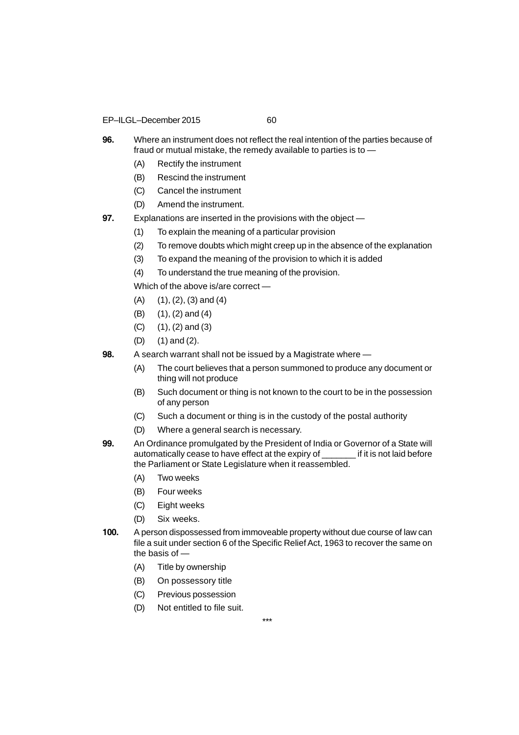**96.** Where an instrument does not reflect the real intention of the parties because of fraud or mutual mistake, the remedy available to parties is to —

(A) Rectify the instrument

(B) Rescind the instrument

(C) Cancel the instrument

(D) Amend the instrument.

**97.** Explanations are inserted in the provisions with the object —

(1) To explain the meaning of a particular provision

(2) To remove doubts which might creep up in the absence of the explanation

(3) To expand the meaning of the provision to which it is added

(4) To understand the true meaning of the provision.

Which of the above is/are correct —

(A) (1), (2), (3) and (4)

(B) (1), (2) and (4)

(C) (1), (2) and (3)

(D) (1) and (2).

**98.** A search warrant shall not be issued by a Magistrate where —

(A) The court believes that a person summoned to produce any document or thing will not produce

(B) Such document or thing is not known to the court to be in the possession of any person

(C) Such a document or thing is in the custody of the postal authority

(D) Where a general search is necessary.

**99.** An Ordinance promulgated by the President of India or Governor of a State will automatically cease to have effect at the expiry of _______ if it is not laid before the Parliament or State Legislature when it reassembled.

(A) Two weeks

(B) Four weeks

(C) Eight weeks

(D) Six weeks.

**100.** A person dispossessed from immoveable property without due course of law can file a suit under section 6 of the Specific Relief Act, 1963 to recover the same on the basis of —

(A) Title by ownership

(B) On possessory title

(C) Previous possession

(D) Not entitled to file suit.

***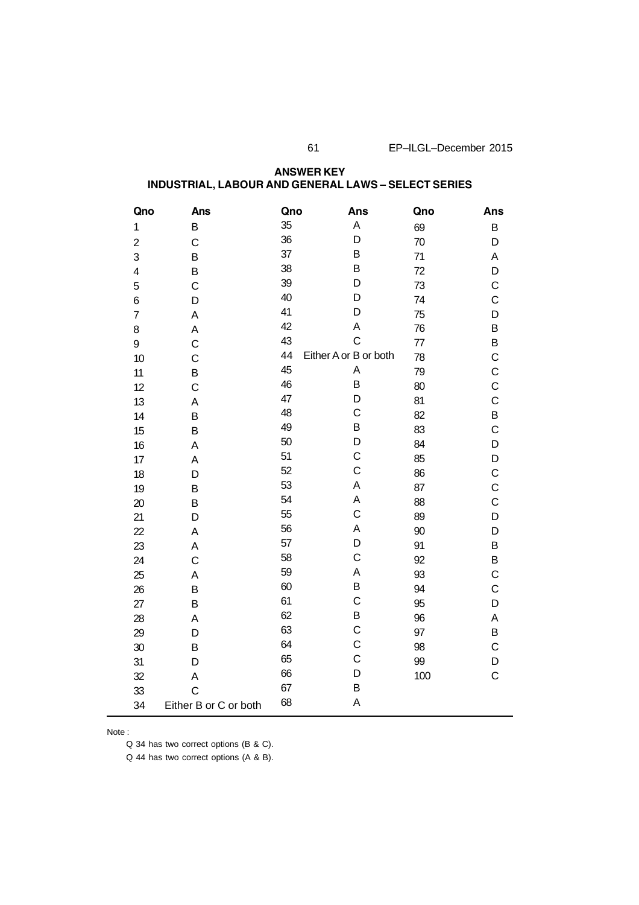## ANSWER KEY
## INDUSTRIAL, LABOUR AND GENERAL LAWS – SELECT SERIES

| Qno | Ans | Qno | Ans | Qno | Ans |
|---|---|---|---|---|---|
| 1 | B | 35 | A | 69 | B |
| 2 | C | 36 | D | 70 | D |
| 3 | B | 37 | B | 71 | A |
| 4 | B | 38 | B | 72 | D |
| 5 | C | 39 | D | 73 | C |
| 6 | D | 40 | D | 74 | C |
| 7 | A | 41 | D | 75 | D |
| 8 | A | 42 | A | 76 | B |
| 9 | C | 43 | C | 77 | B |
| 10 | C | 44 | Either A or B or both | 78 | C |
| 11 | B | 45 | A | 79 | C |
| 12 | C | 46 | B | 80 | C |
| 13 | A | 47 | D | 81 | C |
| 14 | B | 48 | C | 82 | B |
| 15 | B | 49 | B | 83 | C |
| 16 | A | 50 | D | 84 | D |
| 17 | A | 51 | C | 85 | D |
| 18 | D | 52 | C | 86 | C |
| 19 | B | 53 | A | 87 | C |
| 20 | B | 54 | A | 88 | C |
| 21 | D | 55 | C | 89 | D |
| 22 | A | 56 | A | 90 | D |
| 23 | A | 57 | D | 91 | B |
| 24 | C | 58 | C | 92 | B |
| 25 | A | 59 | A | 93 | C |
| 26 | B | 60 | B | 94 | C |
| 27 | B | 61 | C | 95 | D |
| 28 | A | 62 | B | 96 | A |
| 29 | D | 63 | C | 97 | B |
| 30 | B | 64 | C | 98 | C |
| 31 | D | 65 | C | 99 | D |
| 32 | A | 66 | D | 100 | C |
| 33 | C | 67 | B | | |
| 34 | Either B or C or both | 68 | A | | |

Note :

Q 34 has two correct options (B & C).

Q 44 has two correct options (A & B).